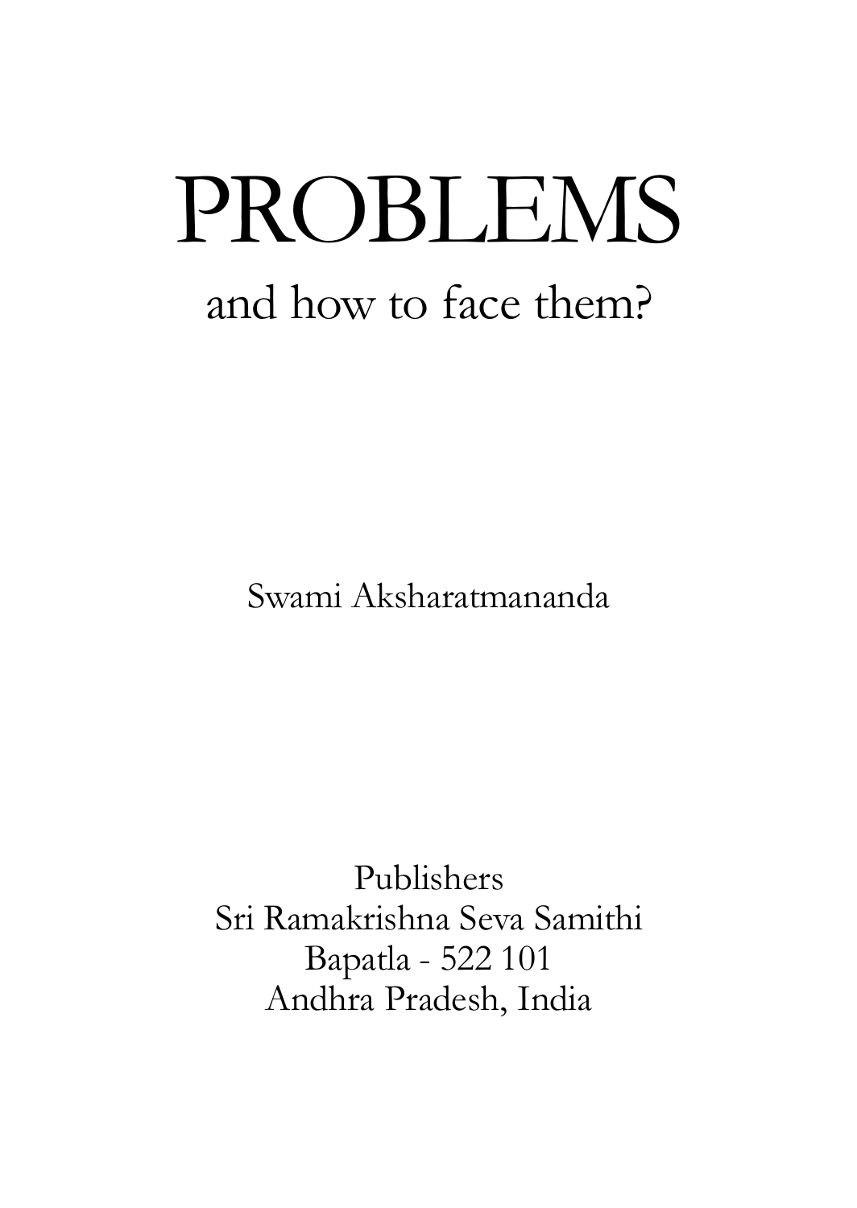# PROBLEMS

## and how to face them?

Swami Aksharatmananda

Publishers
Sri Ramakrishna Seva Samithi
Bapatla - 522 101
Andhra Pradesh, India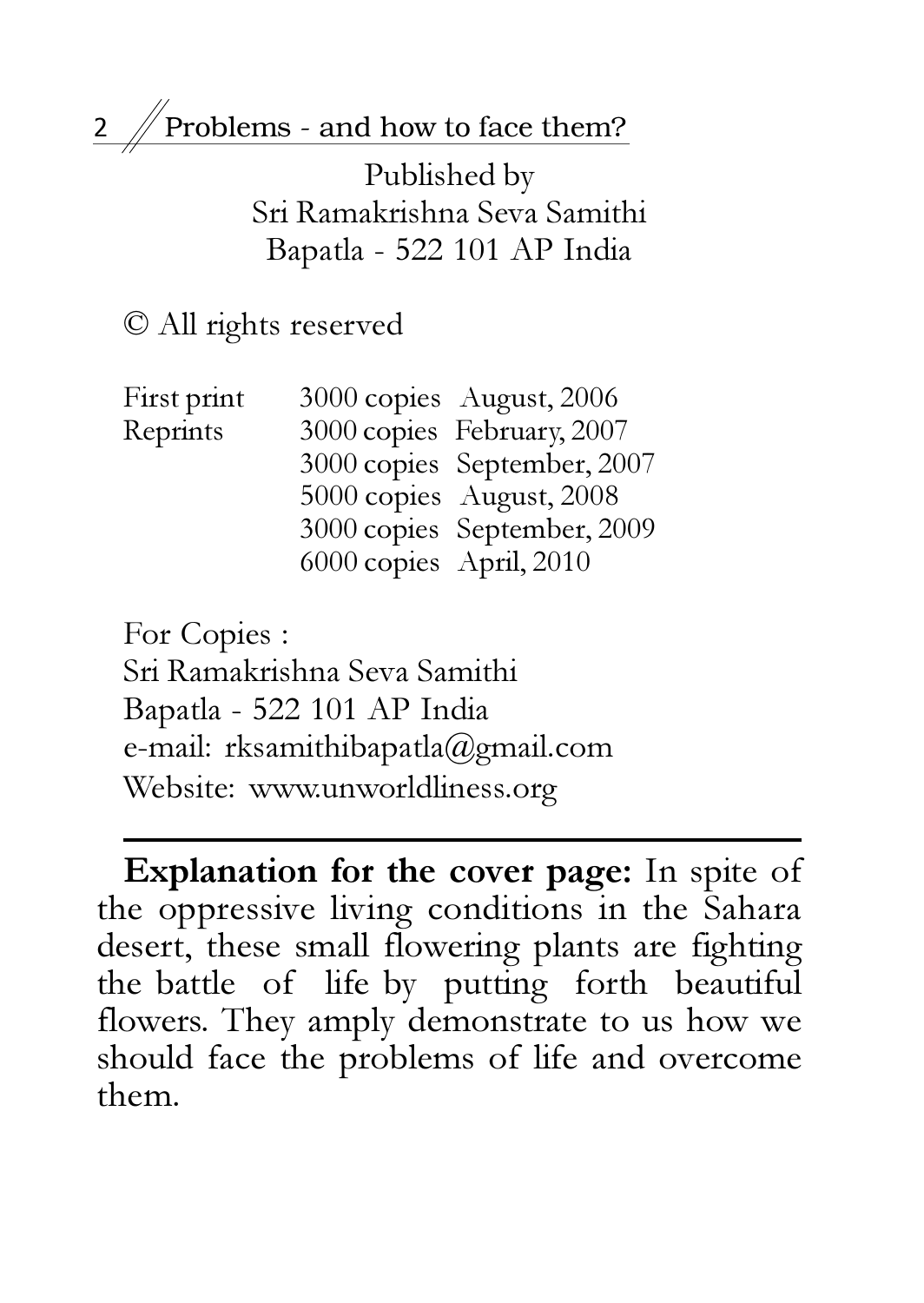Published by
Sri Ramakrishna Seva Samithi
Bapatla - 522 101 AP India

© All rights reserved

| | | |
|---|---|---|
| First print | 3000 copies | August, 2006 |
| Reprints | 3000 copies | February, 2007 |
| | 3000 copies | September, 2007 |
| | 5000 copies | August, 2008 |
| | 3000 copies | September, 2009 |
| | 6000 copies | April, 2010 |

For Copies :
Sri Ramakrishna Seva Samithi
Bapatla - 522 101 AP India
e-mail: rksamithibapatla@gmail.com
Website: www.unworldliness.org

---

**Explanation for the cover page:** In spite of the oppressive living conditions in the Sahara desert, these small flowering plants are fighting the battle of life by putting forth beautiful flowers. They amply demonstrate to us how we should face the problems of life and overcome them.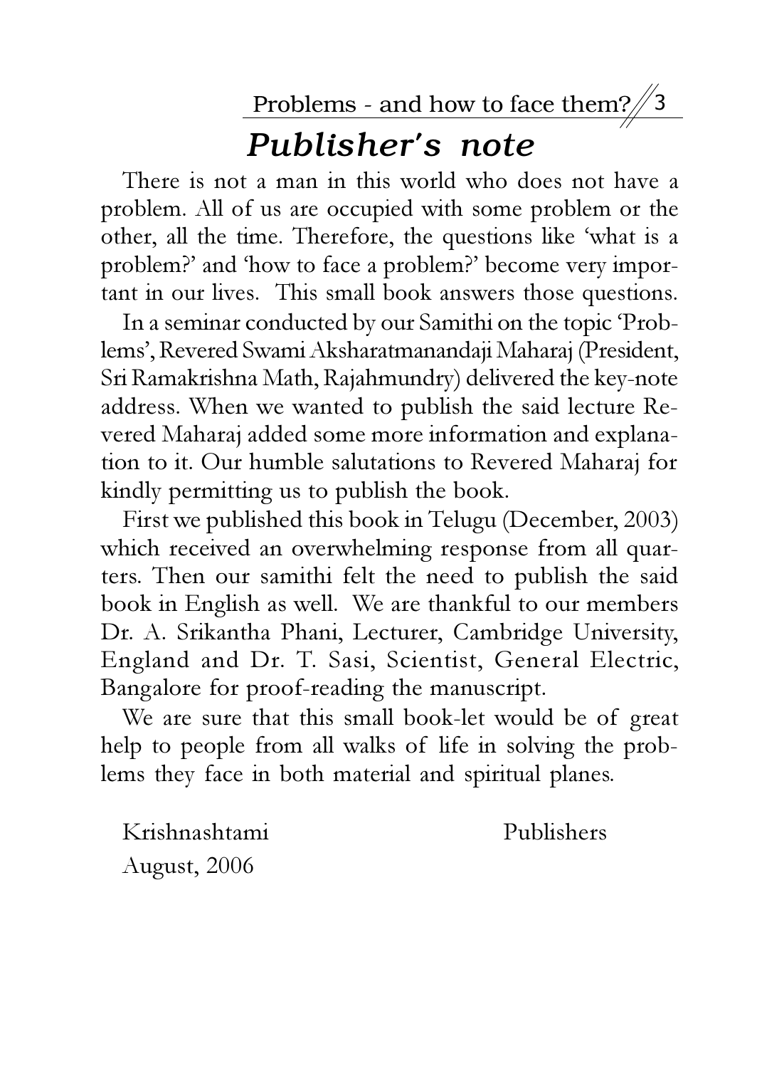# *Publisher's note*

There is not a man in this world who does not have a problem. All of us are occupied with some problem or the other, all the time. Therefore, the questions like 'what is a problem?' and 'how to face a problem?' become very important in our lives. This small book answers those questions.

In a seminar conducted by our Samithi on the topic 'Problems', Revered Swami Aksharatmanandaji Maharaj (President, Sri Ramakrishna Math, Rajahmundry) delivered the key-note address. When we wanted to publish the said lecture Revered Maharaj added some more information and explanation to it. Our humble salutations to Revered Maharaj for kindly permitting us to publish the book.

First we published this book in Telugu (December, 2003) which received an overwhelming response from all quarters. Then our samithi felt the need to publish the said book in English as well. We are thankful to our members Dr. A. Srikantha Phani, Lecturer, Cambridge University, England and Dr. T. Sasi, Scientist, General Electric, Bangalore for proof-reading the manuscript.

We are sure that this small book-let would be of great help to people from all walks of life in solving the problems they face in both material and spiritual planes.

Krishnashtami
August, 2006

Publishers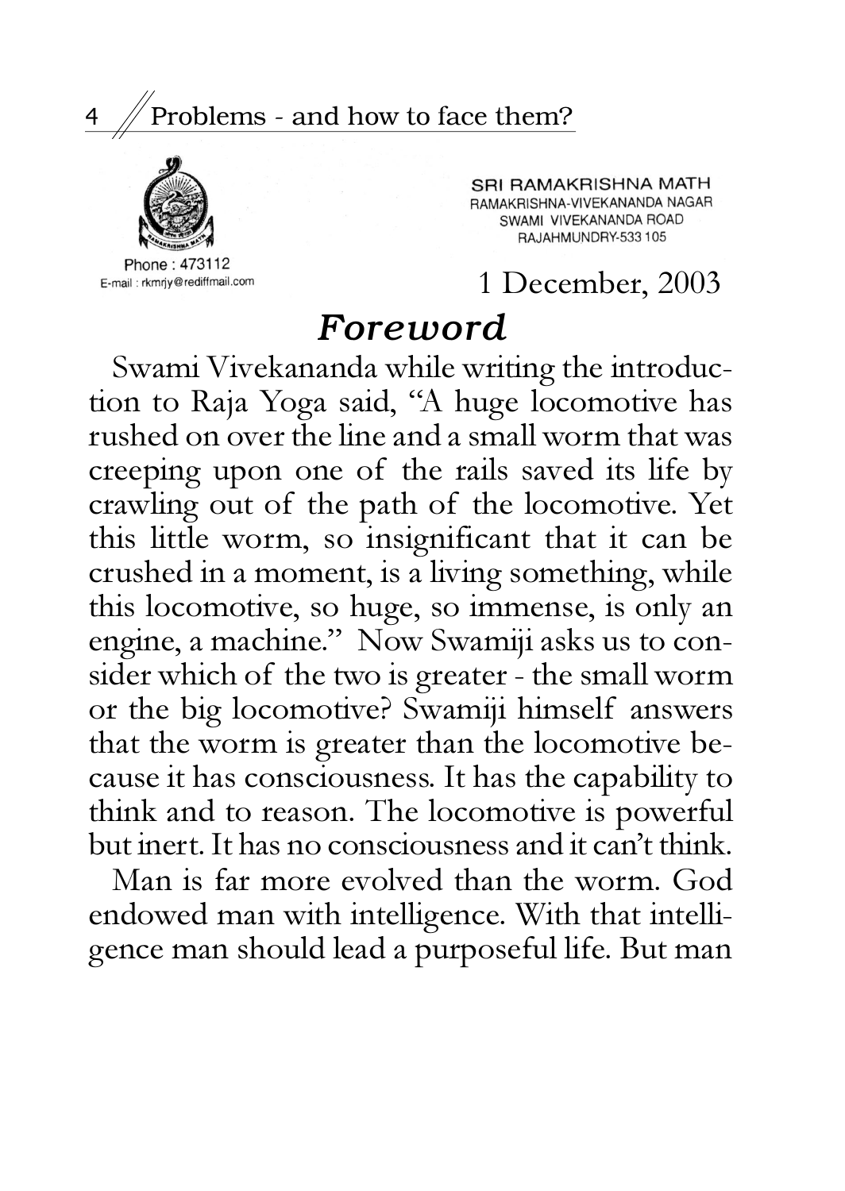SRI RAMAKRISHNA MATH
RAMAKRISHNA-VIVEKANANDA NAGAR
SWAMI VIVEKANANDA ROAD
RAJAHMUNDRY-533 105

Phone : 473112
E-mail : rkmrjy@rediffmail.com

1 December, 2003

## *Foreword*

Swami Vivekananda while writing the introduction to Raja Yoga said, "A huge locomotive has rushed on over the line and a small worm that was creeping upon one of the rails saved its life by crawling out of the path of the locomotive. Yet this little worm, so insignificant that it can be crushed in a moment, is a living something, while this locomotive, so huge, so immense, is only an engine, a machine." Now Swamiji asks us to consider which of the two is greater - the small worm or the big locomotive? Swamiji himself answers that the worm is greater than the locomotive because it has consciousness. It has the capability to think and to reason. The locomotive is powerful but inert. It has no consciousness and it can't think.

Man is far more evolved than the worm. God endowed man with intelligence. With that intelligence man should lead a purposeful life. But man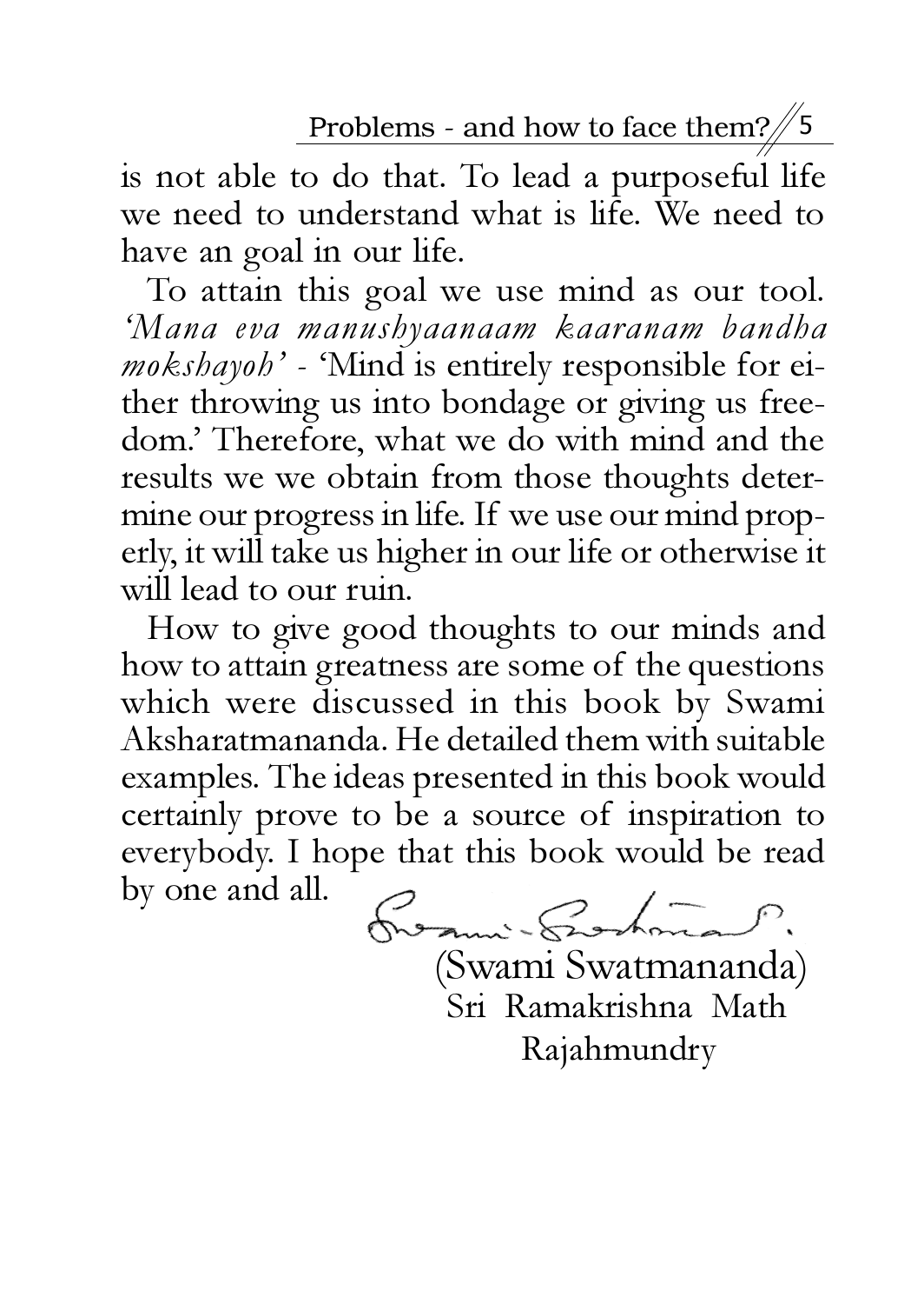is not able to do that. To lead a purposeful life we need to understand what is life. We need to have an goal in our life.

To attain this goal we use mind as our tool. *'Mana eva manushyaanaam kaaranam bandha mokshayoh'* - 'Mind is entirely responsible for either throwing us into bondage or giving us freedom.' Therefore, what we do with mind and the results we we obtain from those thoughts determine our progress in life. If we use our mind properly, it will take us higher in our life or otherwise it will lead to our ruin.

How to give good thoughts to our minds and how to attain greatness are some of the questions which were discussed in this book by Swami Aksharatmananda. He detailed them with suitable examples. The ideas presented in this book would certainly prove to be a source of inspiration to everybody. I hope that this book would be read by one and all.

(Swami Swatmananda)
Sri Ramakrishna Math
Rajahmundry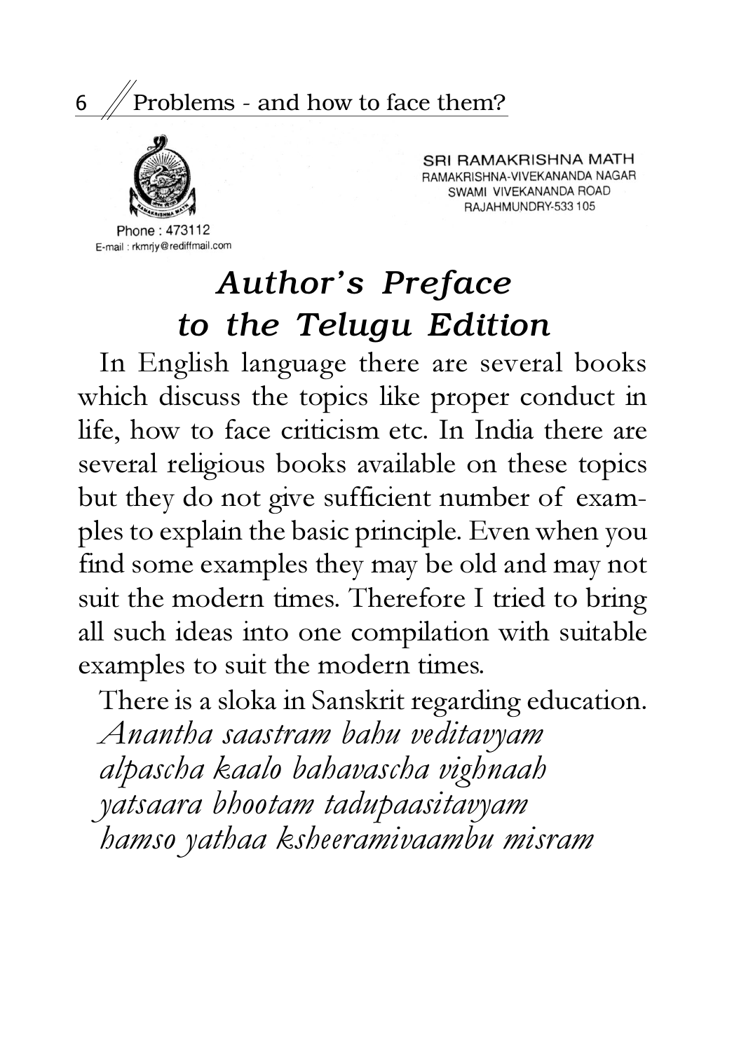SRI RAMAKRISHNA MATH
RAMAKRISHNA-VIVEKANANDA NAGAR
SWAMI VIVEKANANDA ROAD
RAJAHMUNDRY-533 105

Phone : 473112
E-mail : rkmrjy@rediffmail.com

# *Author's Preface to the Telugu Edition*

In English language there are several books which discuss the topics like proper conduct in life, how to face criticism etc. In India there are several religious books available on these topics but they do not give sufficient number of examples to explain the basic principle. Even when you find some examples they may be old and may not suit the modern times. Therefore I tried to bring all such ideas into one compilation with suitable examples to suit the modern times.

There is a sloka in Sanskrit regarding education.

*Anantha saastram bahu veditavyam*
*alpascha kaalo bahavascha vighnaah*
*yatsaara bhootam tadupaasitavyam*
*hamso yathaa ksheeramivaambu misram*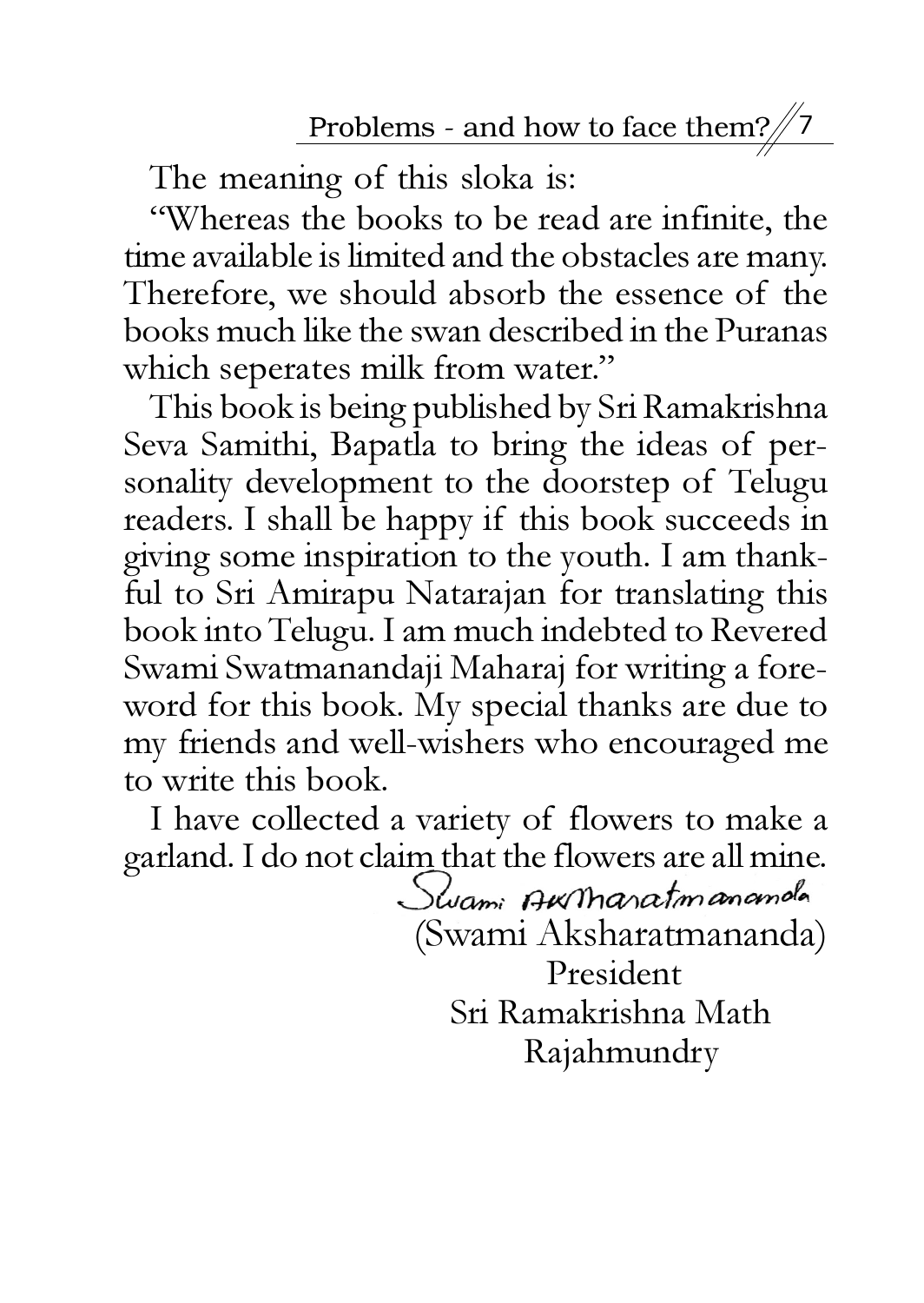The meaning of this sloka is:

"Whereas the books to be read are infinite, the time available is limited and the obstacles are many. Therefore, we should absorb the essence of the books much like the swan described in the Puranas which seperates milk from water."

This book is being published by Sri Ramakrishna Seva Samithi, Bapatla to bring the ideas of personality development to the doorstep of Telugu readers. I shall be happy if this book succeeds in giving some inspiration to the youth. I am thankful to Sri Amirapu Natarajan for translating this book into Telugu. I am much indebted to Revered Swami Swatmanandaji Maharaj for writing a foreword for this book. My special thanks are due to my friends and well-wishers who encouraged me to write this book.

I have collected a variety of flowers to make a garland. I do not claim that the flowers are all mine.

Swami Aksharatmananda

(Swami Aksharatmananda)
President
Sri Ramakrishna Math
Rajahmundry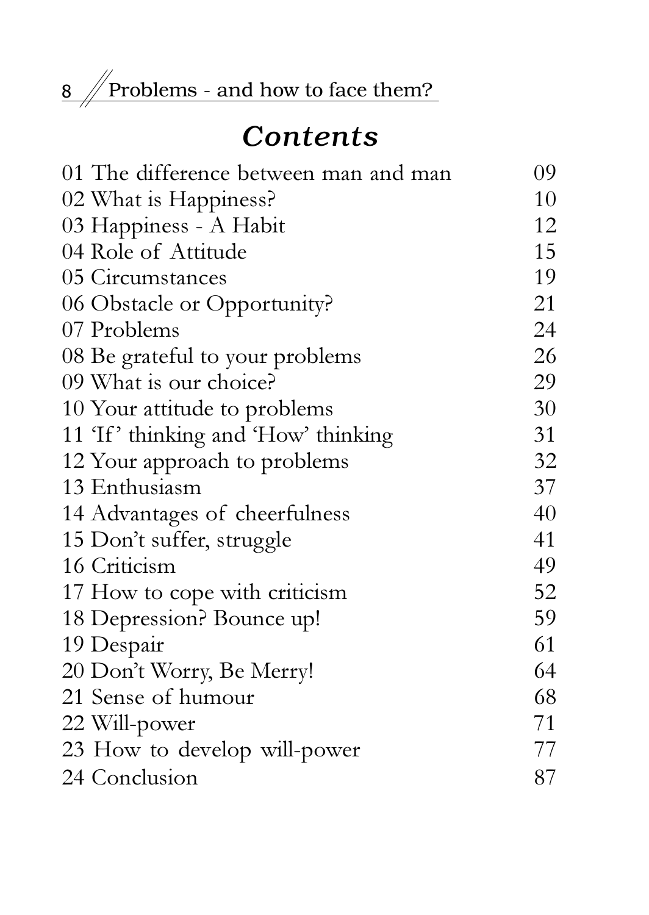# *Contents*

| | |
|---|---|
| 01 The difference between man and man | 09 |
| 02 What is Happiness? | 10 |
| 03 Happiness - A Habit | 12 |
| 04 Role of Attitude | 15 |
| 05 Circumstances | 19 |
| 06 Obstacle or Opportunity? | 21 |
| 07 Problems | 24 |
| 08 Be grateful to your problems | 26 |
| 09 What is our choice? | 29 |
| 10 Your attitude to problems | 30 |
| 11 'If' thinking and 'How' thinking | 31 |
| 12 Your approach to problems | 32 |
| 13 Enthusiasm | 37 |
| 14 Advantages of cheerfulness | 40 |
| 15 Don't suffer, struggle | 41 |
| 16 Criticism | 49 |
| 17 How to cope with criticism | 52 |
| 18 Depression? Bounce up! | 59 |
| 19 Despair | 61 |
| 20 Don't Worry, Be Merry! | 64 |
| 21 Sense of humour | 68 |
| 22 Will-power | 71 |
| 23 How to develop will-power | 77 |
| 24 Conclusion | 87 |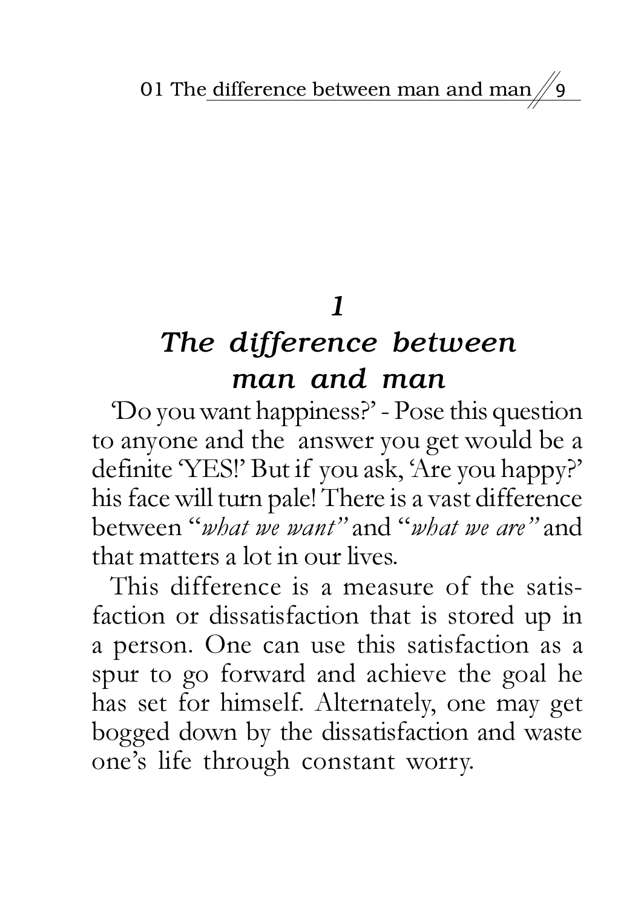# 1
# *The difference between man and man*

'Do you want happiness?' - Pose this question to anyone and the answer you get would be a definite 'YES!' But if you ask, 'Are you happy?' his face will turn pale! There is a vast difference between "*what we want*" and "*what we are*" and that matters a lot in our lives.

This difference is a measure of the satisfaction or dissatisfaction that is stored up in a person. One can use this satisfaction as a spur to go forward and achieve the goal he has set for himself. Alternately, one may get bogged down by the dissatisfaction and waste one's life through constant worry.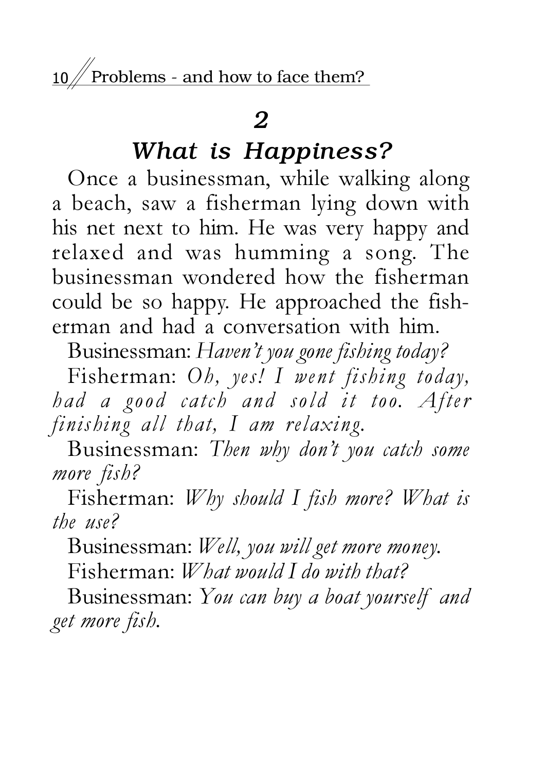## 2

## *What is Happiness?*

Once a businessman, while walking along a beach, saw a fisherman lying down with his net next to him. He was very happy and relaxed and was humming a song. The businessman wondered how the fisherman could be so happy. He approached the fisherman and had a conversation with him.

Businessman: *Haven't you gone fishing today?*

Fisherman: *Oh, yes! I went fishing today, had a good catch and sold it too. After finishing all that, I am relaxing.*

Businessman: *Then why don't you catch some more fish?*

Fisherman: *Why should I fish more? What is the use?*

Businessman: *Well, you will get more money.*

Fisherman: *What would I do with that?*

Businessman: *You can buy a boat yourself and get more fish.*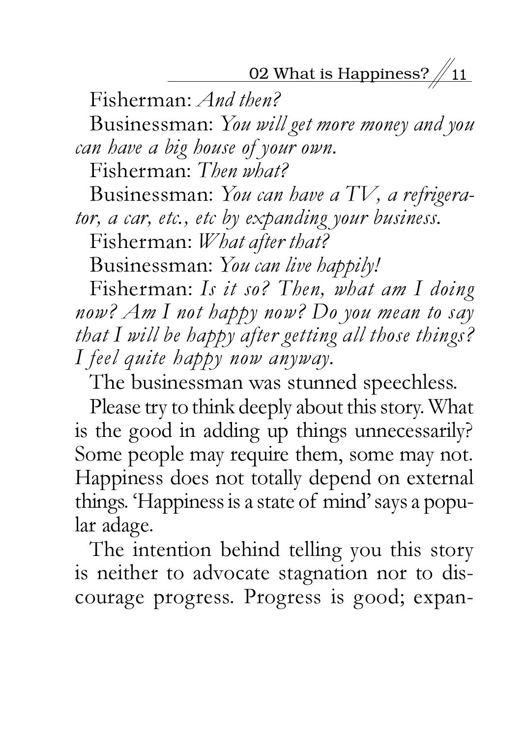Fisherman: *And then?*

Businessman: *You will get more money and you can have a big house of your own.*

Fisherman: *Then what?*

Businessman: *You can have a TV, a refrigerator, a car, etc., etc by expanding your business.*

Fisherman: *What after that?*

Businessman: *You can live happily!*

Fisherman: *Is it so? Then, what am I doing now? Am I not happy now? Do you mean to say that I will be happy after getting all those things? I feel quite happy now anyway.*

The businessman was stunned speechless.

Please try to think deeply about this story. What is the good in adding up things unnecessarily? Some people may require them, some may not. Happiness does not totally depend on external things. 'Happiness is a state of mind' says a popular adage.

The intention behind telling you this story is neither to advocate stagnation nor to discourage progress. Progress is good; expan-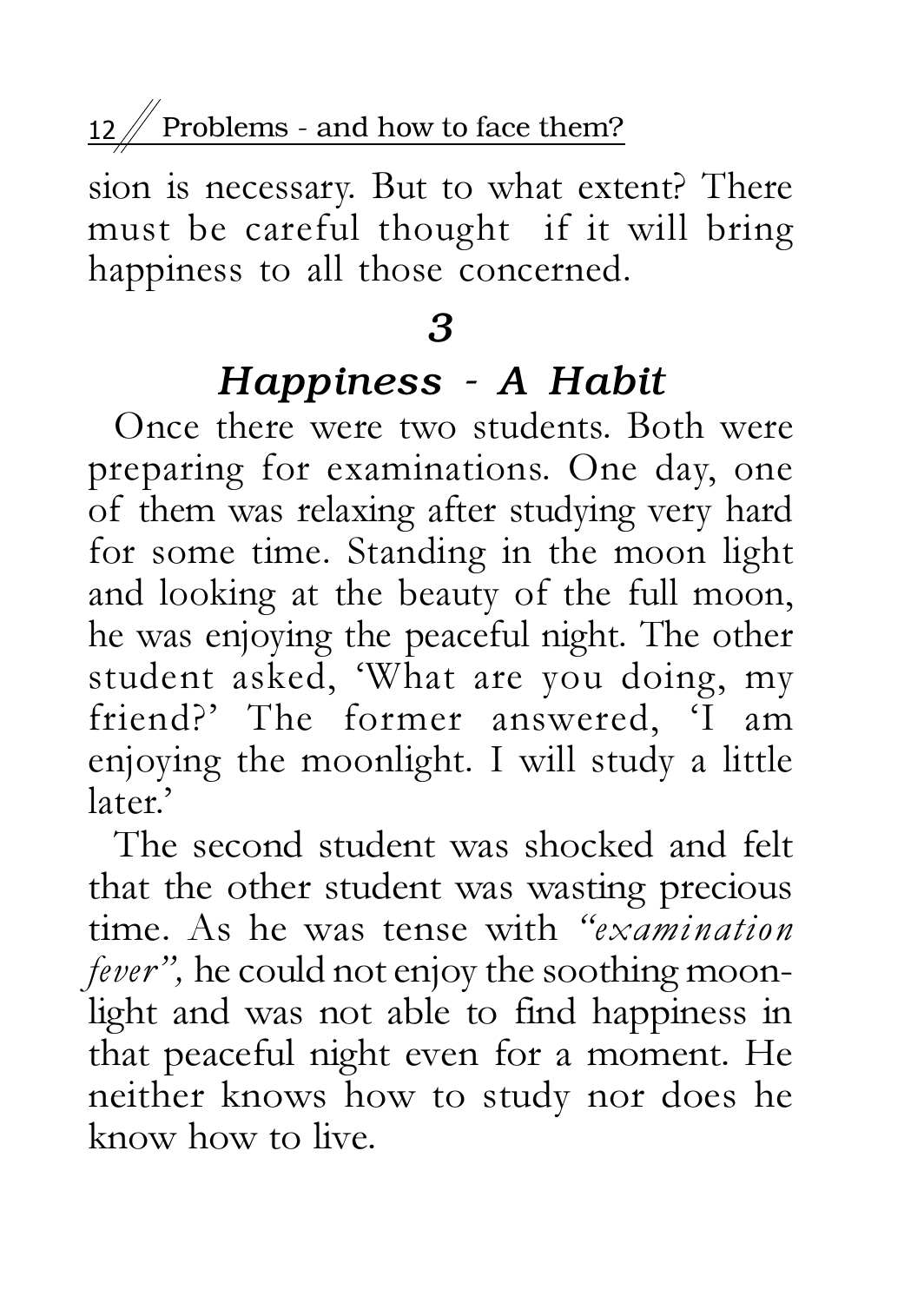sion is necessary. But to what extent? There must be careful thought if it will bring happiness to all those concerned.

## *3*

## *Happiness - A Habit*

Once there were two students. Both were preparing for examinations. One day, one of them was relaxing after studying very hard for some time. Standing in the moon light and looking at the beauty of the full moon, he was enjoying the peaceful night. The other student asked, 'What are you doing, my friend?' The former answered, 'I am enjoying the moonlight. I will study a little later.'

The second student was shocked and felt that the other student was wasting precious time. As he was tense with *"examination fever"*, he could not enjoy the soothing moonlight and was not able to find happiness in that peaceful night even for a moment. He neither knows how to study nor does he know how to live.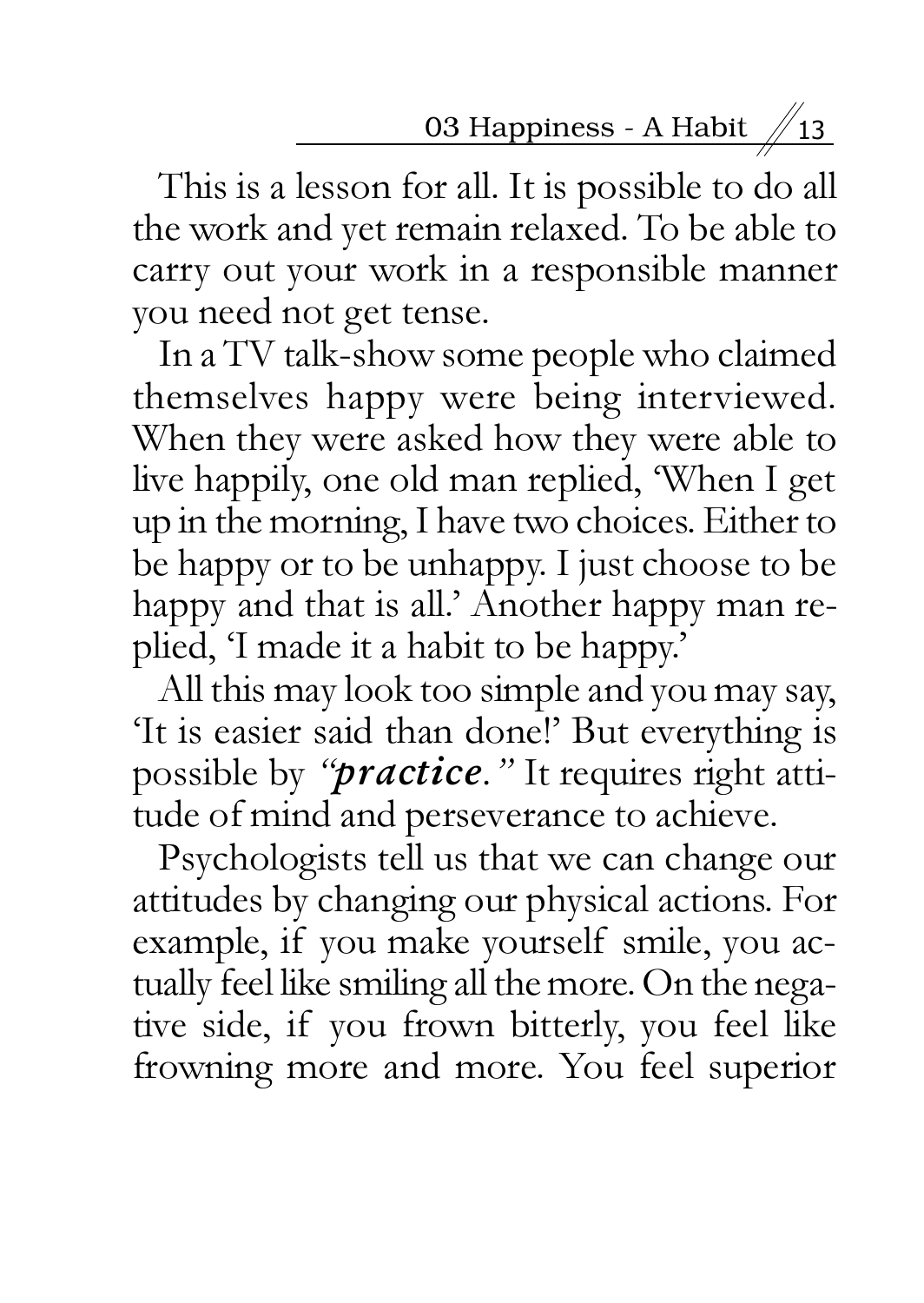This is a lesson for all. It is possible to do all the work and yet remain relaxed. To be able to carry out your work in a responsible manner you need not get tense.

In a TV talk-show some people who claimed themselves happy were being interviewed. When they were asked how they were able to live happily, one old man replied, 'When I get up in the morning, I have two choices. Either to be happy or to be unhappy. I just choose to be happy and that is all.' Another happy man replied, 'I made it a habit to be happy.'

All this may look too simple and you may say, 'It is easier said than done!' But everything is possible by *"**practice**."* It requires right attitude of mind and perseverance to achieve.

Psychologists tell us that we can change our attitudes by changing our physical actions. For example, if you make yourself smile, you actually feel like smiling all the more. On the negative side, if you frown bitterly, you feel like frowning more and more. You feel superior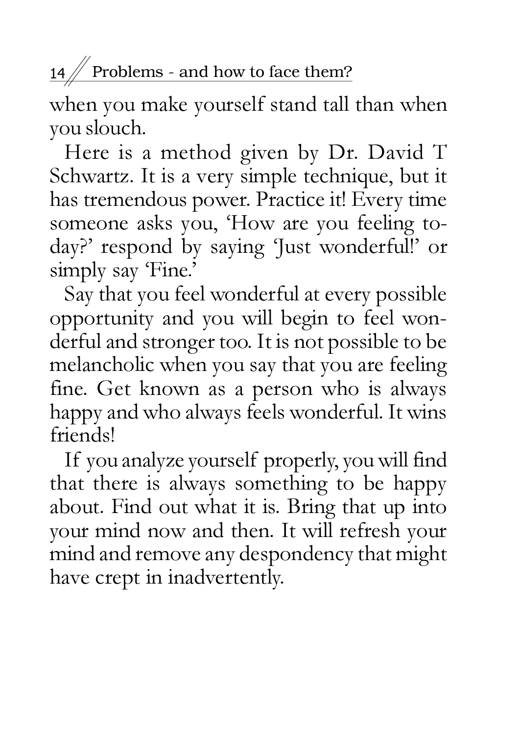when you make yourself stand tall than when you slouch.

Here is a method given by Dr. David T Schwartz. It is a very simple technique, but it has tremendous power. Practice it! Every time someone asks you, 'How are you feeling today?' respond by saying 'Just wonderful!' or simply say 'Fine.'

Say that you feel wonderful at every possible opportunity and you will begin to feel wonderful and stronger too. It is not possible to be melancholic when you say that you are feeling fine. Get known as a person who is always happy and who always feels wonderful. It wins friends!

If you analyze yourself properly, you will find that there is always something to be happy about. Find out what it is. Bring that up into your mind now and then. It will refresh your mind and remove any despondency that might have crept in inadvertently.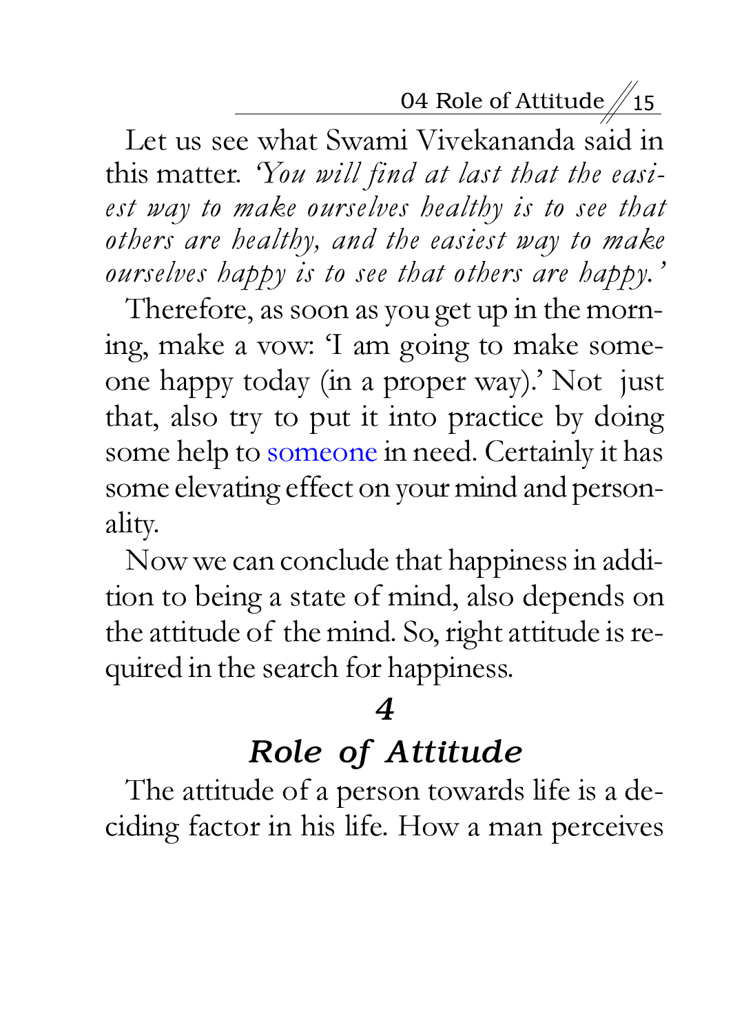Let us see what Swami Vivekananda said in this matter. *'You will find at last that the easiest way to make ourselves healthy is to see that others are healthy, and the easiest way to make ourselves happy is to see that others are happy.'*

Therefore, as soon as you get up in the morning, make a vow: 'I am going to make someone happy today (in a proper way).' Not just that, also try to put it into practice by doing some help to someone in need. Certainly it has some elevating effect on your mind and personality.

Now we can conclude that happiness in addition to being a state of mind, also depends on the attitude of the mind. So, right attitude is required in the search for happiness.

## *4*
## *Role of Attitude*

The attitude of a person towards life is a deciding factor in his life. How a man perceives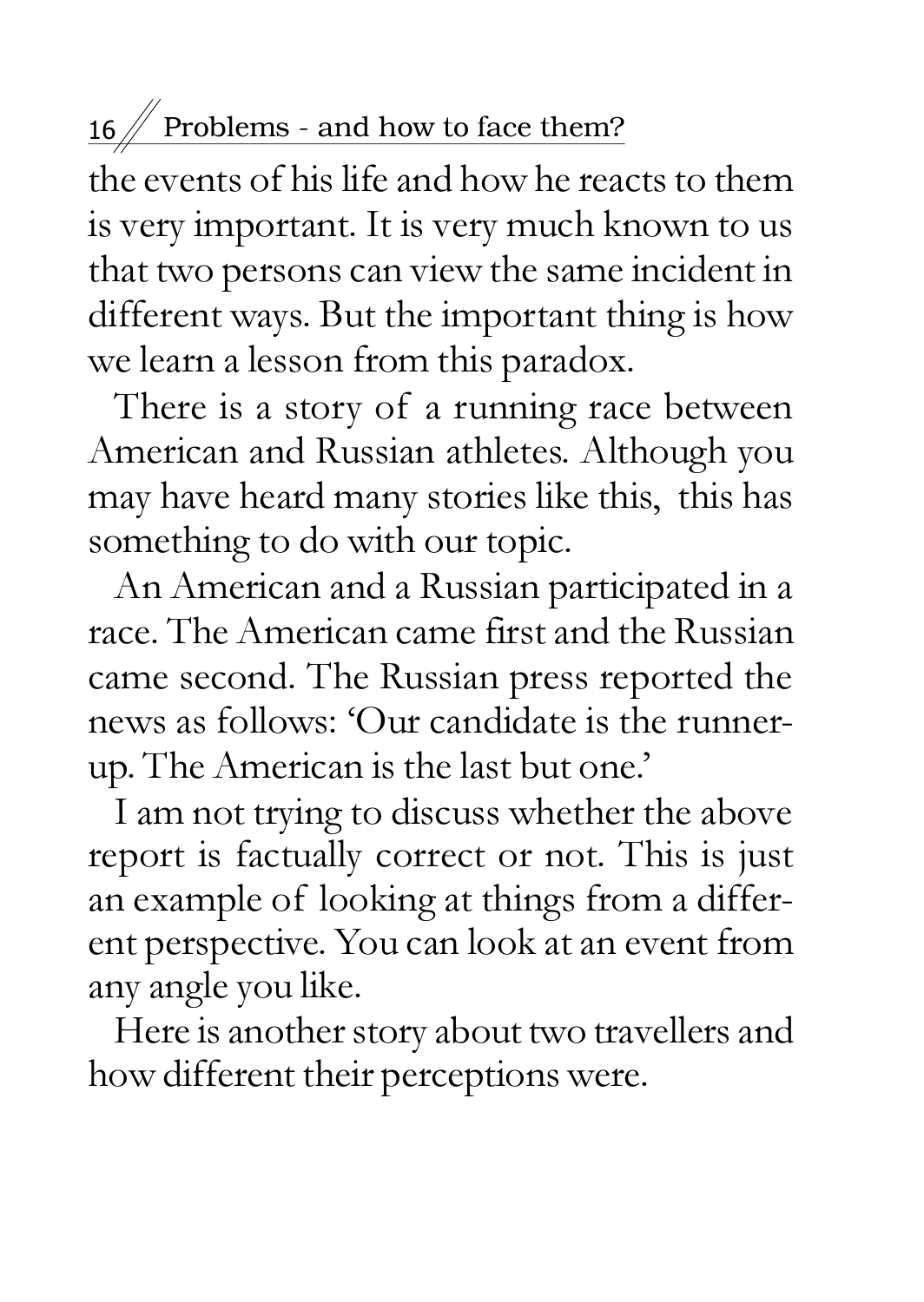the events of his life and how he reacts to them is very important. It is very much known to us that two persons can view the same incident in different ways. But the important thing is how we learn a lesson from this paradox.

There is a story of a running race between American and Russian athletes. Although you may have heard many stories like this, this has something to do with our topic.

An American and a Russian participated in a race. The American came first and the Russian came second. The Russian press reported the news as follows: 'Our candidate is the runner-up. The American is the last but one.'

I am not trying to discuss whether the above report is factually correct or not. This is just an example of looking at things from a different perspective. You can look at an event from any angle you like.

Here is another story about two travellers and how different their perceptions were.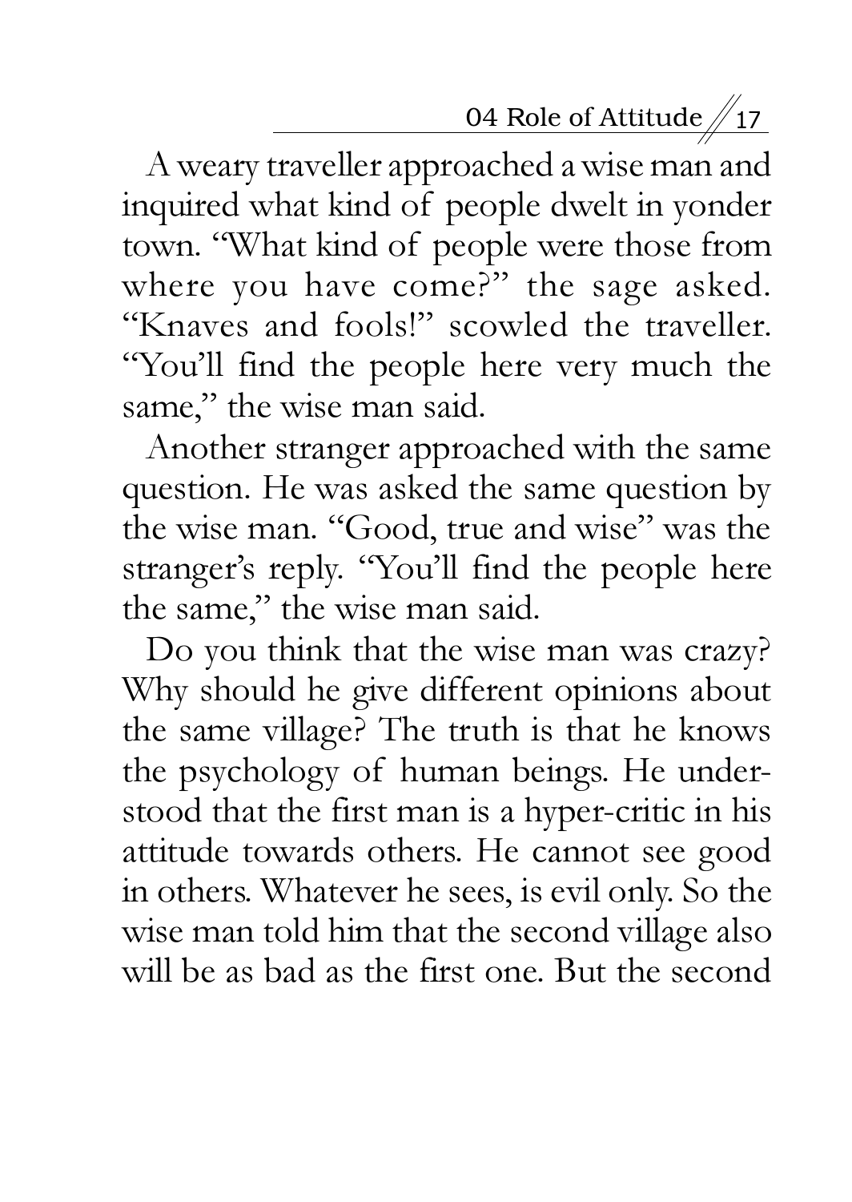A weary traveller approached a wise man and inquired what kind of people dwelt in yonder town. "What kind of people were those from where you have come?" the sage asked. "Knaves and fools!" scowled the traveller. "You'll find the people here very much the same," the wise man said.

Another stranger approached with the same question. He was asked the same question by the wise man. "Good, true and wise" was the stranger's reply. "You'll find the people here the same," the wise man said.

Do you think that the wise man was crazy? Why should he give different opinions about the same village? The truth is that he knows the psychology of human beings. He understood that the first man is a hyper-critic in his attitude towards others. He cannot see good in others. Whatever he sees, is evil only. So the wise man told him that the second village also will be as bad as the first one. But the second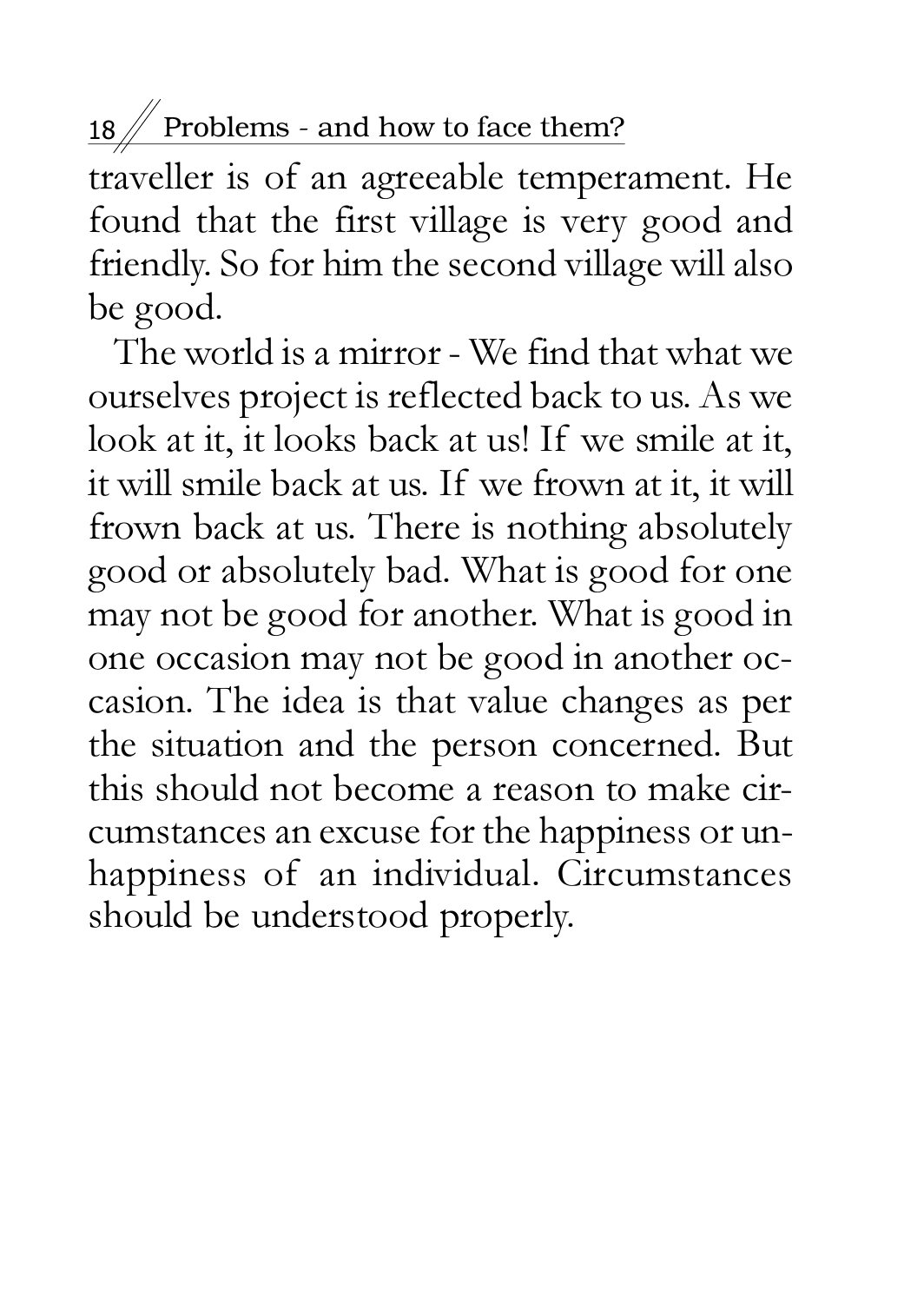traveller is of an agreeable temperament. He found that the first village is very good and friendly. So for him the second village will also be good.

The world is a mirror - We find that what we ourselves project is reflected back to us. As we look at it, it looks back at us! If we smile at it, it will smile back at us. If we frown at it, it will frown back at us. There is nothing absolutely good or absolutely bad. What is good for one may not be good for another. What is good in one occasion may not be good in another occasion. The idea is that value changes as per the situation and the person concerned. But this should not become a reason to make circumstances an excuse for the happiness or unhappiness of an individual. Circumstances should be understood properly.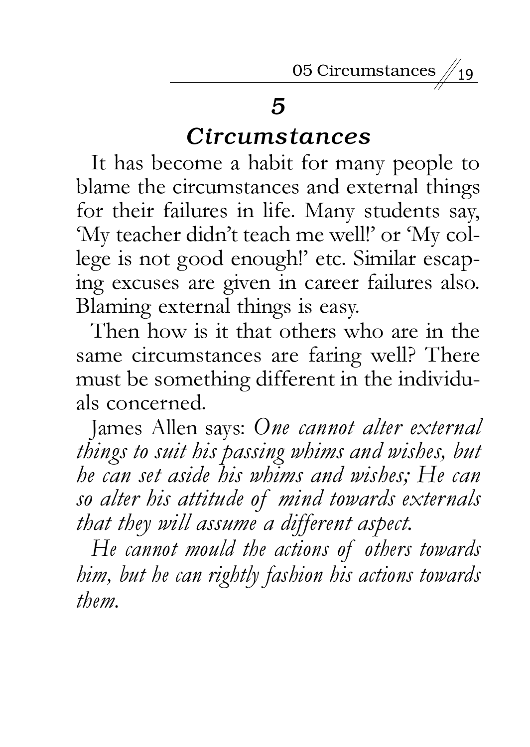# *5*

# *Circumstances*

It has become a habit for many people to blame the circumstances and external things for their failures in life. Many students say, 'My teacher didn't teach me well!' or 'My college is not good enough!' etc. Similar escaping excuses are given in career failures also. Blaming external things is easy.

Then how is it that others who are in the same circumstances are faring well? There must be something different in the individuals concerned.

James Allen says: *One cannot alter external things to suit his passing whims and wishes, but he can set aside his whims and wishes; He can so alter his attitude of mind towards externals that they will assume a different aspect.*

*He cannot mould the actions of others towards him, but he can rightly fashion his actions towards them.*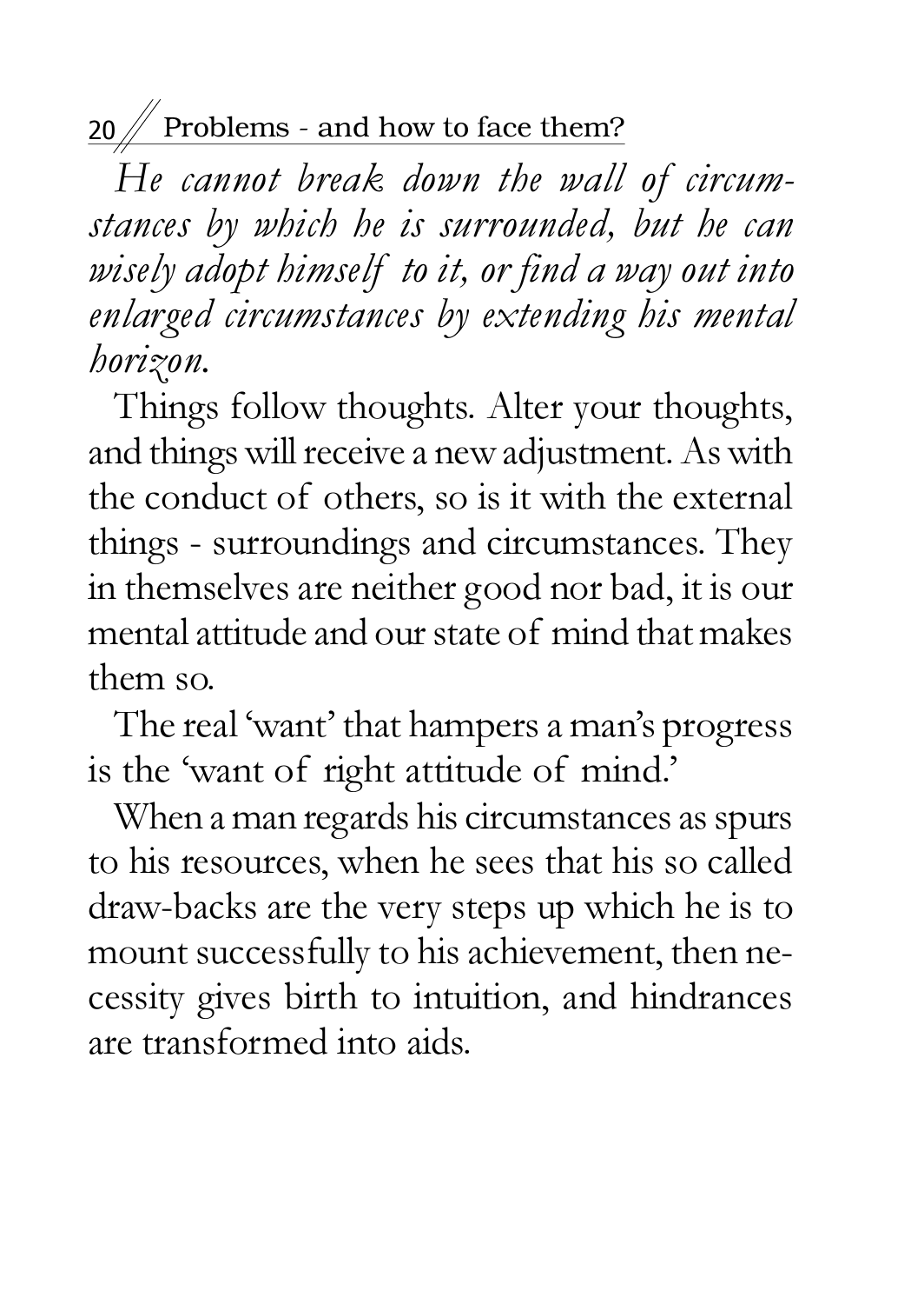*He cannot break down the wall of circumstances by which he is surrounded, but he can wisely adopt himself to it, or find a way out into enlarged circumstances by extending his mental horizon.*

Things follow thoughts. Alter your thoughts, and things will receive a new adjustment. As with the conduct of others, so is it with the external things - surroundings and circumstances. They in themselves are neither good nor bad, it is our mental attitude and our state of mind that makes them so.

The real 'want' that hampers a man's progress is the 'want of right attitude of mind.'

When a man regards his circumstances as spurs to his resources, when he sees that his so called draw-backs are the very steps up which he is to mount successfully to his achievement, then necessity gives birth to intuition, and hindrances are transformed into aids.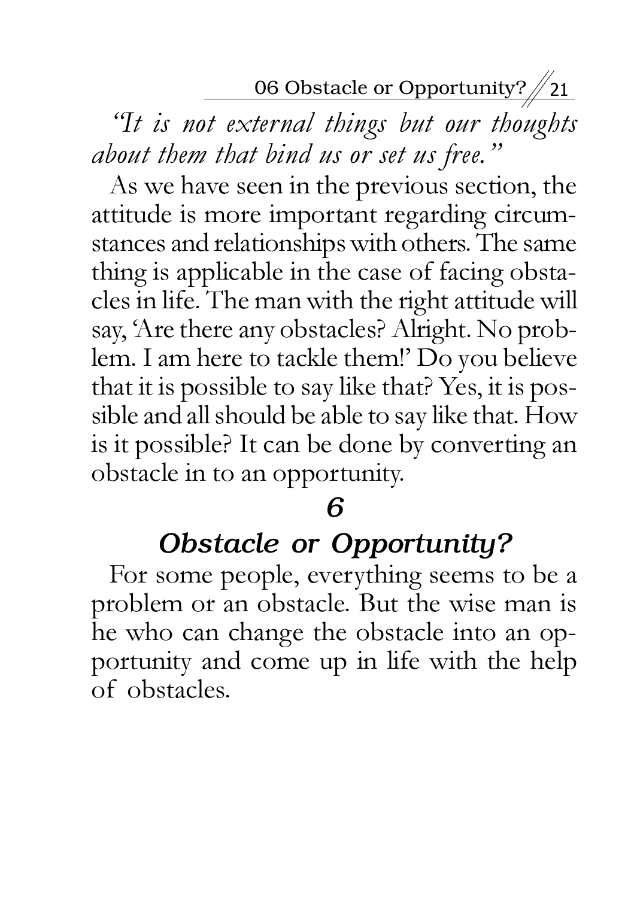*"It is not external things but our thoughts about them that bind us or set us free."*

As we have seen in the previous section, the attitude is more important regarding circumstances and relationships with others. The same thing is applicable in the case of facing obstacles in life. The man with the right attitude will say, 'Are there any obstacles? Alright. No problem. I am here to tackle them!' Do you believe that it is possible to say like that? Yes, it is possible and all should be able to say like that. How is it possible? It can be done by converting an obstacle in to an opportunity.

## 6

## Obstacle or Opportunity?

For some people, everything seems to be a problem or an obstacle. But the wise man is he who can change the obstacle into an opportunity and come up in life with the help of obstacles.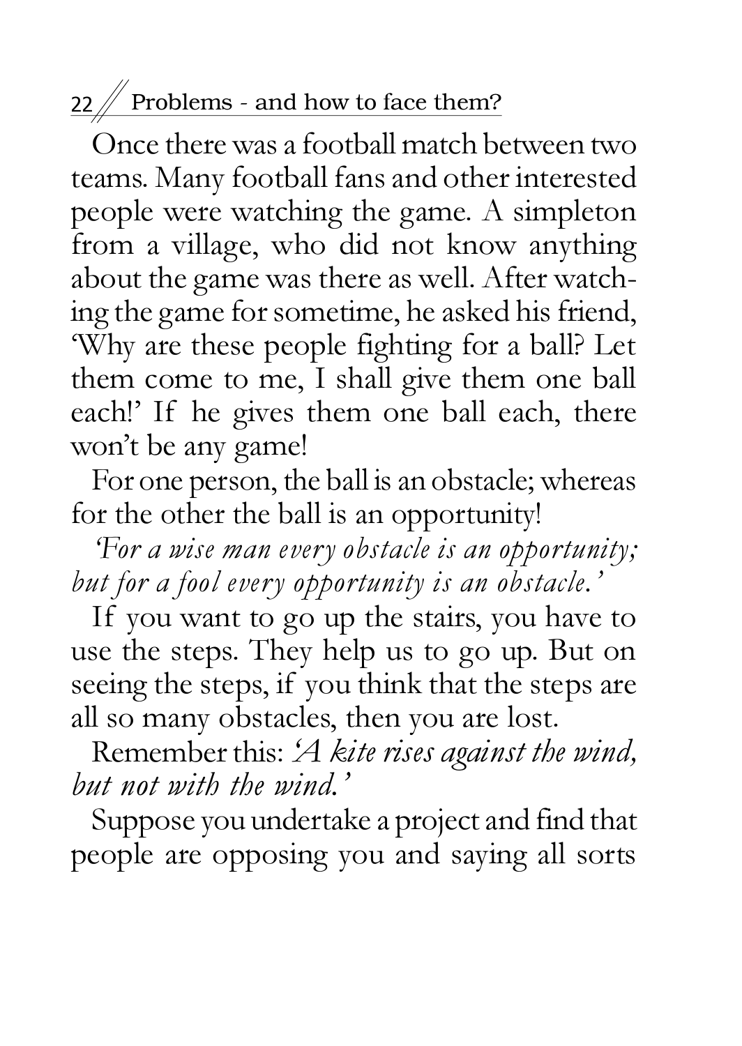Once there was a football match between two teams. Many football fans and other interested people were watching the game. A simpleton from a village, who did not know anything about the game was there as well. After watching the game for sometime, he asked his friend, 'Why are these people fighting for a ball? Let them come to me, I shall give them one ball each!' If he gives them one ball each, there won't be any game!

For one person, the ball is an obstacle; whereas for the other the ball is an opportunity!

*'For a wise man every obstacle is an opportunity; but for a fool every opportunity is an obstacle.'*

If you want to go up the stairs, you have to use the steps. They help us to go up. But on seeing the steps, if you think that the steps are all so many obstacles, then you are lost.

Remember this: *'A kite rises against the wind, but not with the wind.'*

Suppose you undertake a project and find that people are opposing you and saying all sorts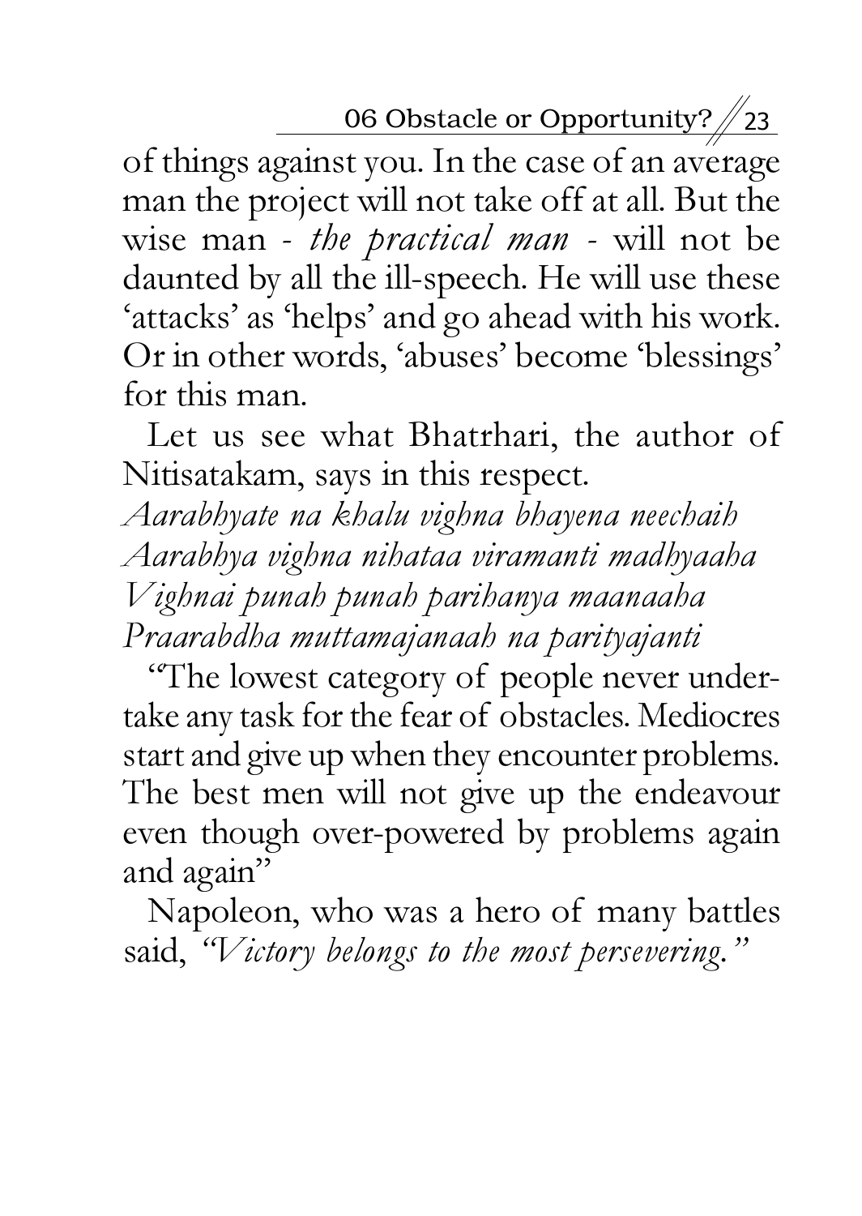of things against you. In the case of an average man the project will not take off at all. But the wise man - *the practical man* - will not be daunted by all the ill-speech. He will use these 'attacks' as 'helps' and go ahead with his work. Or in other words, 'abuses' become 'blessings' for this man.

Let us see what Bhatrhari, the author of Nitisatakam, says in this respect.

*Aarabhyate na khalu vighna bhayena neechaih*
*Aarabhya vighna nihataa viramanti madhyaaha*
*Vighnai punah punah parihanya maanaaha*
*Praarabdha muttamajanaah na parityajanti*

"The lowest category of people never undertake any task for the fear of obstacles. Mediocres start and give up when they encounter problems. The best men will not give up the endeavour even though over-powered by problems again and again"

Napoleon, who was a hero of many battles said, *"Victory belongs to the most persevering."*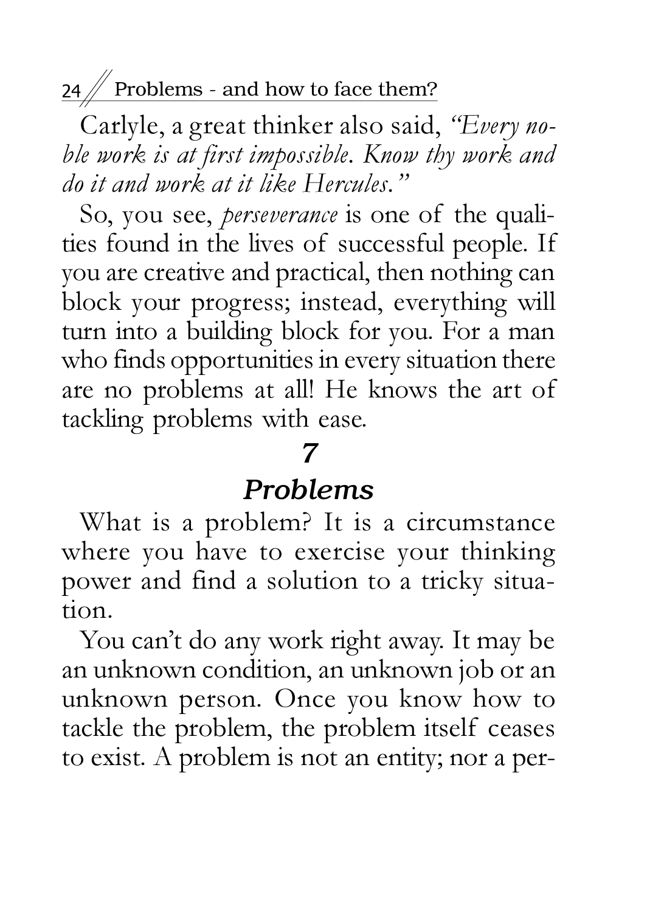Carlyle, a great thinker also said, *"Every noble work is at first impossible. Know thy work and do it and work at it like Hercules."*

So, you see, *perseverance* is one of the qualities found in the lives of successful people. If you are creative and practical, then nothing can block your progress; instead, everything will turn into a building block for you. For a man who finds opportunities in every situation there are no problems at all! He knows the art of tackling problems with ease.

## *7*

## *Problems*

What is a problem? It is a circumstance where you have to exercise your thinking power and find a solution to a tricky situation.

You can't do any work right away. It may be an unknown condition, an unknown job or an unknown person. Once you know how to tackle the problem, the problem itself ceases to exist. A problem is not an entity; nor a per-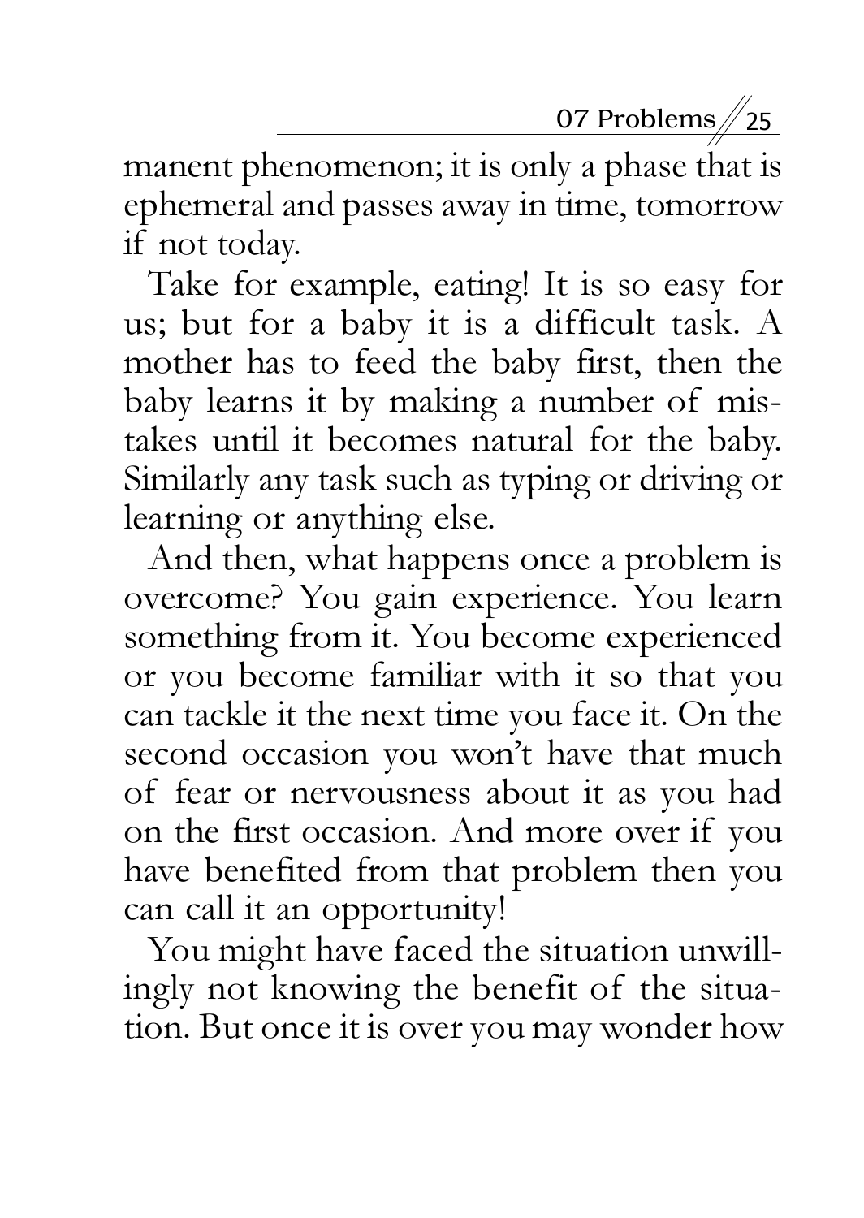manent phenomenon; it is only a phase that is ephemeral and passes away in time, tomorrow if not today.

Take for example, eating! It is so easy for us; but for a baby it is a difficult task. A mother has to feed the baby first, then the baby learns it by making a number of mistakes until it becomes natural for the baby. Similarly any task such as typing or driving or learning or anything else.

And then, what happens once a problem is overcome? You gain experience. You learn something from it. You become experienced or you become familiar with it so that you can tackle it the next time you face it. On the second occasion you won't have that much of fear or nervousness about it as you had on the first occasion. And more over if you have benefited from that problem then you can call it an opportunity!

You might have faced the situation unwillingly not knowing the benefit of the situation. But once it is over you may wonder how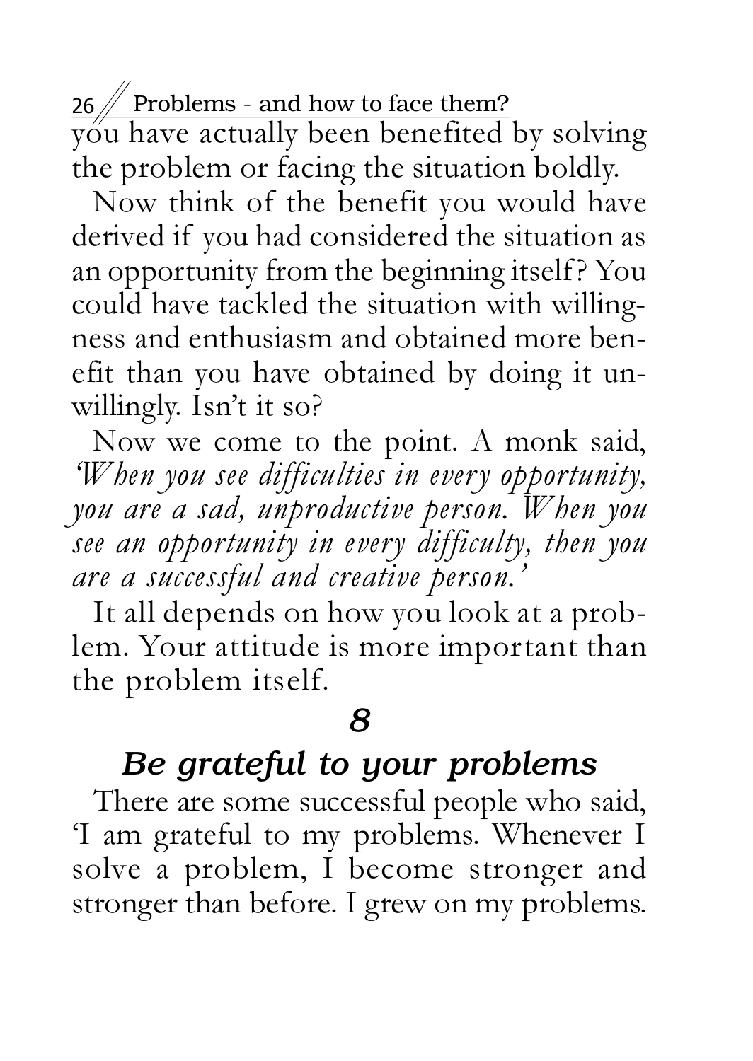you have actually been benefited by solving the problem or facing the situation boldly.

Now think of the benefit you would have derived if you had considered the situation as an opportunity from the beginning itself? You could have tackled the situation with willingness and enthusiasm and obtained more benefit than you have obtained by doing it unwillingly. Isn't it so?

Now we come to the point. A monk said, *'When you see difficulties in every opportunity, you are a sad, unproductive person. When you see an opportunity in every difficulty, then you are a successful and creative person.'*

It all depends on how you look at a problem. Your attitude is more important than the problem itself.

## *8*

## *Be grateful to your problems*

There are some successful people who said, 'I am grateful to my problems. Whenever I solve a problem, I become stronger and stronger than before. I grew on my problems.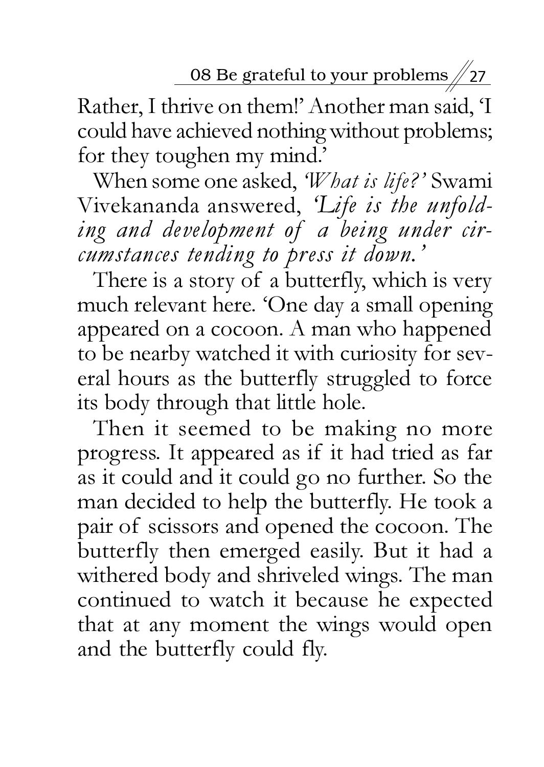Rather, I thrive on them!' Another man said, 'I could have achieved nothing without problems; for they toughen my mind.'

When some one asked, *'What is life?'* Swami Vivekananda answered, *'Life is the unfolding and development of a being under circumstances tending to press it down.'*

There is a story of a butterfly, which is very much relevant here. 'One day a small opening appeared on a cocoon. A man who happened to be nearby watched it with curiosity for several hours as the butterfly struggled to force its body through that little hole.

Then it seemed to be making no more progress. It appeared as if it had tried as far as it could and it could go no further. So the man decided to help the butterfly. He took a pair of scissors and opened the cocoon. The butterfly then emerged easily. But it had a withered body and shriveled wings. The man continued to watch it because he expected that at any moment the wings would open and the butterfly could fly.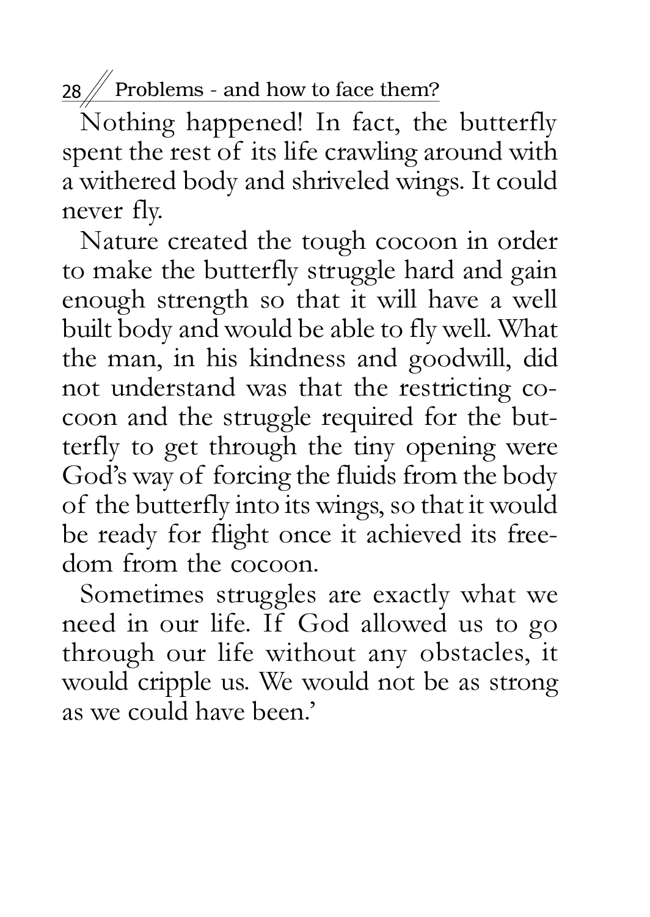Nothing happened! In fact, the butterfly spent the rest of its life crawling around with a withered body and shriveled wings. It could never fly.

Nature created the tough cocoon in order to make the butterfly struggle hard and gain enough strength so that it will have a well built body and would be able to fly well. What the man, in his kindness and goodwill, did not understand was that the restricting cocoon and the struggle required for the butterfly to get through the tiny opening were God's way of forcing the fluids from the body of the butterfly into its wings, so that it would be ready for flight once it achieved its freedom from the cocoon.

Sometimes struggles are exactly what we need in our life. If God allowed us to go through our life without any obstacles, it would cripple us. We would not be as strong as we could have been.'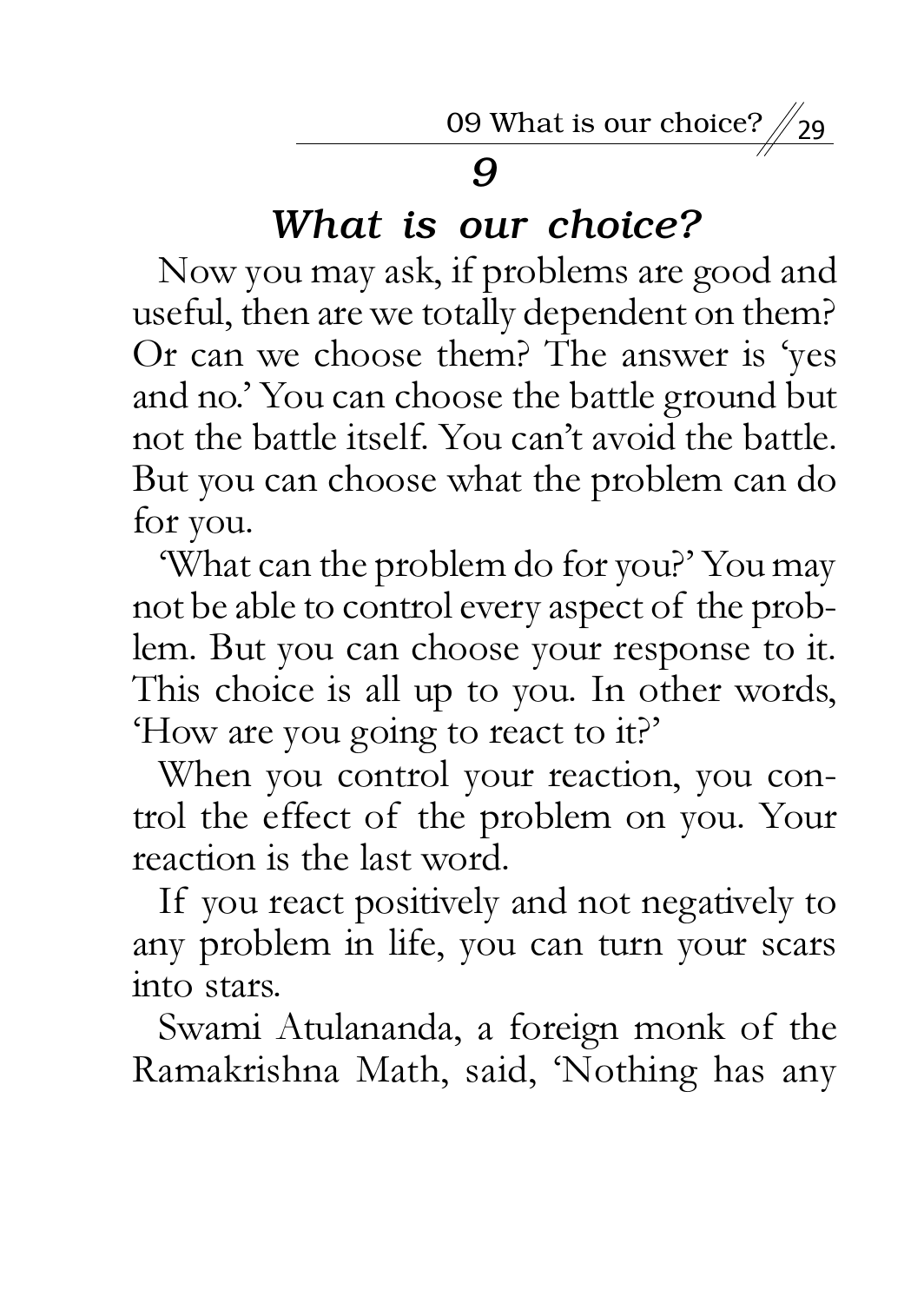## 9

## *What is our choice?*

Now you may ask, if problems are good and useful, then are we totally dependent on them? Or can we choose them? The answer is 'yes and no.' You can choose the battle ground but not the battle itself. You can't avoid the battle. But you can choose what the problem can do for you.

'What can the problem do for you?' You may not be able to control every aspect of the problem. But you can choose your response to it. This choice is all up to you. In other words, 'How are you going to react to it?'

When you control your reaction, you control the effect of the problem on you. Your reaction is the last word.

If you react positively and not negatively to any problem in life, you can turn your scars into stars.

Swami Atulananda, a foreign monk of the Ramakrishna Math, said, 'Nothing has any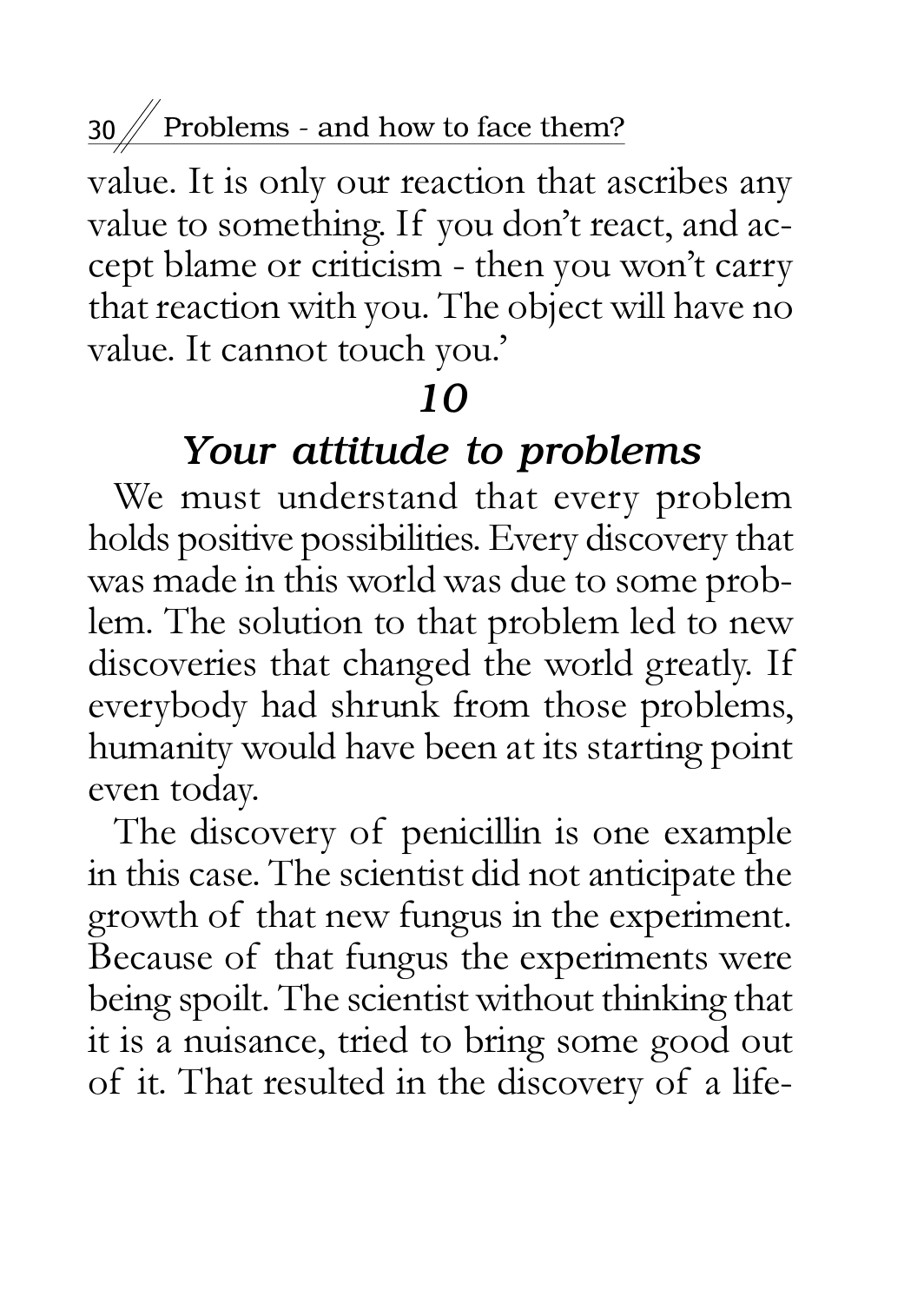value. It is only our reaction that ascribes any value to something. If you don't react, and accept blame or criticism - then you won't carry that reaction with you. The object will have no value. It cannot touch you.'

## *10*

## *Your attitude to problems*

We must understand that every problem holds positive possibilities. Every discovery that was made in this world was due to some problem. The solution to that problem led to new discoveries that changed the world greatly. If everybody had shrunk from those problems, humanity would have been at its starting point even today.

The discovery of penicillin is one example in this case. The scientist did not anticipate the growth of that new fungus in the experiment. Because of that fungus the experiments were being spoilt. The scientist without thinking that it is a nuisance, tried to bring some good out of it. That resulted in the discovery of a life-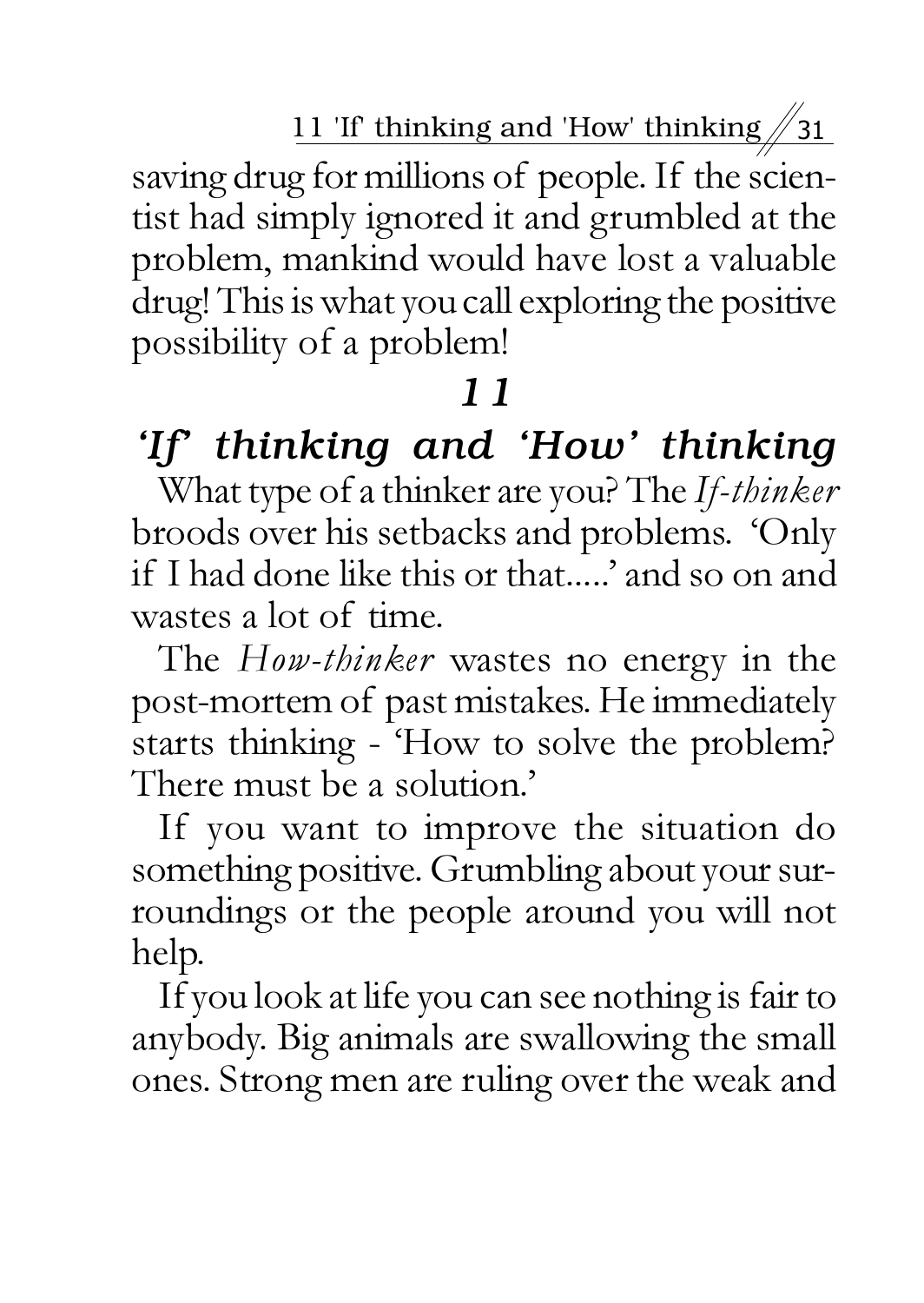saving drug for millions of people. If the scientist had simply ignored it and grumbled at the problem, mankind would have lost a valuable drug! This is what you call exploring the positive possibility of a problem!

## 11

## *'If' thinking and 'How' thinking*

What type of a thinker are you? The *If-thinker* broods over his setbacks and problems. 'Only if I had done like this or that.....' and so on and wastes a lot of time.

The *How-thinker* wastes no energy in the post-mortem of past mistakes. He immediately starts thinking - 'How to solve the problem? There must be a solution.'

If you want to improve the situation do something positive. Grumbling about your surroundings or the people around you will not help.

If you look at life you can see nothing is fair to anybody. Big animals are swallowing the small ones. Strong men are ruling over the weak and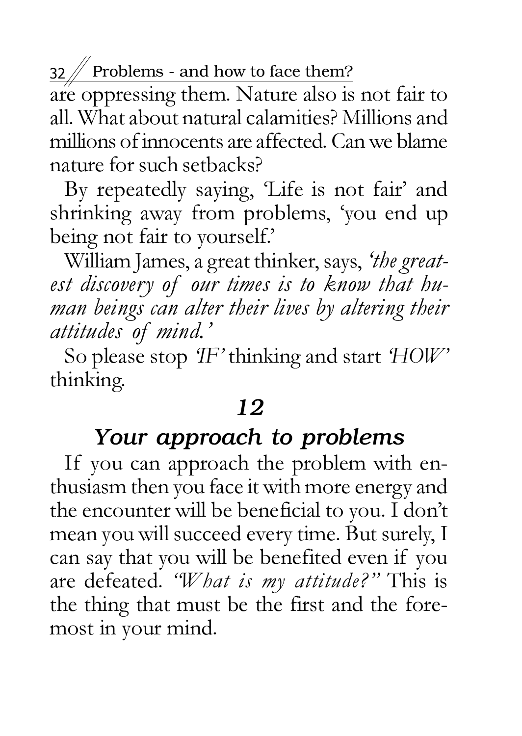are oppressing them. Nature also is not fair to all. What about natural calamities? Millions and millions of innocents are affected. Can we blame nature for such setbacks?

By repeatedly saying, 'Life is not fair' and shrinking away from problems, 'you end up being not fair to yourself.'

William James, a great thinker, says, *'the greatest discovery of our times is to know that human beings can alter their lives by altering their attitudes of mind.'*

So please stop *'IF'* thinking and start *'HOW'* thinking.

## *12*

## *Your approach to problems*

If you can approach the problem with enthusiasm then you face it with more energy and the encounter will be beneficial to you. I don't mean you will succeed every time. But surely, I can say that you will be benefited even if you are defeated. *"What is my attitude?"* This is the thing that must be the first and the foremost in your mind.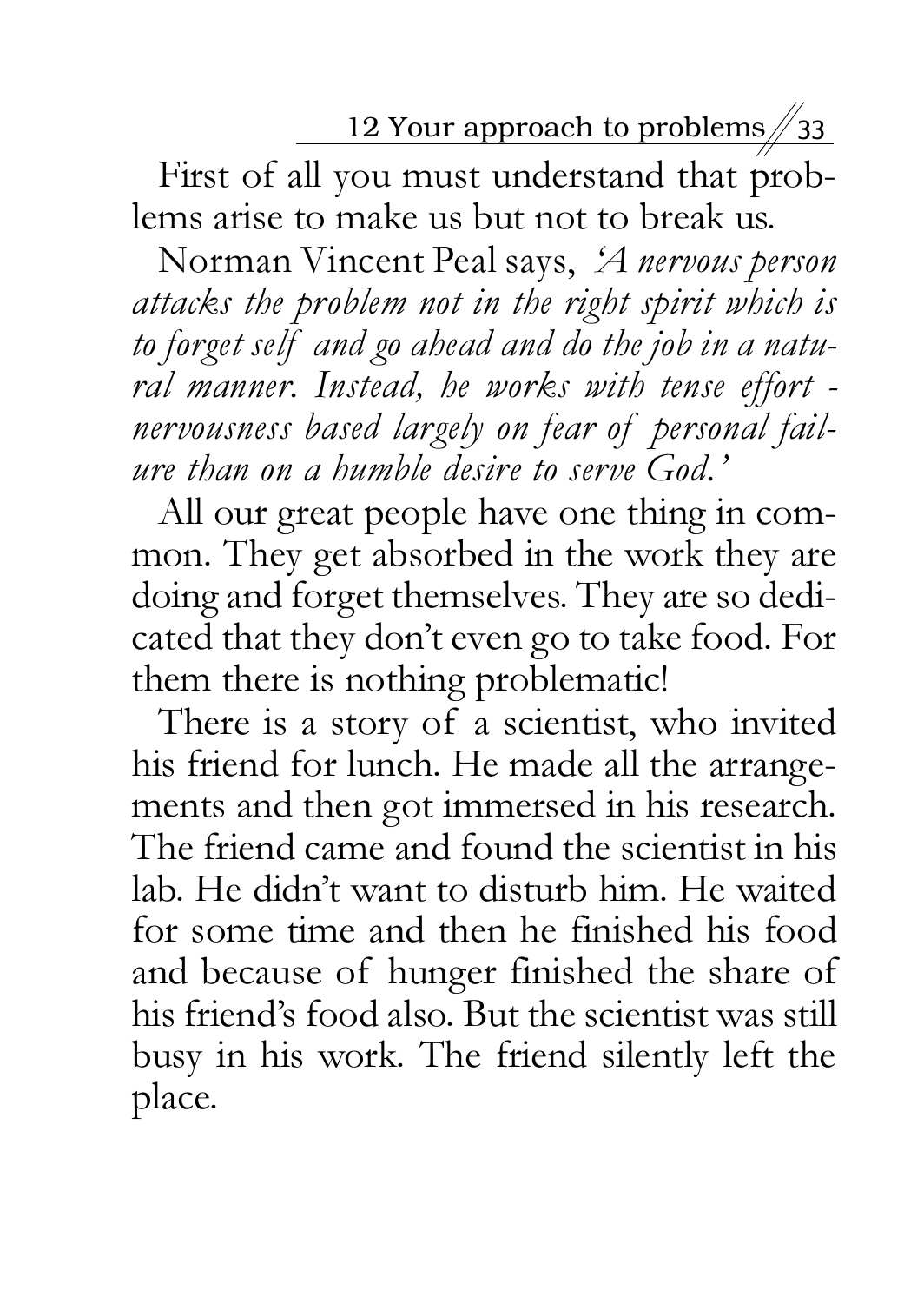First of all you must understand that problems arise to make us but not to break us.

Norman Vincent Peal says, *'A nervous person attacks the problem not in the right spirit which is to forget self and go ahead and do the job in a natural manner. Instead, he works with tense effort - nervousness based largely on fear of personal failure than on a humble desire to serve God.'*

All our great people have one thing in common. They get absorbed in the work they are doing and forget themselves. They are so dedicated that they don't even go to take food. For them there is nothing problematic!

There is a story of a scientist, who invited his friend for lunch. He made all the arrangements and then got immersed in his research. The friend came and found the scientist in his lab. He didn't want to disturb him. He waited for some time and then he finished his food and because of hunger finished the share of his friend's food also. But the scientist was still busy in his work. The friend silently left the place.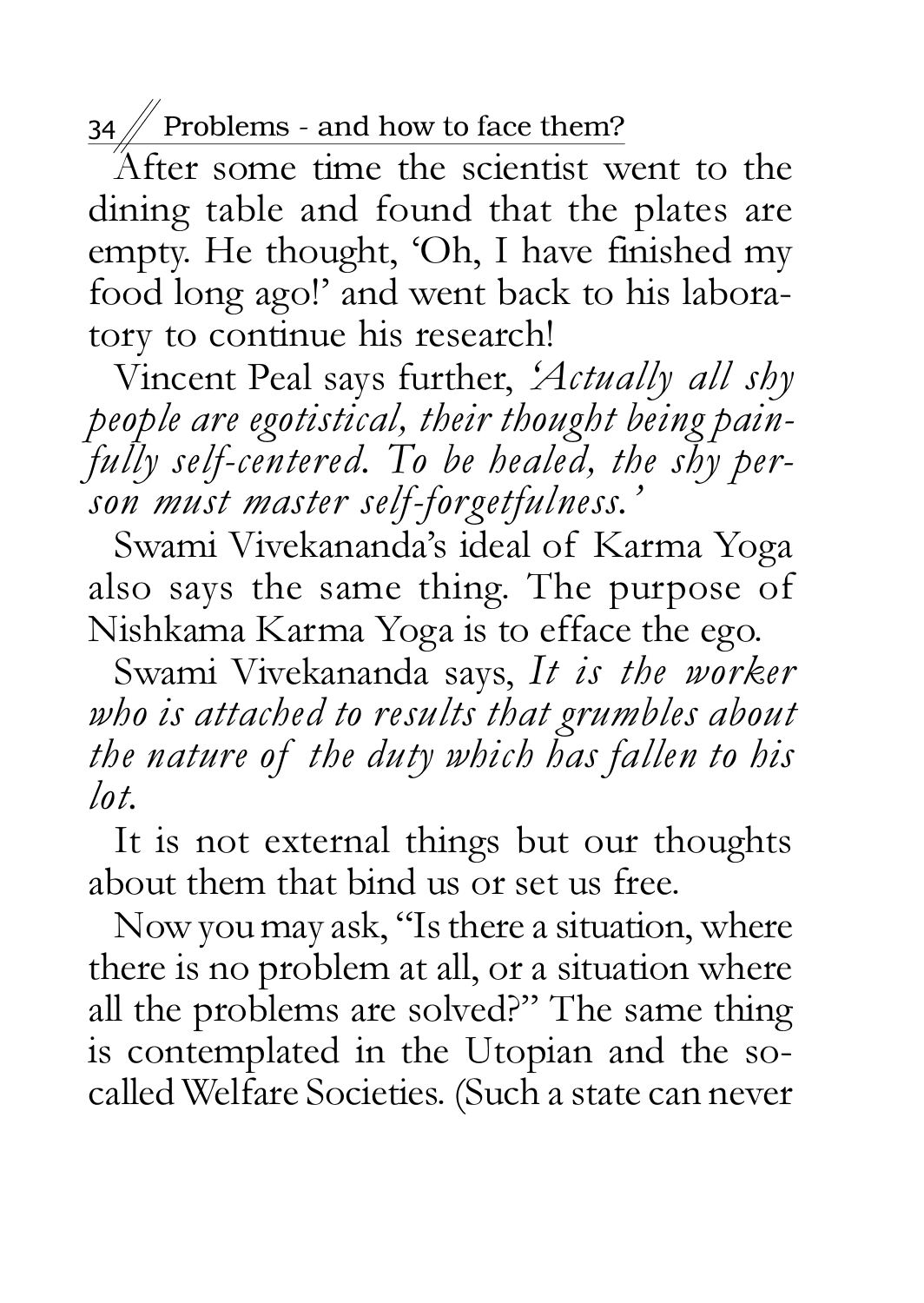After some time the scientist went to the dining table and found that the plates are empty. He thought, 'Oh, I have finished my food long ago!' and went back to his laboratory to continue his research!

Vincent Peal says further, *'Actually all shy people are egotistical, their thought being painfully self-centered. To be healed, the shy person must master self-forgetfulness.'*

Swami Vivekananda's ideal of Karma Yoga also says the same thing. The purpose of Nishkama Karma Yoga is to efface the ego.

Swami Vivekananda says, *It is the worker who is attached to results that grumbles about the nature of the duty which has fallen to his lot.*

It is not external things but our thoughts about them that bind us or set us free.

Now you may ask, "Is there a situation, where there is no problem at all, or a situation where all the problems are solved?" The same thing is contemplated in the Utopian and the so-called Welfare Societies. (Such a state can never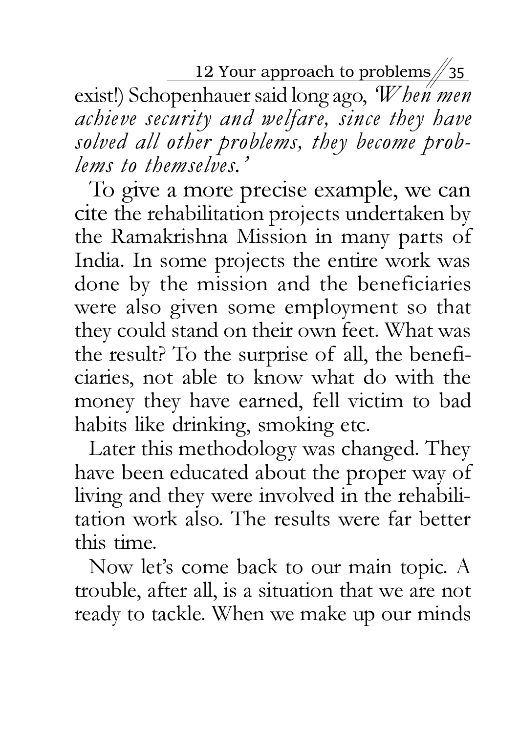exist!) Schopenhauer said long ago, '*When men achieve security and welfare, since they have solved all other problems, they become problems to themselves.*'

To give a more precise example, we can cite the rehabilitation projects undertaken by the Ramakrishna Mission in many parts of India. In some projects the entire work was done by the mission and the beneficiaries were also given some employment so that they could stand on their own feet. What was the result? To the surprise of all, the beneficiaries, not able to know what do with the money they have earned, fell victim to bad habits like drinking, smoking etc.

Later this methodology was changed. They have been educated about the proper way of living and they were involved in the rehabilitation work also. The results were far better this time.

Now let's come back to our main topic. A trouble, after all, is a situation that we are not ready to tackle. When we make up our minds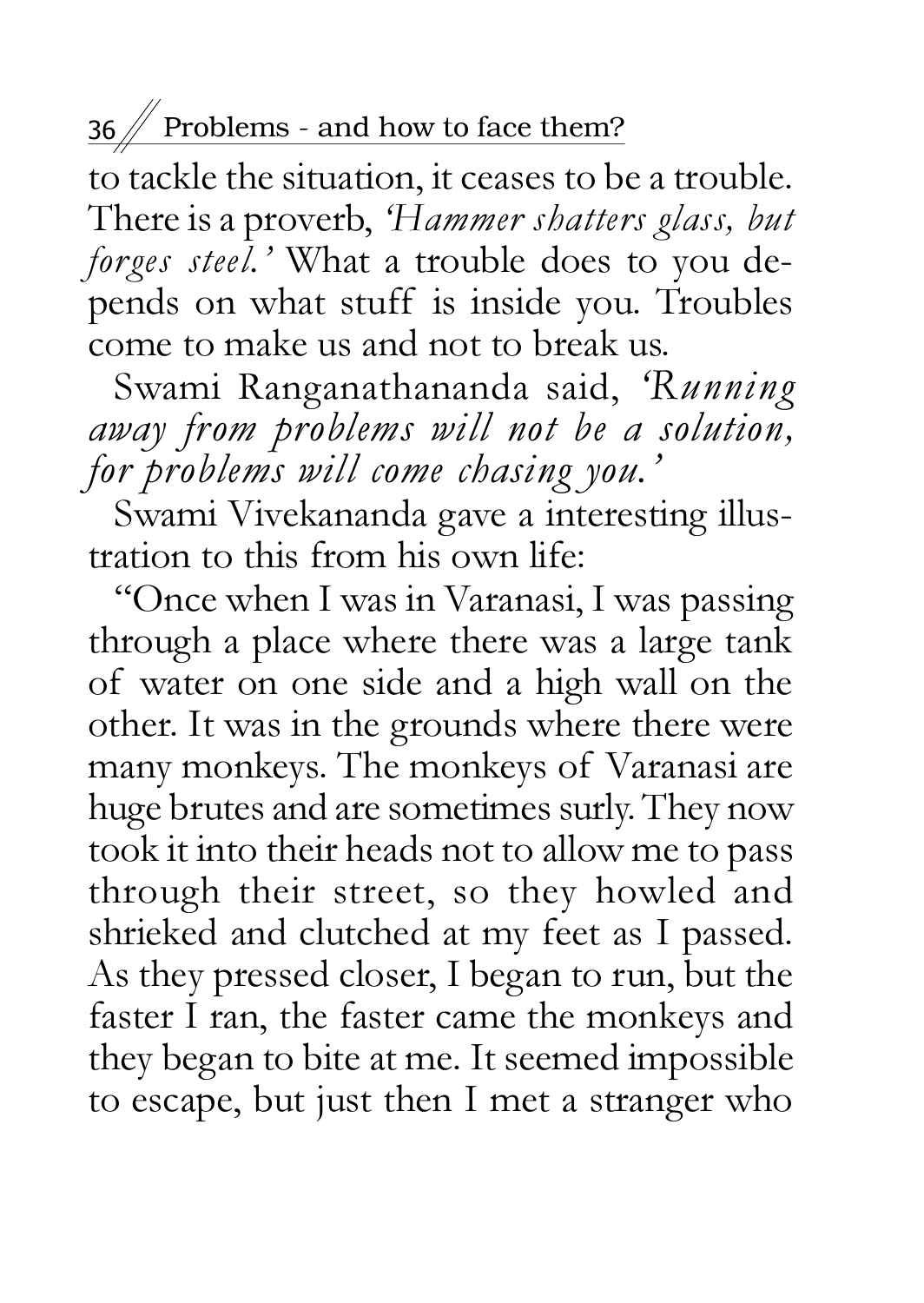to tackle the situation, it ceases to be a trouble. There is a proverb, *'Hammer shatters glass, but forges steel.'* What a trouble does to you depends on what stuff is inside you. Troubles come to make us and not to break us.

Swami Ranganathananda said, *'Running away from problems will not be a solution, for problems will come chasing you.'*

Swami Vivekananda gave a interesting illustration to this from his own life:

"Once when I was in Varanasi, I was passing through a place where there was a large tank of water on one side and a high wall on the other. It was in the grounds where there were many monkeys. The monkeys of Varanasi are huge brutes and are sometimes surly. They now took it into their heads not to allow me to pass through their street, so they howled and shrieked and clutched at my feet as I passed. As they pressed closer, I began to run, but the faster I ran, the faster came the monkeys and they began to bite at me. It seemed impossible to escape, but just then I met a stranger who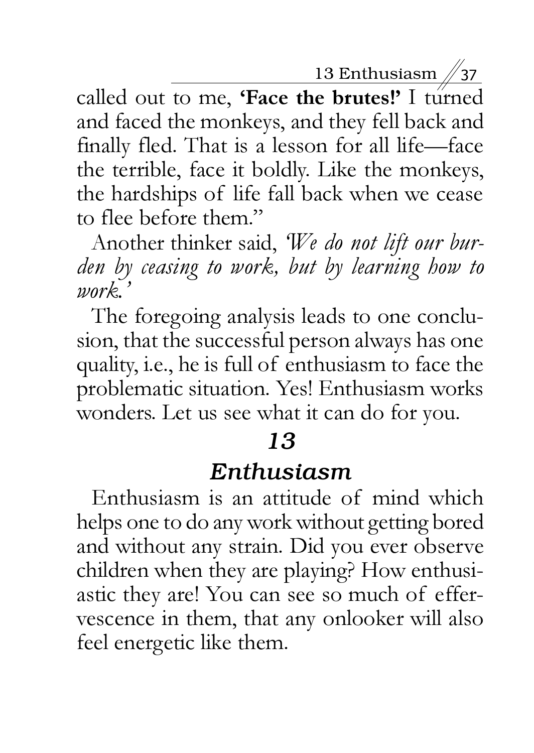called out to me, **'Face the brutes!'** I turned and faced the monkeys, and they fell back and finally fled. That is a lesson for all life—face the terrible, face it boldly. Like the monkeys, the hardships of life fall back when we cease to flee before them."

Another thinker said, *'We do not lift our burden by ceasing to work, but by learning how to work.'*

The foregoing analysis leads to one conclusion, that the successful person always has one quality, i.e., he is full of enthusiasm to face the problematic situation. Yes! Enthusiasm works wonders. Let us see what it can do for you.

## *13*

## *Enthusiasm*

Enthusiasm is an attitude of mind which helps one to do any work without getting bored and without any strain. Did you ever observe children when they are playing? How enthusiastic they are! You can see so much of effervescence in them, that any onlooker will also feel energetic like them.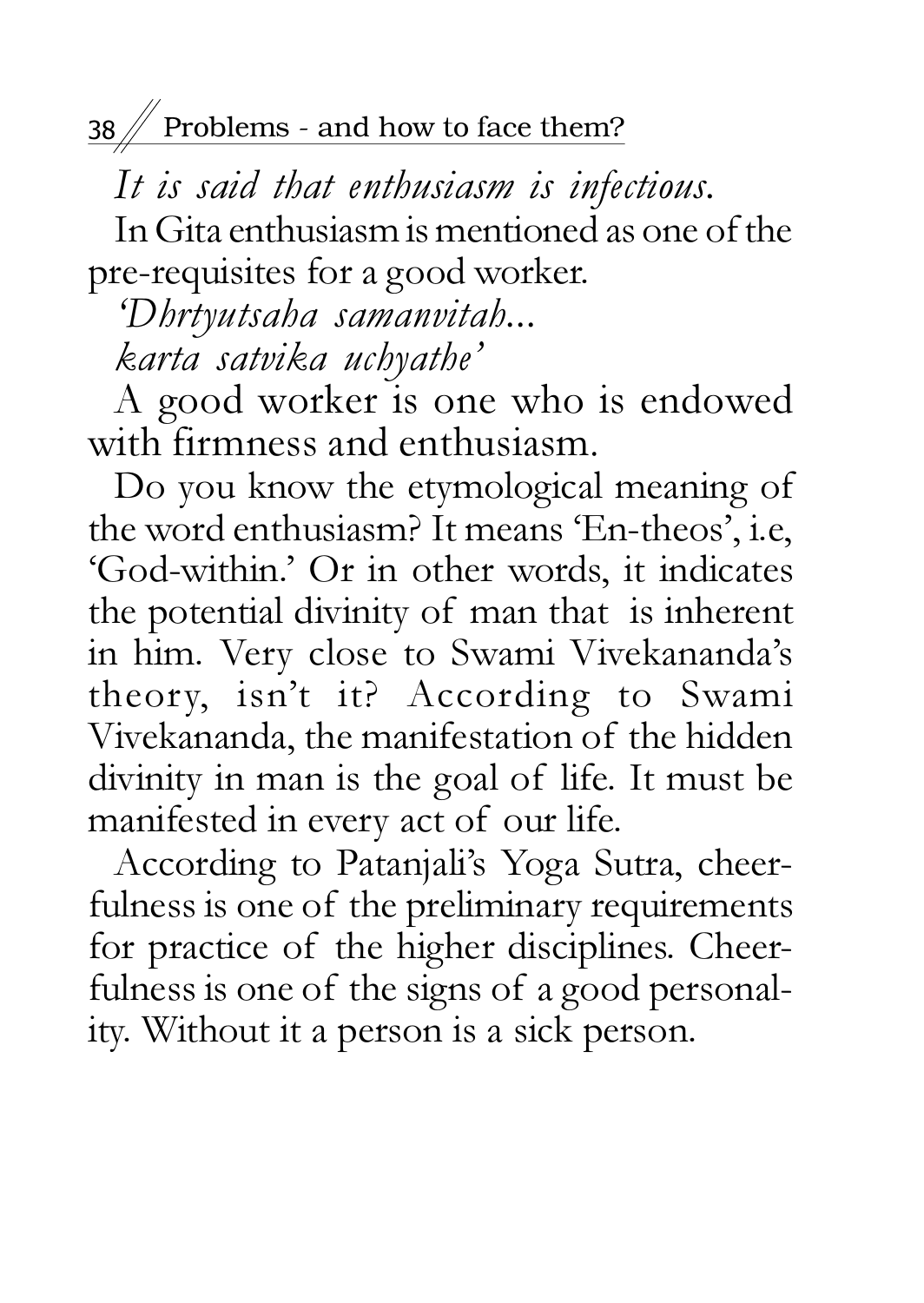*It is said that enthusiasm is infectious.*

In Gita enthusiasm is mentioned as one of the pre-requisites for a good worker.

*'Dhrtyutsaha samanvitah...*
*karta satvika uchyathe'*

A good worker is one who is endowed with firmness and enthusiasm.

Do you know the etymological meaning of the word enthusiasm? It means 'En-theos', i.e, 'God-within.' Or in other words, it indicates the potential divinity of man that is inherent in him. Very close to Swami Vivekananda's theory, isn't it? According to Swami Vivekananda, the manifestation of the hidden divinity in man is the goal of life. It must be manifested in every act of our life.

According to Patanjali's Yoga Sutra, cheerfulness is one of the preliminary requirements for practice of the higher disciplines. Cheerfulness is one of the signs of a good personality. Without it a person is a sick person.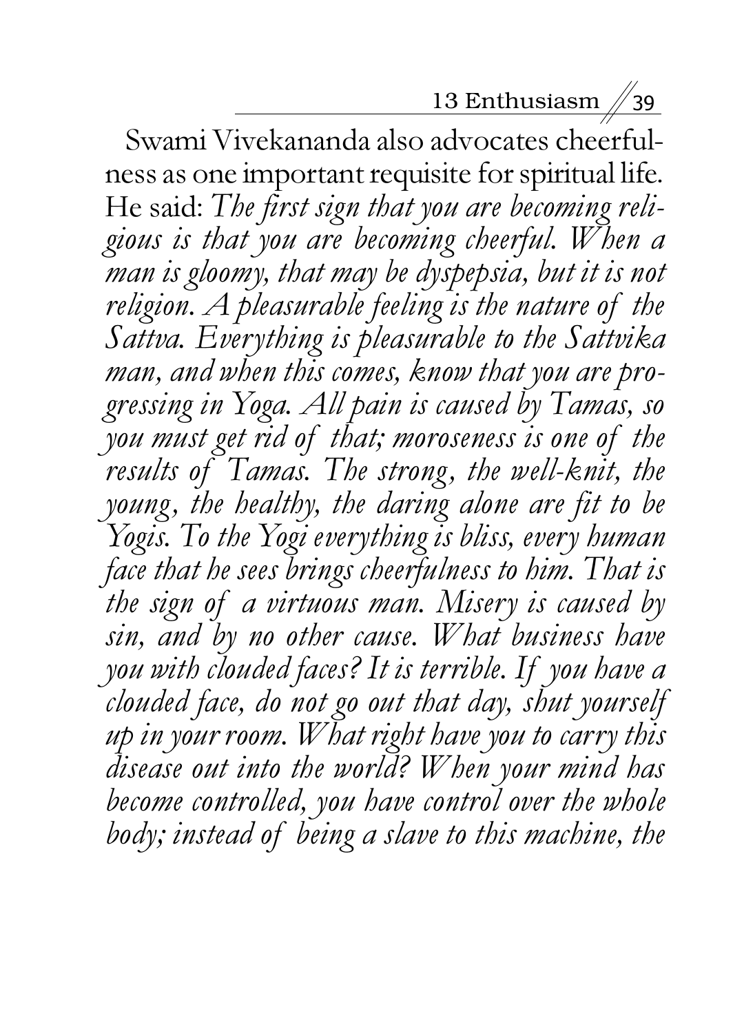Swami Vivekananda also advocates cheerfulness as one important requisite for spiritual life. He said: *The first sign that you are becoming religious is that you are becoming cheerful. When a man is gloomy, that may be dyspepsia, but it is not religion. A pleasurable feeling is the nature of the Sattva. Everything is pleasurable to the Sattvika man, and when this comes, know that you are progressing in Yoga. All pain is caused by Tamas, so you must get rid of that; moroseness is one of the results of Tamas. The strong, the well-knit, the young, the healthy, the daring alone are fit to be Yogis. To the Yogi everything is bliss, every human face that he sees brings cheerfulness to him. That is the sign of a virtuous man. Misery is caused by sin, and by no other cause. What business have you with clouded faces? It is terrible. If you have a clouded face, do not go out that day, shut yourself up in your room. What right have you to carry this disease out into the world? When your mind has become controlled, you have control over the whole body; instead of being a slave to this machine, the*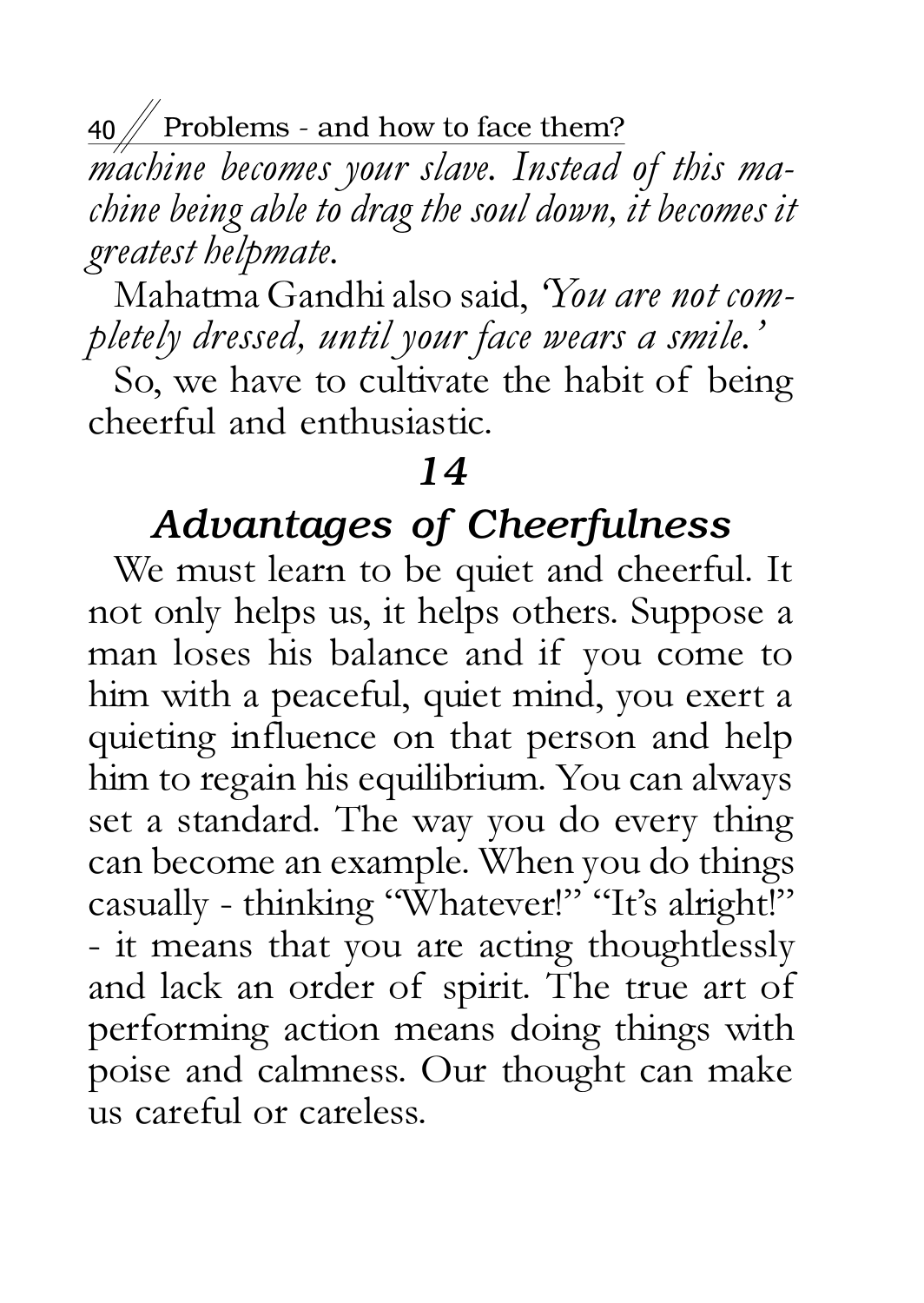*machine becomes your slave. Instead of this machine being able to drag the soul down, it becomes it greatest helpmate.*

Mahatma Gandhi also said, *'You are not completely dressed, until your face wears a smile.'*

So, we have to cultivate the habit of being cheerful and enthusiastic.

## *14*

## *Advantages of Cheerfulness*

We must learn to be quiet and cheerful. It not only helps us, it helps others. Suppose a man loses his balance and if you come to him with a peaceful, quiet mind, you exert a quieting influence on that person and help him to regain his equilibrium. You can always set a standard. The way you do every thing can become an example. When you do things casually - thinking "Whatever!" "It's alright!" - it means that you are acting thoughtlessly and lack an order of spirit. The true art of performing action means doing things with poise and calmness. Our thought can make us careful or careless.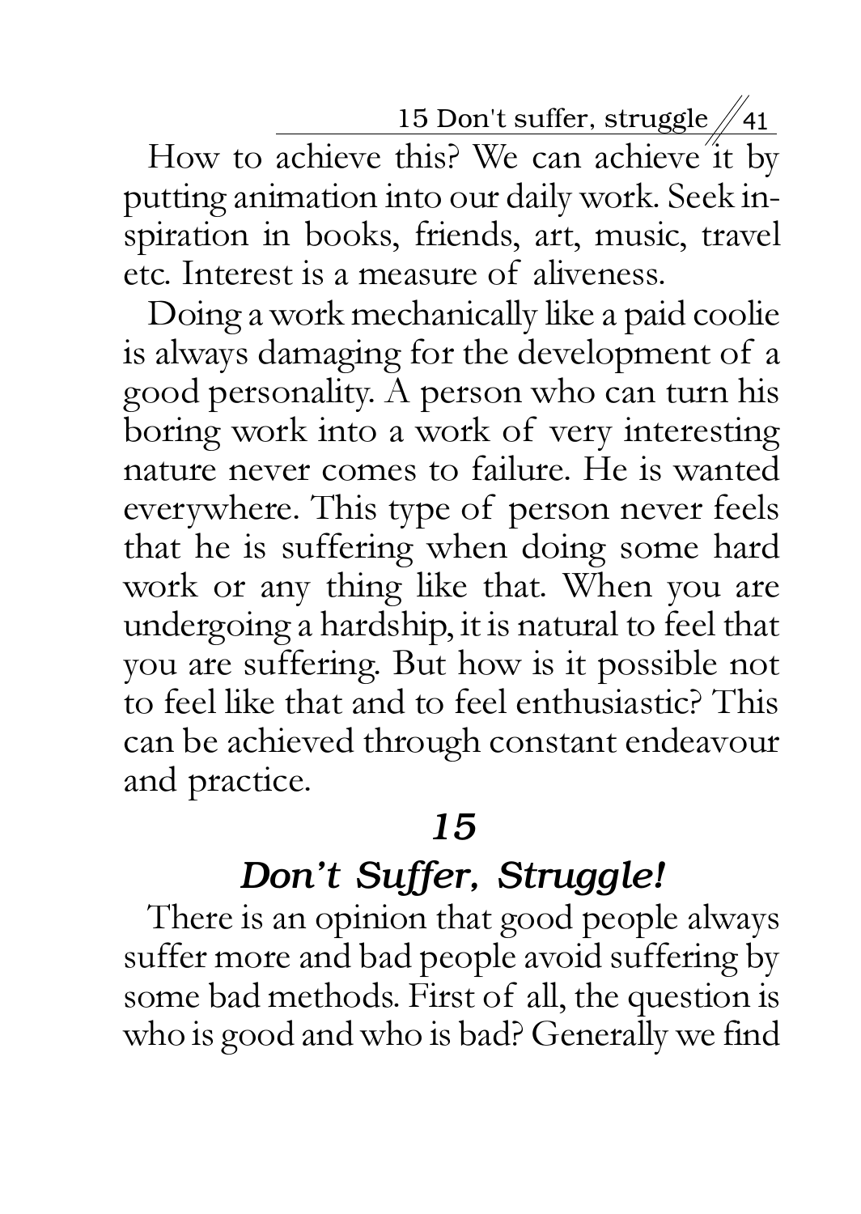How to achieve this? We can achieve it by putting animation into our daily work. Seek inspiration in books, friends, art, music, travel etc. Interest is a measure of aliveness.

Doing a work mechanically like a paid coolie is always damaging for the development of a good personality. A person who can turn his boring work into a work of very interesting nature never comes to failure. He is wanted everywhere. This type of person never feels that he is suffering when doing some hard work or any thing like that. When you are undergoing a hardship, it is natural to feel that you are suffering. But how is it possible not to feel like that and to feel enthusiastic? This can be achieved through constant endeavour and practice.

## *15*

## *Don't Suffer, Struggle!*

There is an opinion that good people always suffer more and bad people avoid suffering by some bad methods. First of all, the question is who is good and who is bad? Generally we find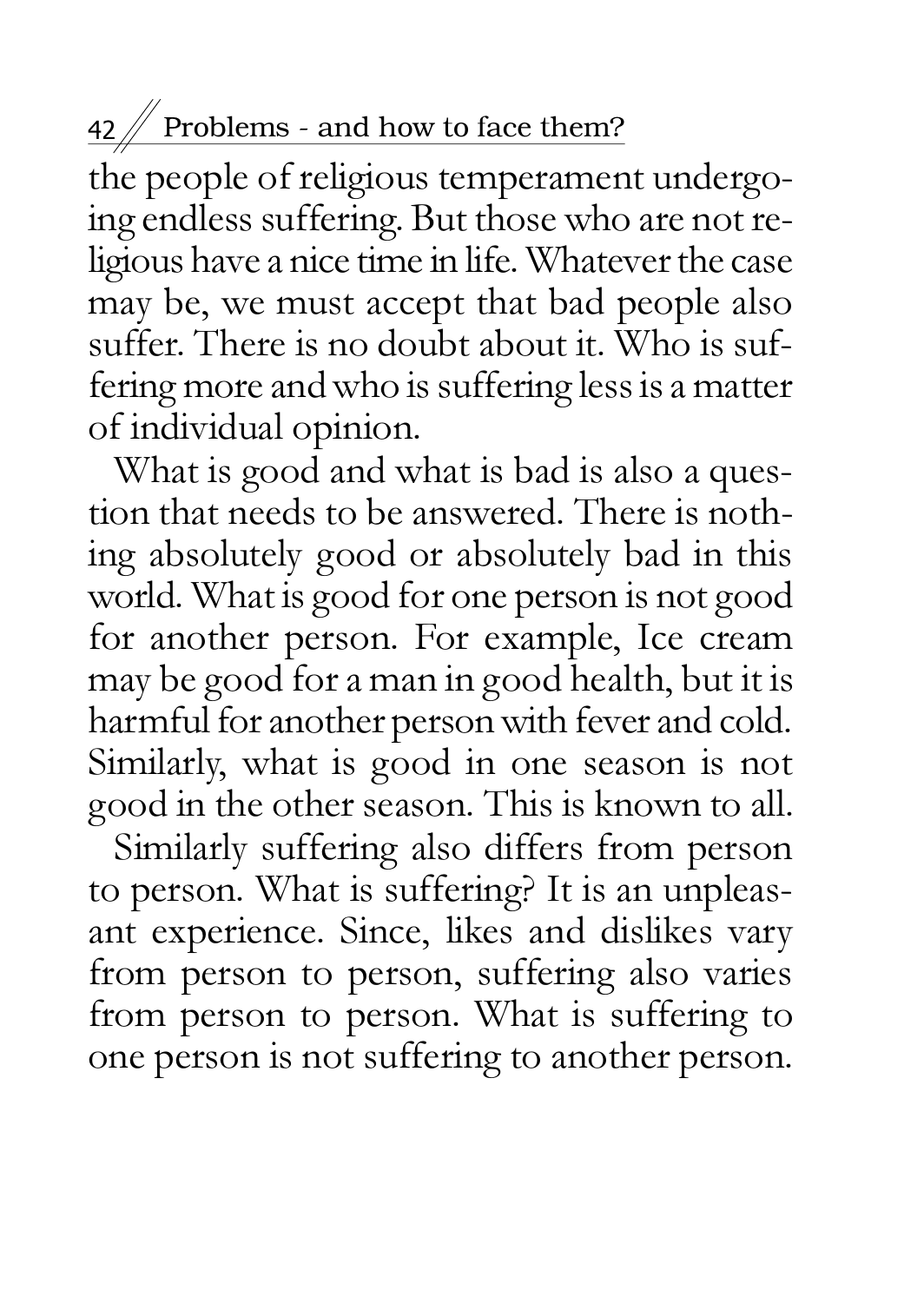the people of religious temperament undergoing endless suffering. But those who are not religious have a nice time in life. Whatever the case may be, we must accept that bad people also suffer. There is no doubt about it. Who is suffering more and who is suffering less is a matter of individual opinion.

What is good and what is bad is also a question that needs to be answered. There is nothing absolutely good or absolutely bad in this world. What is good for one person is not good for another person. For example, Ice cream may be good for a man in good health, but it is harmful for another person with fever and cold. Similarly, what is good in one season is not good in the other season. This is known to all.

Similarly suffering also differs from person to person. What is suffering? It is an unpleasant experience. Since, likes and dislikes vary from person to person, suffering also varies from person to person. What is suffering to one person is not suffering to another person.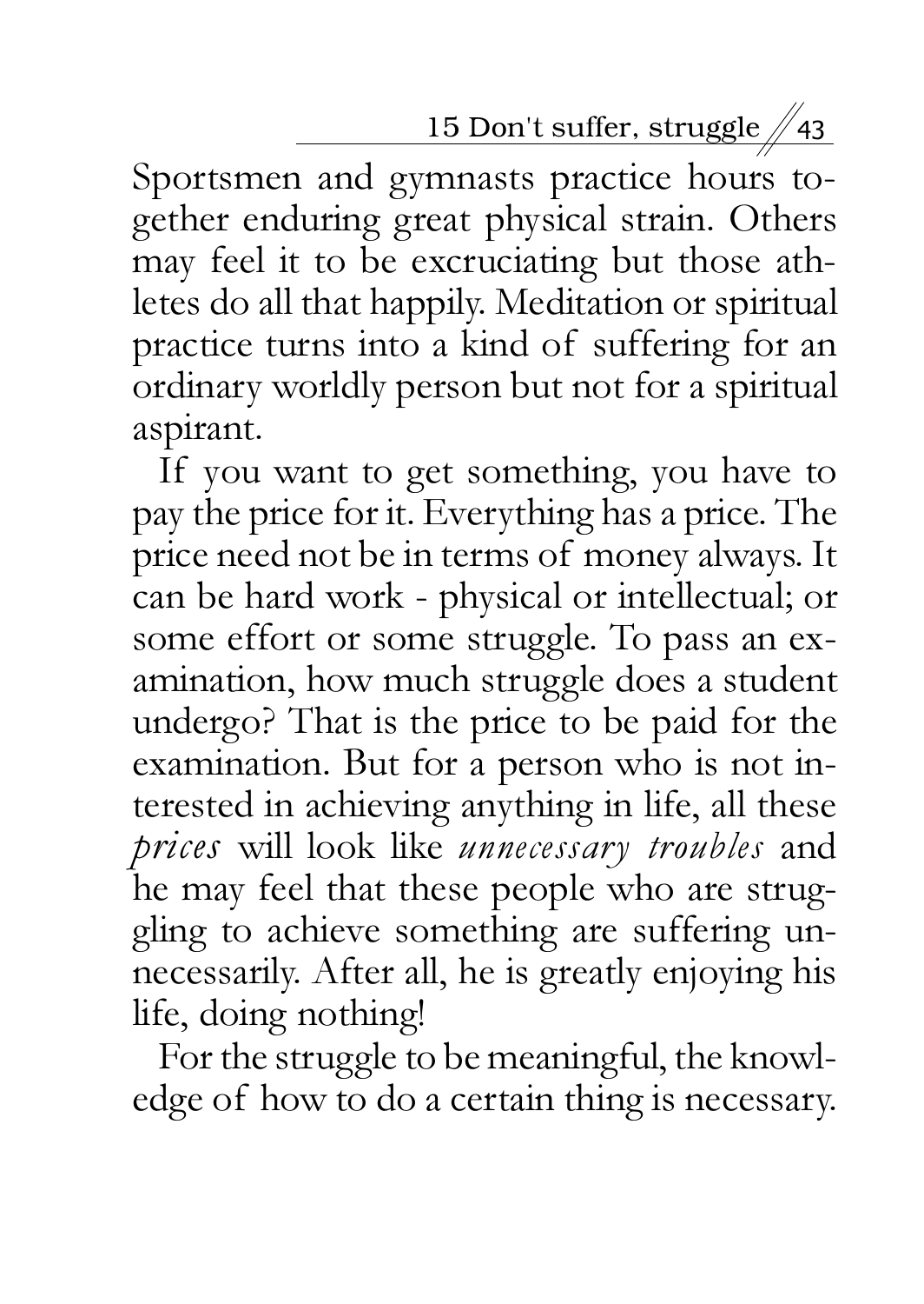Sportsmen and gymnasts practice hours together enduring great physical strain. Others may feel it to be excruciating but those athletes do all that happily. Meditation or spiritual practice turns into a kind of suffering for an ordinary worldly person but not for a spiritual aspirant.

If you want to get something, you have to pay the price for it. Everything has a price. The price need not be in terms of money always. It can be hard work - physical or intellectual; or some effort or some struggle. To pass an examination, how much struggle does a student undergo? That is the price to be paid for the examination. But for a person who is not interested in achieving anything in life, all these *prices* will look like *unnecessary troubles* and he may feel that these people who are struggling to achieve something are suffering unnecessarily. After all, he is greatly enjoying his life, doing nothing!

For the struggle to be meaningful, the knowledge of how to do a certain thing is necessary.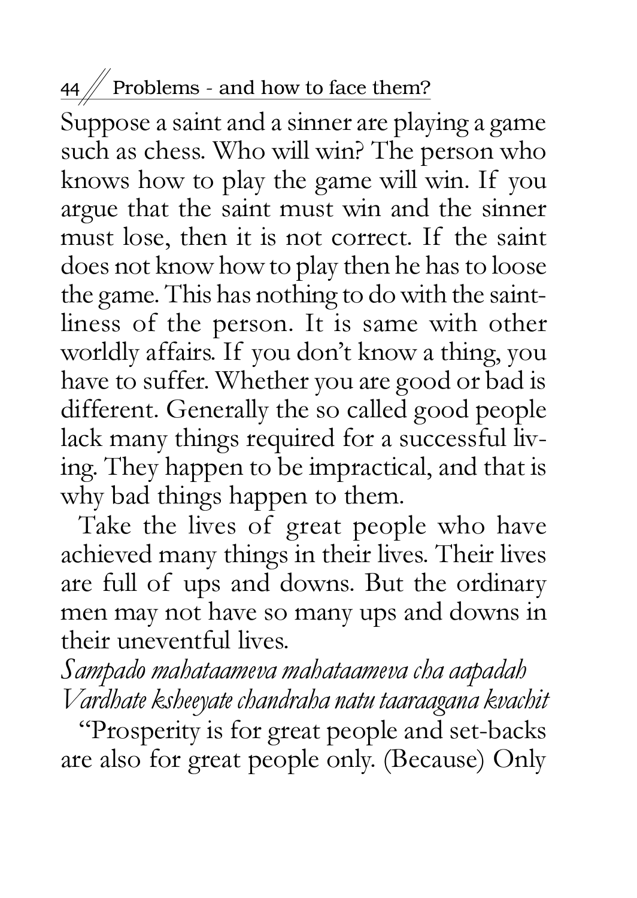Suppose a saint and a sinner are playing a game such as chess. Who will win? The person who knows how to play the game will win. If you argue that the saint must win and the sinner must lose, then it is not correct. If the saint does not know how to play then he has to loose the game. This has nothing to do with the saintliness of the person. It is same with other worldly affairs. If you don't know a thing, you have to suffer. Whether you are good or bad is different. Generally the so called good people lack many things required for a successful living. They happen to be impractical, and that is why bad things happen to them.

Take the lives of great people who have achieved many things in their lives. Their lives are full of ups and downs. But the ordinary men may not have so many ups and downs in their uneventful lives.

*Sampado mahataameva mahataameva cha aapadah*
*Vardhate ksheeyate chandraha natu taaraagana kvachit*

"Prosperity is for great people and set-backs are also for great people only. (Because) Only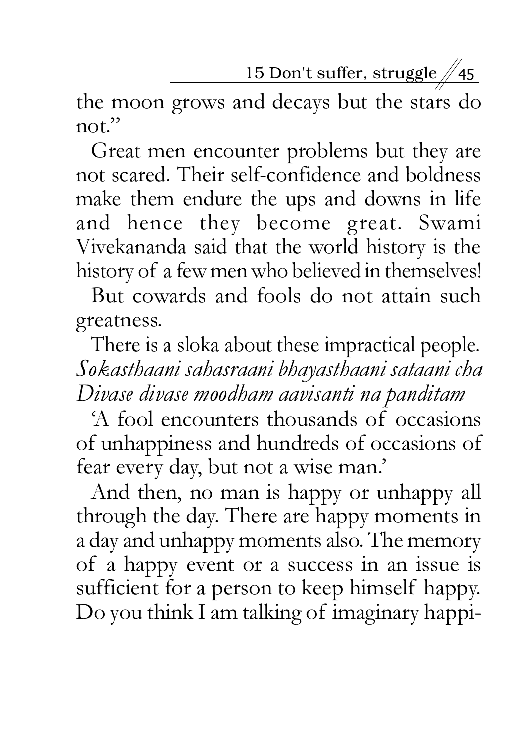the moon grows and decays but the stars do not."

Great men encounter problems but they are not scared. Their self-confidence and boldness make them endure the ups and downs in life and hence they become great. Swami Vivekananda said that the world history is the history of a few men who believed in themselves!

But cowards and fools do not attain such greatness.

There is a sloka about these impractical people.

*Sokasthaani sahasraani bhayasthaani sataani cha*
*Divase divase moodham aavisanti na panditam*

'A fool encounters thousands of occasions of unhappiness and hundreds of occasions of fear every day, but not a wise man.'

And then, no man is happy or unhappy all through the day. There are happy moments in a day and unhappy moments also. The memory of a happy event or a success in an issue is sufficient for a person to keep himself happy. Do you think I am talking of imaginary happi-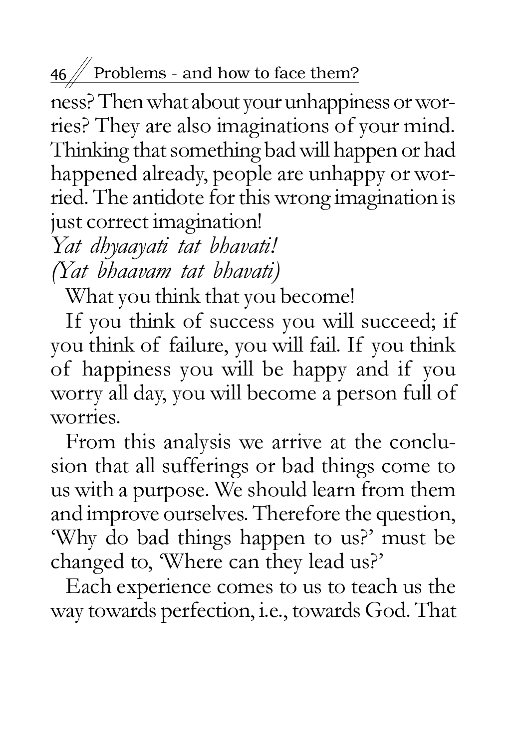ness? Then what about your unhappiness or worries? They are also imaginations of your mind. Thinking that something bad will happen or had happened already, people are unhappy or worried. The antidote for this wrong imagination is just correct imagination!

*Yat dhyaayati tat bhavati!*
*(Yat bhaavam tat bhavati)*

What you think that you become!

If you think of success you will succeed; if you think of failure, you will fail. If you think of happiness you will be happy and if you worry all day, you will become a person full of worries.

From this analysis we arrive at the conclusion that all sufferings or bad things come to us with a purpose. We should learn from them and improve ourselves. Therefore the question, 'Why do bad things happen to us?' must be changed to, 'Where can they lead us?'

Each experience comes to us to teach us the way towards perfection, i.e., towards God. That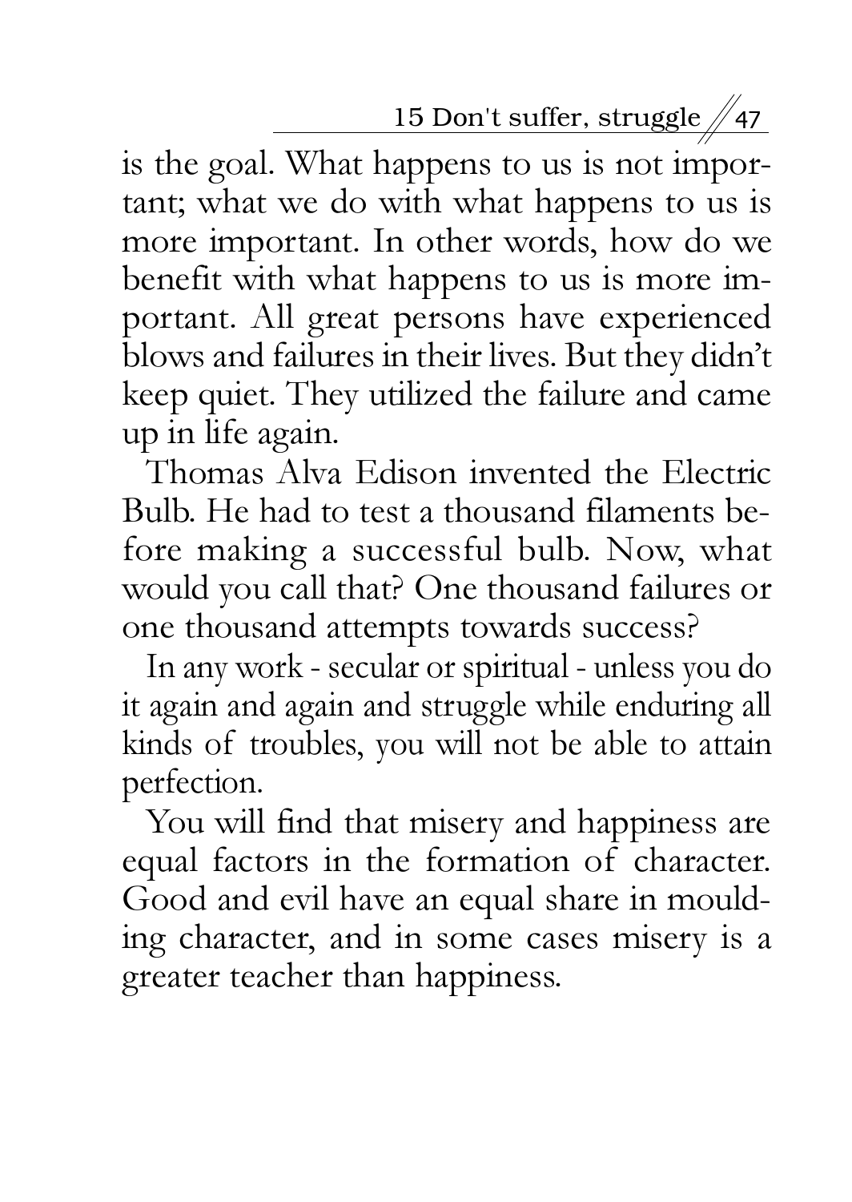is the goal. What happens to us is not important; what we do with what happens to us is more important. In other words, how do we benefit with what happens to us is more important. All great persons have experienced blows and failures in their lives. But they didn't keep quiet. They utilized the failure and came up in life again.

Thomas Alva Edison invented the Electric Bulb. He had to test a thousand filaments before making a successful bulb. Now, what would you call that? One thousand failures or one thousand attempts towards success?

In any work - secular or spiritual - unless you do it again and again and struggle while enduring all kinds of troubles, you will not be able to attain perfection.

You will find that misery and happiness are equal factors in the formation of character. Good and evil have an equal share in moulding character, and in some cases misery is a greater teacher than happiness.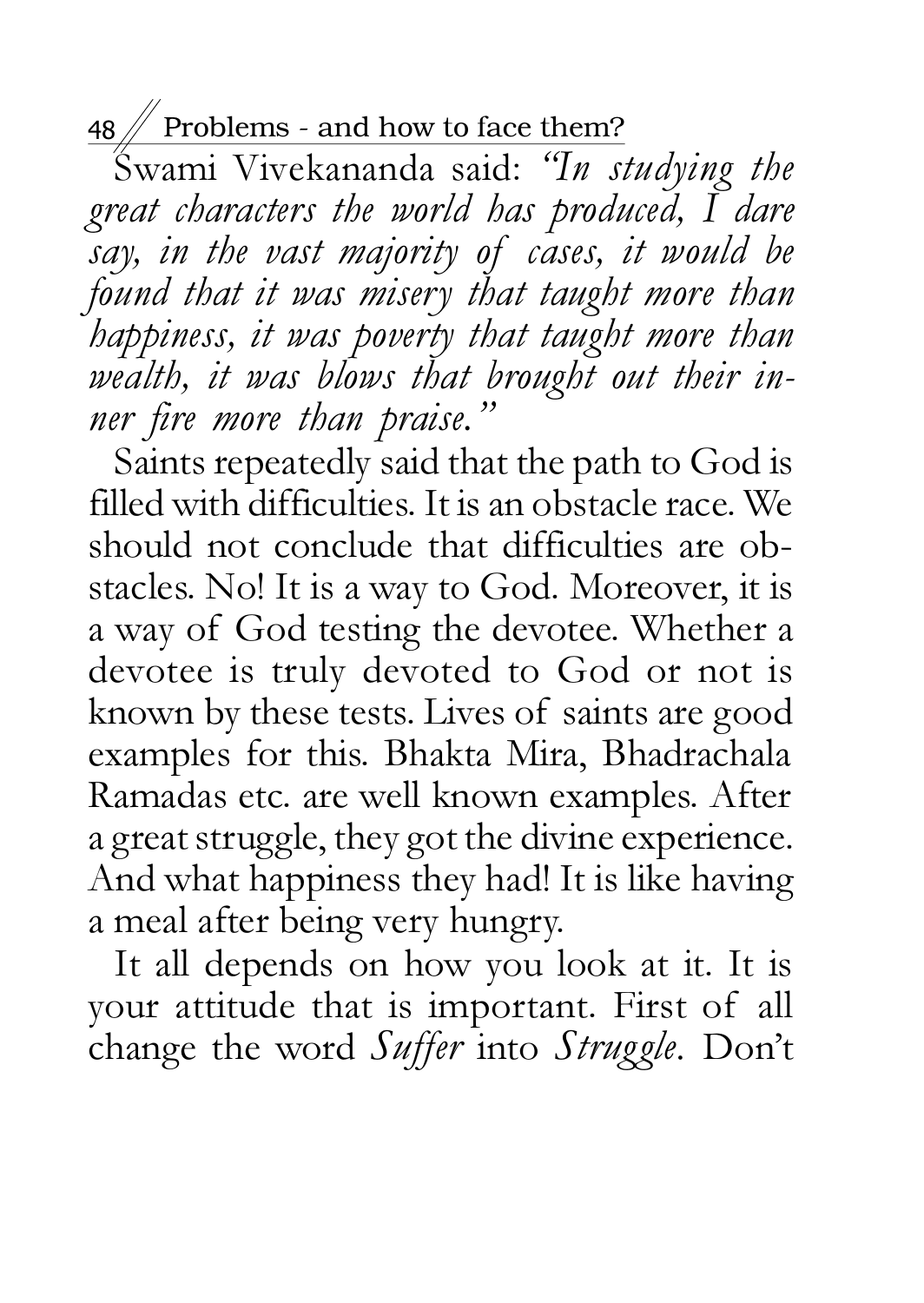Swami Vivekananda said: *"In studying the great characters the world has produced, I dare say, in the vast majority of cases, it would be found that it was misery that taught more than happiness, it was poverty that taught more than wealth, it was blows that brought out their inner fire more than praise."*

Saints repeatedly said that the path to God is filled with difficulties. It is an obstacle race. We should not conclude that difficulties are obstacles. No! It is a way to God. Moreover, it is a way of God testing the devotee. Whether a devotee is truly devoted to God or not is known by these tests. Lives of saints are good examples for this. Bhakta Mira, Bhadrachala Ramadas etc. are well known examples. After a great struggle, they got the divine experience. And what happiness they had! It is like having a meal after being very hungry.

It all depends on how you look at it. It is your attitude that is important. First of all change the word *Suffer* into *Struggle*. Don't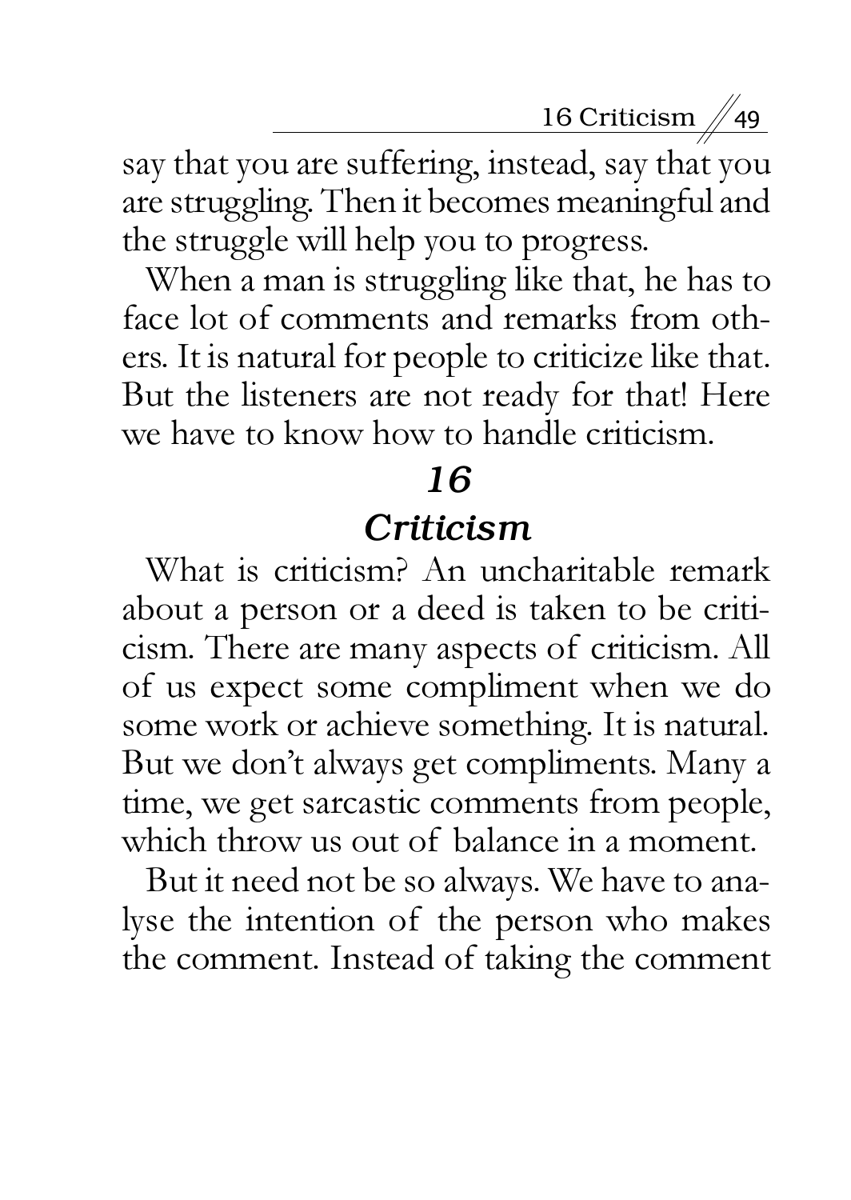say that you are suffering, instead, say that you are struggling. Then it becomes meaningful and the struggle will help you to progress.

When a man is struggling like that, he has to face lot of comments and remarks from others. It is natural for people to criticize like that. But the listeners are not ready for that! Here we have to know how to handle criticism.

## *16*

## *Criticism*

What is criticism? An uncharitable remark about a person or a deed is taken to be criticism. There are many aspects of criticism. All of us expect some compliment when we do some work or achieve something. It is natural. But we don't always get compliments. Many a time, we get sarcastic comments from people, which throw us out of balance in a moment.

But it need not be so always. We have to analyse the intention of the person who makes the comment. Instead of taking the comment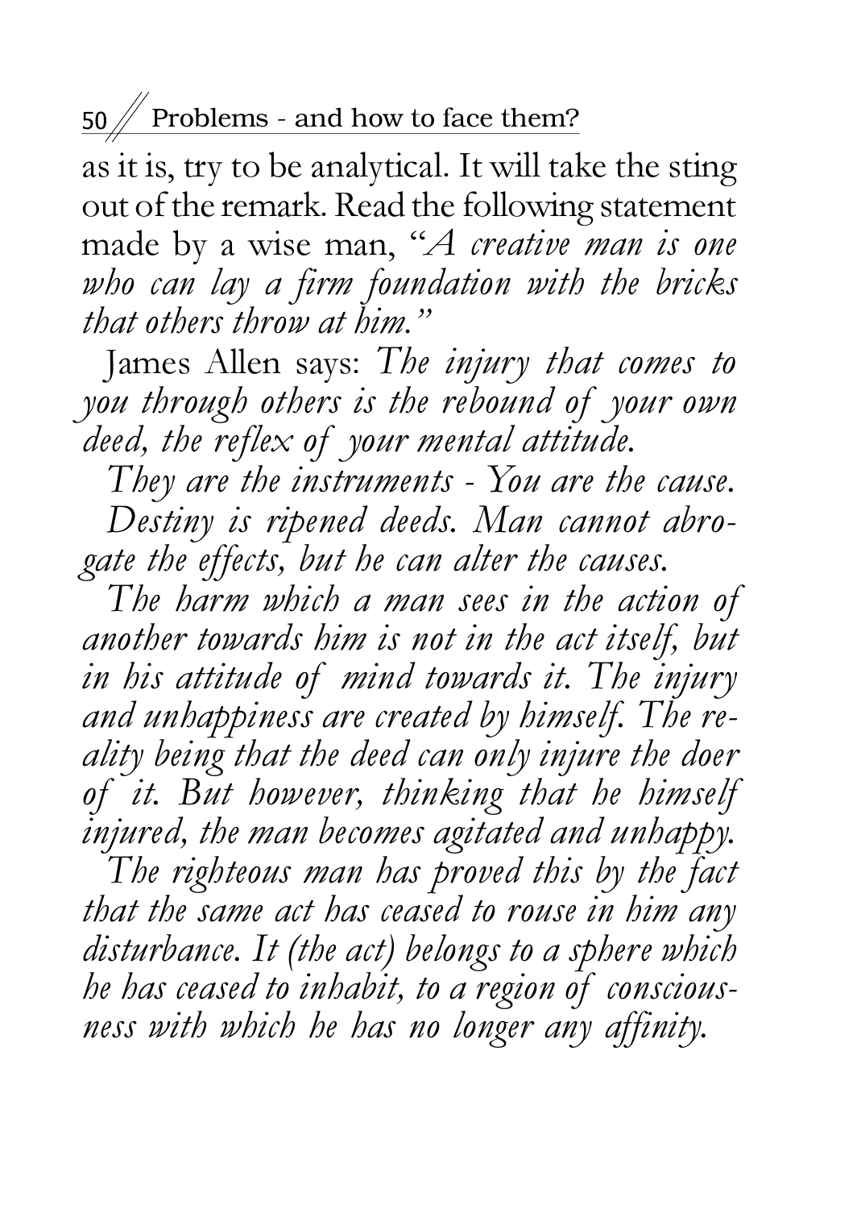as it is, try to be analytical. It will take the sting out of the remark. Read the following statement made by a wise man, "*A creative man is one who can lay a firm foundation with the bricks that others throw at him.*"

James Allen says: *The injury that comes to you through others is the rebound of your own deed, the reflex of your mental attitude.*

*They are the instruments - You are the cause.*

*Destiny is ripened deeds. Man cannot abrogate the effects, but he can alter the causes.*

*The harm which a man sees in the action of another towards him is not in the act itself, but in his attitude of mind towards it. The injury and unhappiness are created by himself. The reality being that the deed can only injure the doer of it. But however, thinking that he himself injured, the man becomes agitated and unhappy.*

*The righteous man has proved this by the fact that the same act has ceased to rouse in him any disturbance. It (the act) belongs to a sphere which he has ceased to inhabit, to a region of consciousness with which he has no longer any affinity.*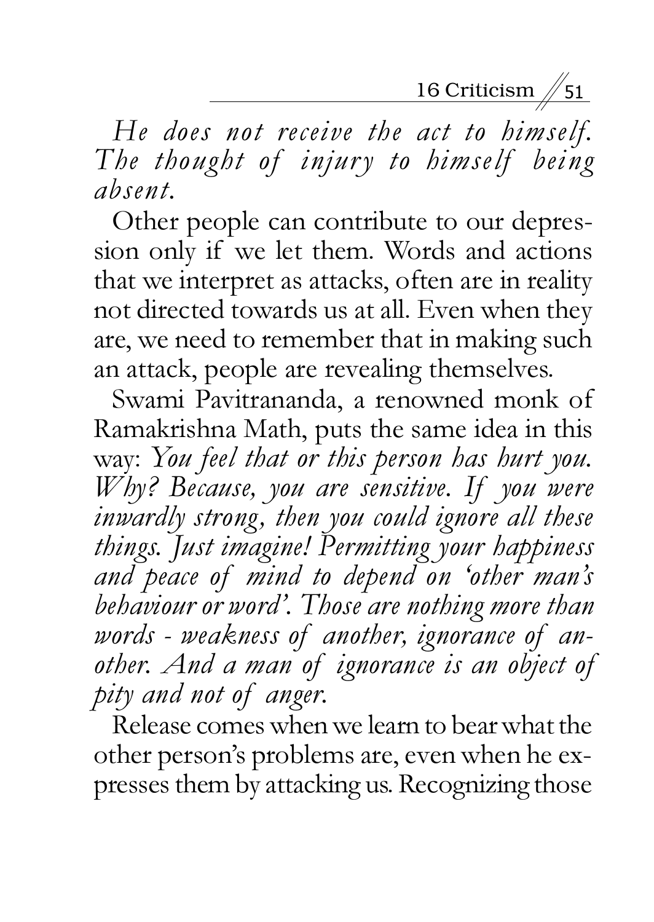*He does not receive the act to himself. The thought of injury to himself being absent.*

Other people can contribute to our depression only if we let them. Words and actions that we interpret as attacks, often are in reality not directed towards us at all. Even when they are, we need to remember that in making such an attack, people are revealing themselves.

Swami Pavitrananda, a renowned monk of Ramakrishna Math, puts the same idea in this way: *You feel that or this person has hurt you. Why? Because, you are sensitive. If you were inwardly strong, then you could ignore all these things. Just imagine! Permitting your happiness and peace of mind to depend on 'other man's behaviour or word'. Those are nothing more than words - weakness of another, ignorance of another. And a man of ignorance is an object of pity and not of anger.*

Release comes when we learn to bear what the other person's problems are, even when he expresses them by attacking us. Recognizing those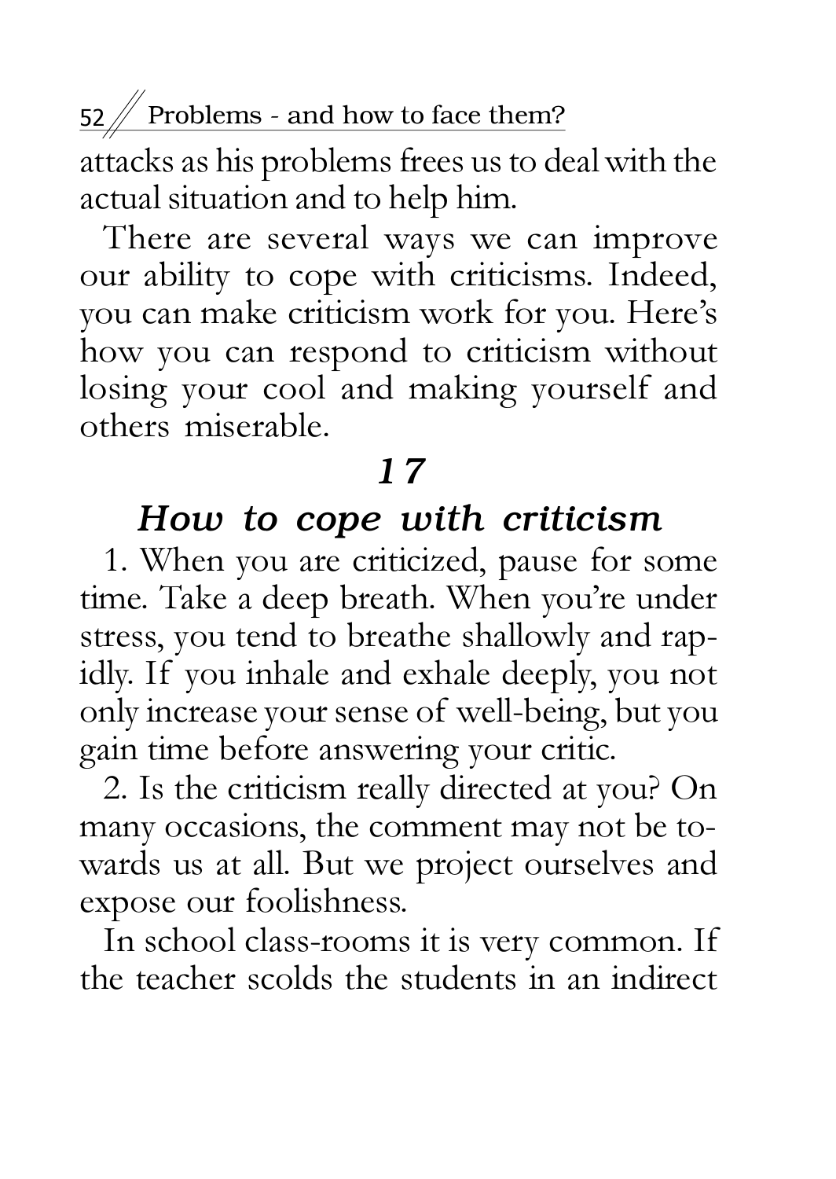attacks as his problems frees us to deal with the actual situation and to help him.

There are several ways we can improve our ability to cope with criticisms. Indeed, you can make criticism work for you. Here's how you can respond to criticism without losing your cool and making yourself and others miserable.

## *17*

## *How to cope with criticism*

1. When you are criticized, pause for some time. Take a deep breath. When you're under stress, you tend to breathe shallowly and rapidly. If you inhale and exhale deeply, you not only increase your sense of well-being, but you gain time before answering your critic.

2. Is the criticism really directed at you? On many occasions, the comment may not be towards us at all. But we project ourselves and expose our foolishness.

In school class-rooms it is very common. If the teacher scolds the students in an indirect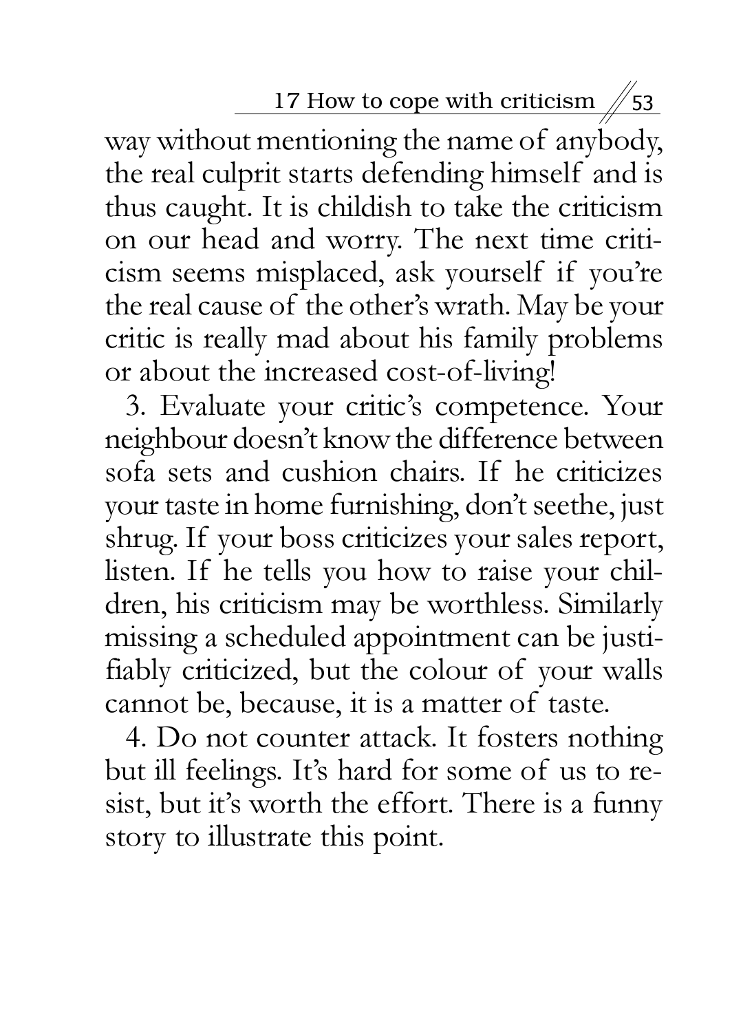way without mentioning the name of anybody, the real culprit starts defending himself and is thus caught. It is childish to take the criticism on our head and worry. The next time criticism seems misplaced, ask yourself if you're the real cause of the other's wrath. May be your critic is really mad about his family problems or about the increased cost-of-living!

3. Evaluate your critic's competence. Your neighbour doesn't know the difference between sofa sets and cushion chairs. If he criticizes your taste in home furnishing, don't seethe, just shrug. If your boss criticizes your sales report, listen. If he tells you how to raise your children, his criticism may be worthless. Similarly missing a scheduled appointment can be justifiably criticized, but the colour of your walls cannot be, because, it is a matter of taste.

4. Do not counter attack. It fosters nothing but ill feelings. It's hard for some of us to resist, but it's worth the effort. There is a funny story to illustrate this point.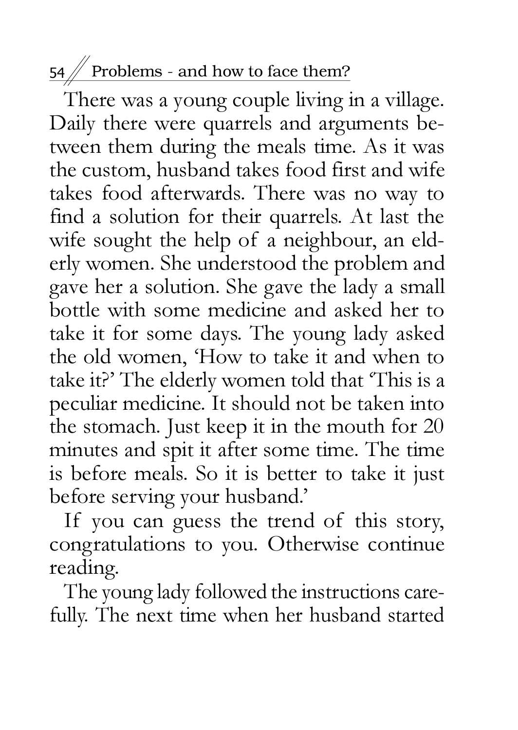There was a young couple living in a village. Daily there were quarrels and arguments between them during the meals time. As it was the custom, husband takes food first and wife takes food afterwards. There was no way to find a solution for their quarrels. At last the wife sought the help of a neighbour, an elderly women. She understood the problem and gave her a solution. She gave the lady a small bottle with some medicine and asked her to take it for some days. The young lady asked the old women, 'How to take it and when to take it?' The elderly women told that 'This is a peculiar medicine. It should not be taken into the stomach. Just keep it in the mouth for 20 minutes and spit it after some time. The time is before meals. So it is better to take it just before serving your husband.'

If you can guess the trend of this story, congratulations to you. Otherwise continue reading.

The young lady followed the instructions carefully. The next time when her husband started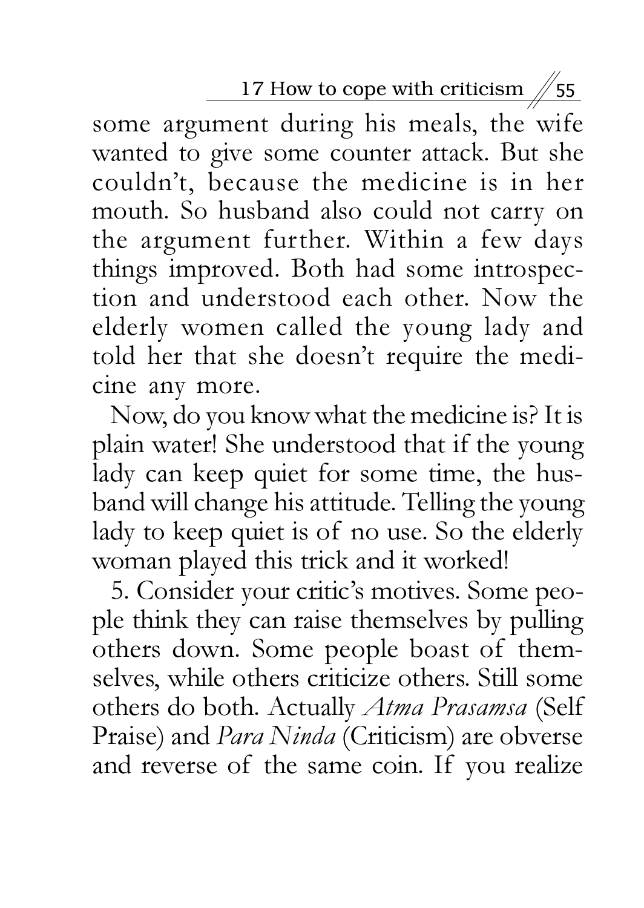some argument during his meals, the wife wanted to give some counter attack. But she couldn't, because the medicine is in her mouth. So husband also could not carry on the argument further. Within a few days things improved. Both had some introspection and understood each other. Now the elderly women called the young lady and told her that she doesn't require the medicine any more.

Now, do you know what the medicine is? It is plain water! She understood that if the young lady can keep quiet for some time, the husband will change his attitude. Telling the young lady to keep quiet is of no use. So the elderly woman played this trick and it worked!

5. Consider your critic's motives. Some people think they can raise themselves by pulling others down. Some people boast of themselves, while others criticize others. Still some others do both. Actually *Atma Prasamsa* (Self Praise) and *Para Ninda* (Criticism) are obverse and reverse of the same coin. If you realize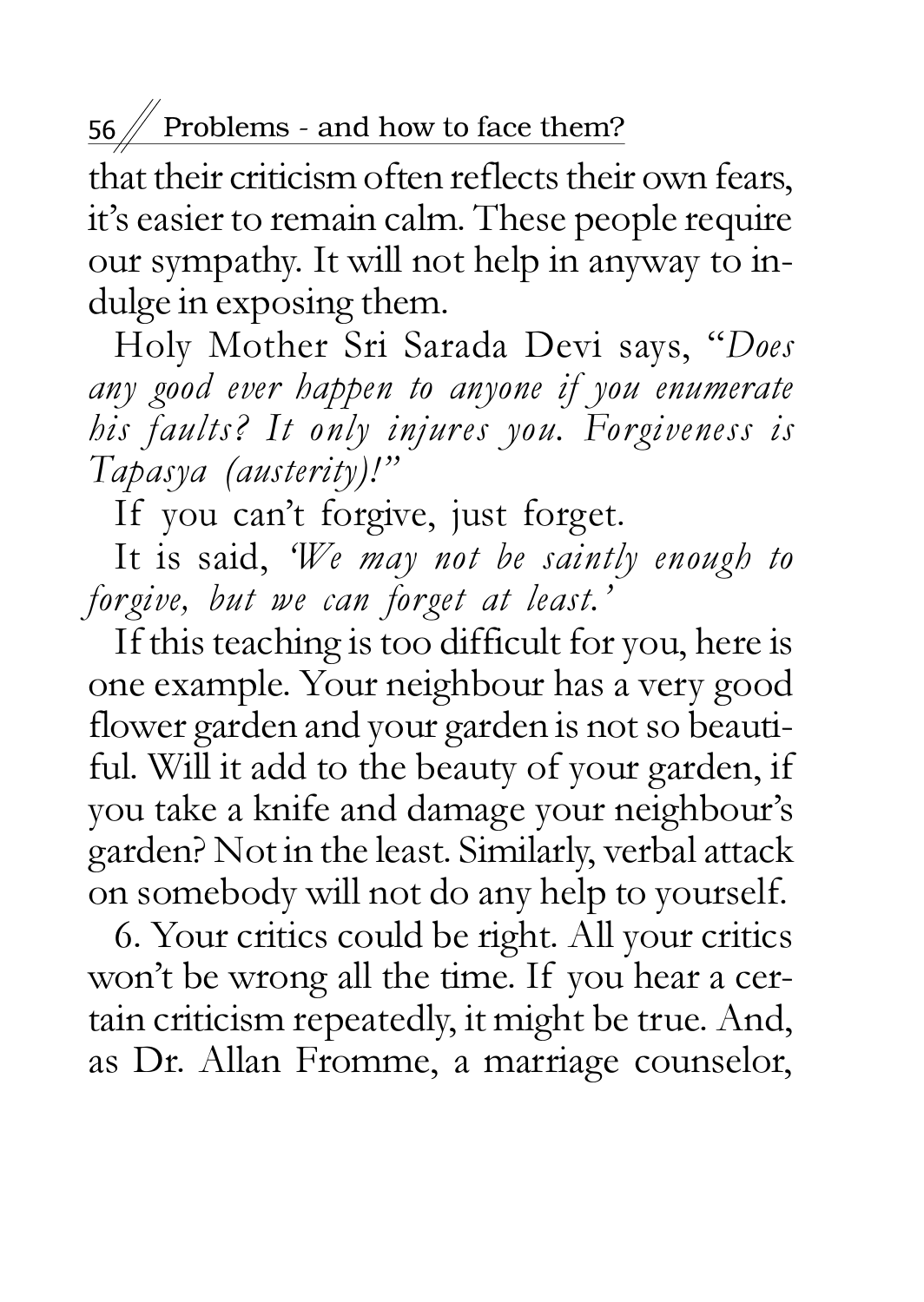that their criticism often reflects their own fears, it's easier to remain calm. These people require our sympathy. It will not help in anyway to indulge in exposing them.

Holy Mother Sri Sarada Devi says, "*Does any good ever happen to anyone if you enumerate his faults? It only injures you. Forgiveness is Tapasya (austerity)!*"

If you can't forgive, just forget.

It is said, *'We may not be saintly enough to forgive, but we can forget at least.'*

If this teaching is too difficult for you, here is one example. Your neighbour has a very good flower garden and your garden is not so beautiful. Will it add to the beauty of your garden, if you take a knife and damage your neighbour's garden? Not in the least. Similarly, verbal attack on somebody will not do any help to yourself.

6. Your critics could be right. All your critics won't be wrong all the time. If you hear a certain criticism repeatedly, it might be true. And, as Dr. Allan Fromme, a marriage counselor,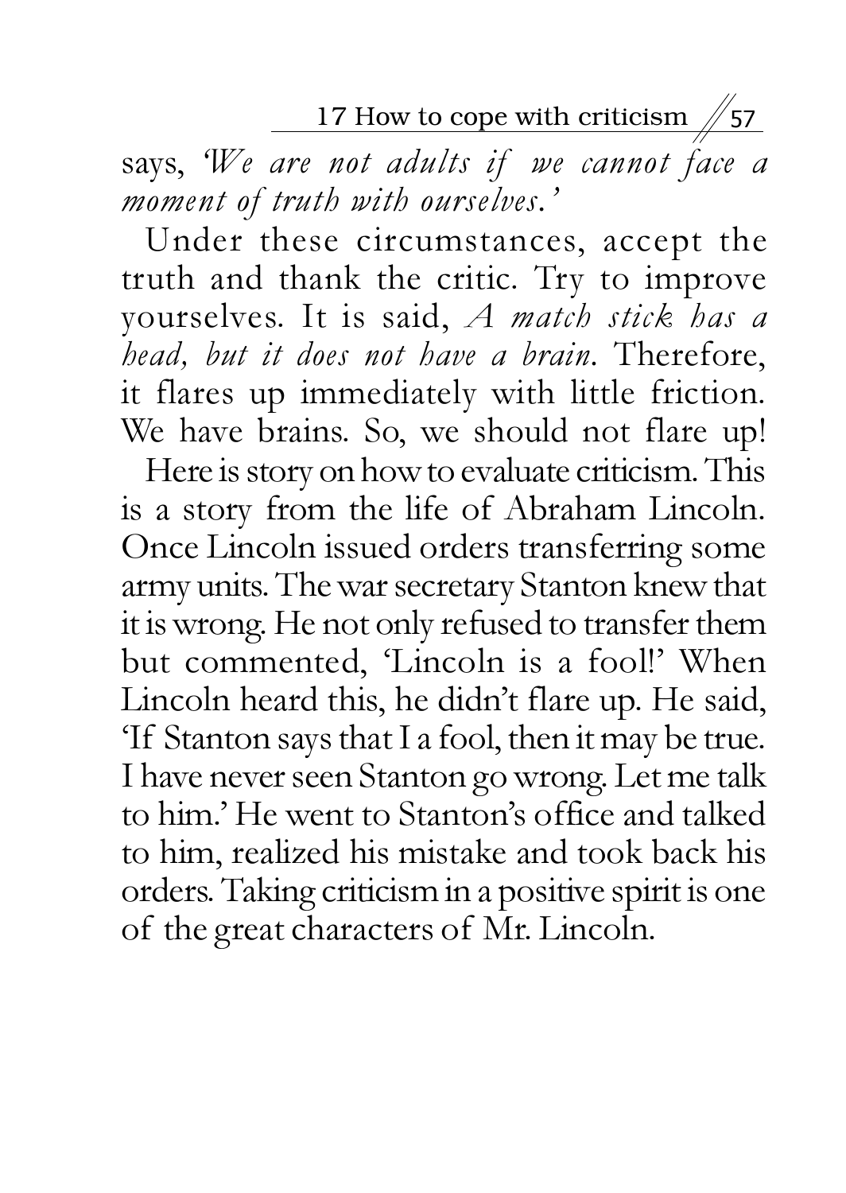says, *'We are not adults if we cannot face a moment of truth with ourselves.'*

Under these circumstances, accept the truth and thank the critic. Try to improve yourselves. It is said, *A match stick has a head, but it does not have a brain*. Therefore, it flares up immediately with little friction. We have brains. So, we should not flare up!

Here is story on how to evaluate criticism. This is a story from the life of Abraham Lincoln. Once Lincoln issued orders transferring some army units. The war secretary Stanton knew that it is wrong. He not only refused to transfer them but commented, 'Lincoln is a fool!' When Lincoln heard this, he didn't flare up. He said, 'If Stanton says that I a fool, then it may be true. I have never seen Stanton go wrong. Let me talk to him.' He went to Stanton's office and talked to him, realized his mistake and took back his orders. Taking criticism in a positive spirit is one of the great characters of Mr. Lincoln.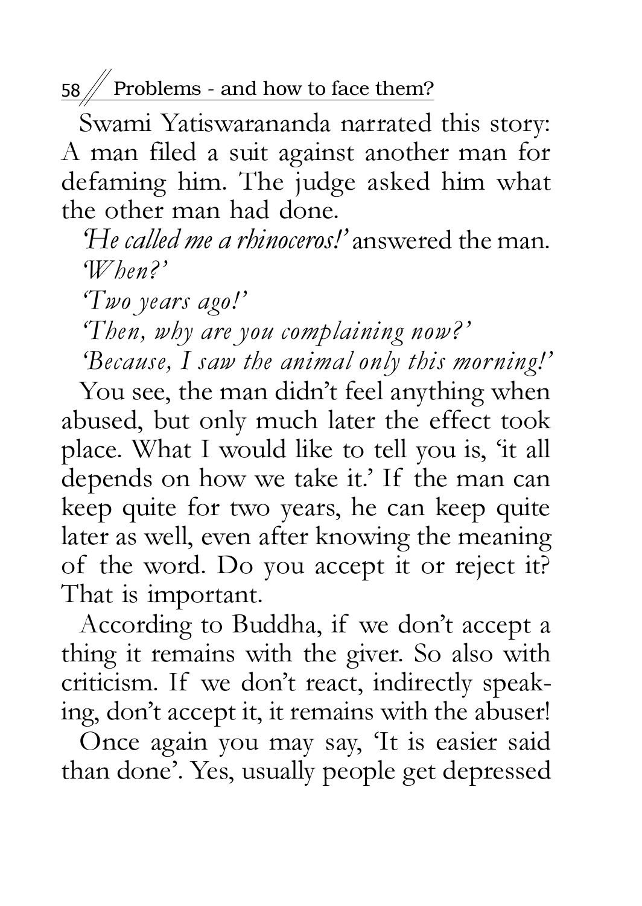Swami Yatiswarananda narrated this story: A man filed a suit against another man for defaming him. The judge asked him what the other man had done.

*'He called me a rhinoceros!'* answered the man.

*'When?'*

*'Two years ago!'*

*'Then, why are you complaining now?'*

*'Because, I saw the animal only this morning!'*

You see, the man didn't feel anything when abused, but only much later the effect took place. What I would like to tell you is, 'it all depends on how we take it.' If the man can keep quite for two years, he can keep quite later as well, even after knowing the meaning of the word. Do you accept it or reject it? That is important.

According to Buddha, if we don't accept a thing it remains with the giver. So also with criticism. If we don't react, indirectly speaking, don't accept it, it remains with the abuser!

Once again you may say, 'It is easier said than done'. Yes, usually people get depressed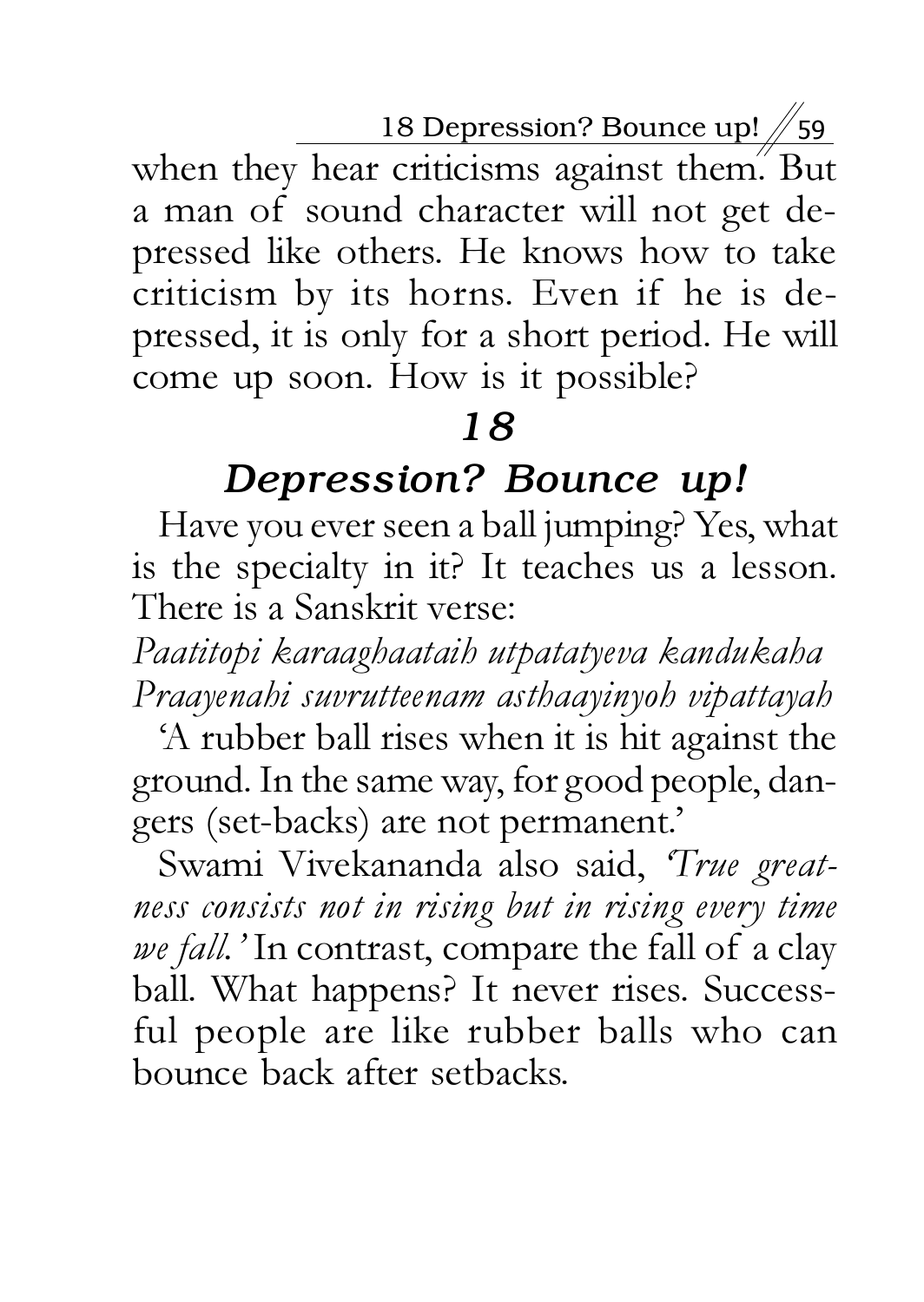when they hear criticisms against them. But a man of sound character will not get depressed like others. He knows how to take criticism by its horns. Even if he is depressed, it is only for a short period. He will come up soon. How is it possible?

## *18*

## *Depression? Bounce up!*

Have you ever seen a ball jumping? Yes, what is the specialty in it? It teaches us a lesson. There is a Sanskrit verse:

*Paatitopi karaaghaataih utpatatyeva kandukaha*
*Praayenahi suvrutteenam asthaayinyoh vipattayah*

'A rubber ball rises when it is hit against the ground. In the same way, for good people, dangers (set-backs) are not permanent.'

Swami Vivekananda also said, *'True greatness consists not in rising but in rising every time we fall.'* In contrast, compare the fall of a clay ball. What happens? It never rises. Successful people are like rubber balls who can bounce back after setbacks.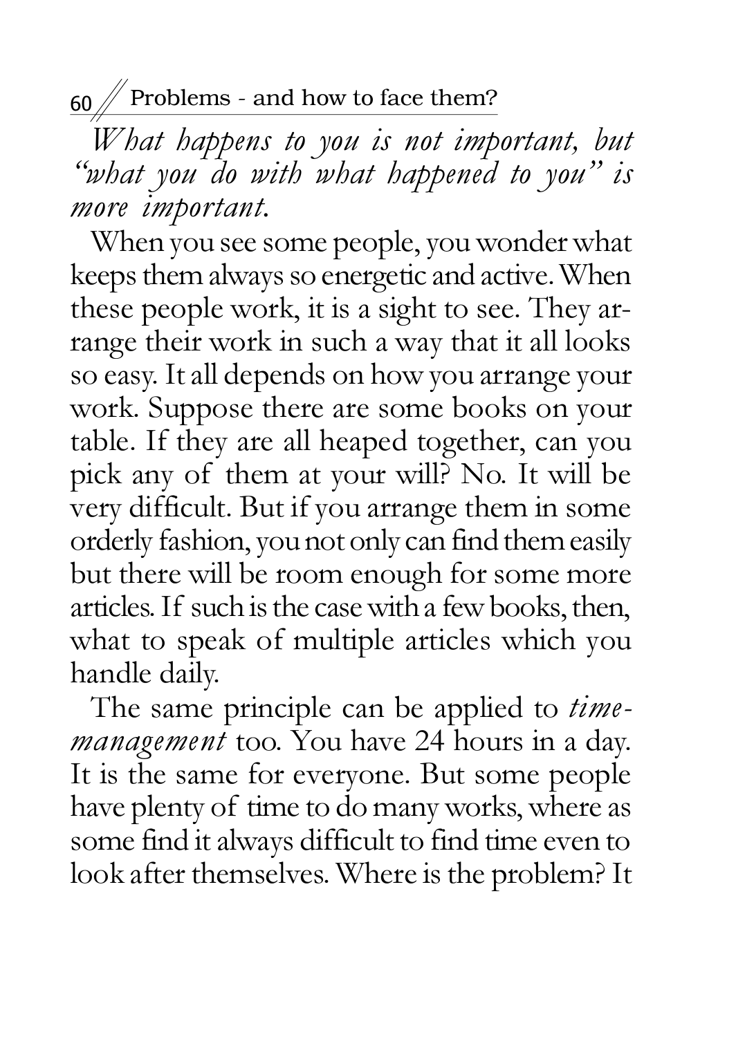*What happens to you is not important, but "what you do with what happened to you" is more important.*

When you see some people, you wonder what keeps them always so energetic and active. When these people work, it is a sight to see. They arrange their work in such a way that it all looks so easy. It all depends on how you arrange your work. Suppose there are some books on your table. If they are all heaped together, can you pick any of them at your will? No. It will be very difficult. But if you arrange them in some orderly fashion, you not only can find them easily but there will be room enough for some more articles. If such is the case with a few books, then, what to speak of multiple articles which you handle daily.

The same principle can be applied to *time-management* too. You have 24 hours in a day. It is the same for everyone. But some people have plenty of time to do many works, where as some find it always difficult to find time even to look after themselves. Where is the problem? It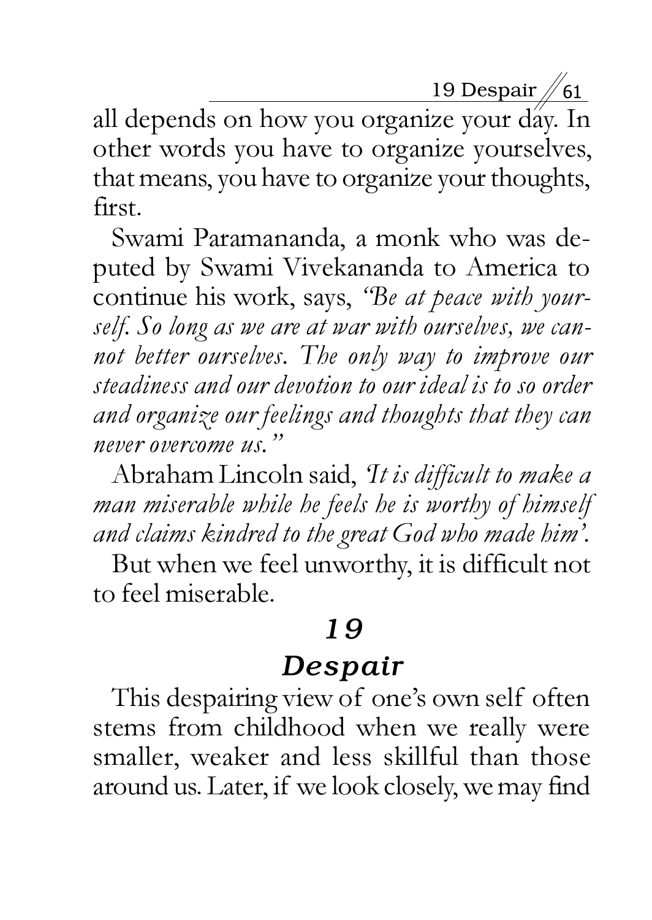all depends on how you organize your day. In other words you have to organize yourselves, that means, you have to organize your thoughts, first.

Swami Paramananda, a monk who was deputed by Swami Vivekananda to America to continue his work, says, *"Be at peace with yourself. So long as we are at war with ourselves, we cannot better ourselves. The only way to improve our steadiness and our devotion to our ideal is to so order and organize our feelings and thoughts that they can never overcome us."*

Abraham Lincoln said, *'It is difficult to make a man miserable while he feels he is worthy of himself and claims kindred to the great God who made him'.*

But when we feel unworthy, it is difficult not to feel miserable.

## *19*

## *Despair*

This despairing view of one's own self often stems from childhood when we really were smaller, weaker and less skillful than those around us. Later, if we look closely, we may find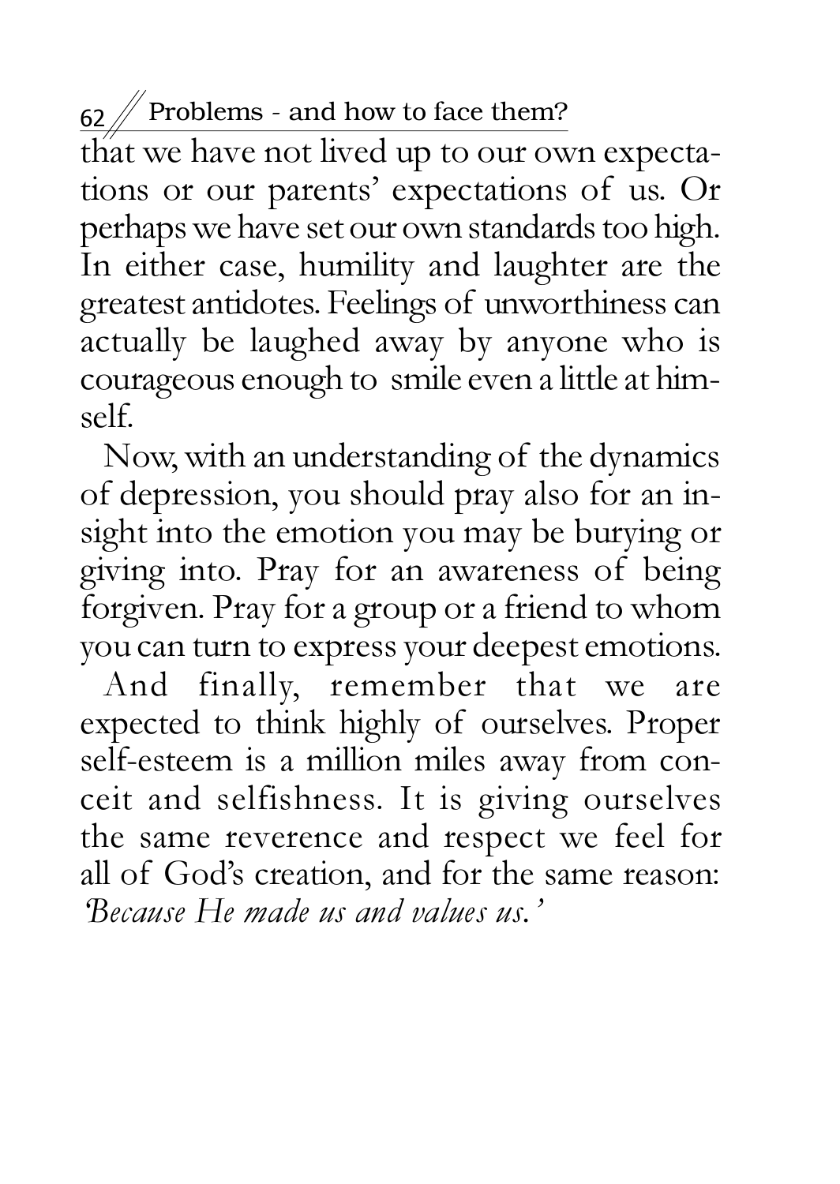that we have not lived up to our own expectations or our parents' expectations of us. Or perhaps we have set our own standards too high. In either case, humility and laughter are the greatest antidotes. Feelings of unworthiness can actually be laughed away by anyone who is courageous enough to smile even a little at himself.

Now, with an understanding of the dynamics of depression, you should pray also for an insight into the emotion you may be burying or giving into. Pray for an awareness of being forgiven. Pray for a group or a friend to whom you can turn to express your deepest emotions.

And finally, remember that we are expected to think highly of ourselves. Proper self-esteem is a million miles away from conceit and selfishness. It is giving ourselves the same reverence and respect we feel for all of God's creation, and for the same reason: *'Because He made us and values us.'*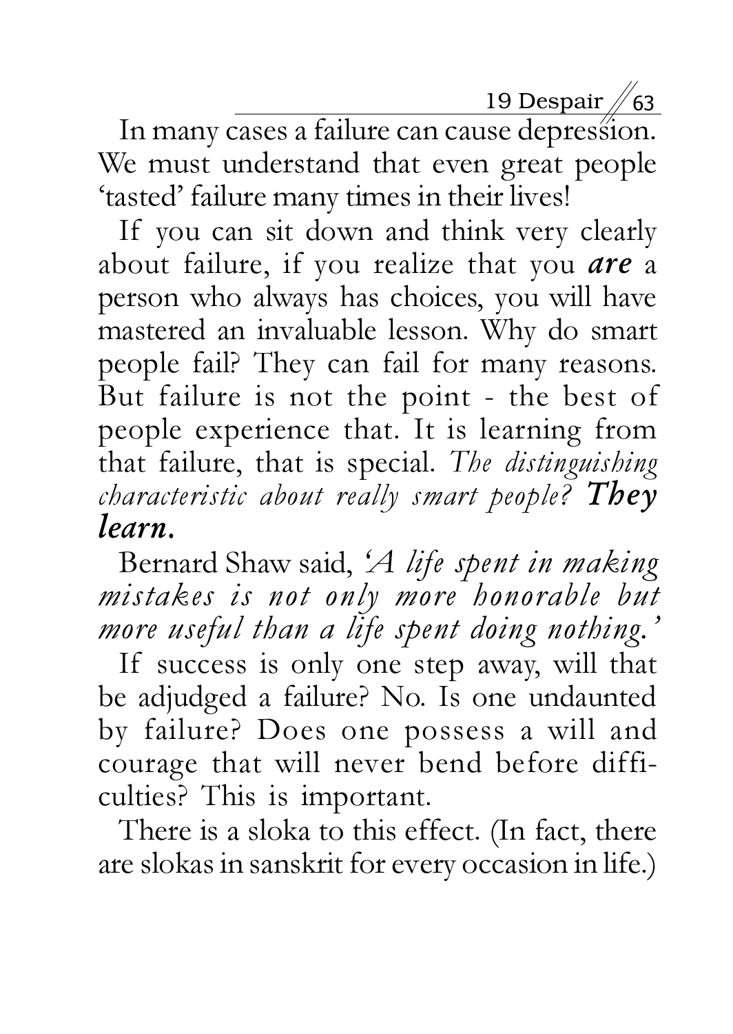In many cases a failure can cause depression. We must understand that even great people 'tasted' failure many times in their lives!

If you can sit down and think very clearly about failure, if you realize that you ***are*** a person who always has choices, you will have mastered an invaluable lesson. Why do smart people fail? They can fail for many reasons. But failure is not the point - the best of people experience that. It is learning from that failure, that is special. *The distinguishing characteristic about really smart people?* ***They learn.***

Bernard Shaw said, *'A life spent in making mistakes is not only more honorable but more useful than a life spent doing nothing.'*

If success is only one step away, will that be adjudged a failure? No. Is one undaunted by failure? Does one possess a will and courage that will never bend before difficulties? This is important.

There is a sloka to this effect. (In fact, there are slokas in sanskrit for every occasion in life.)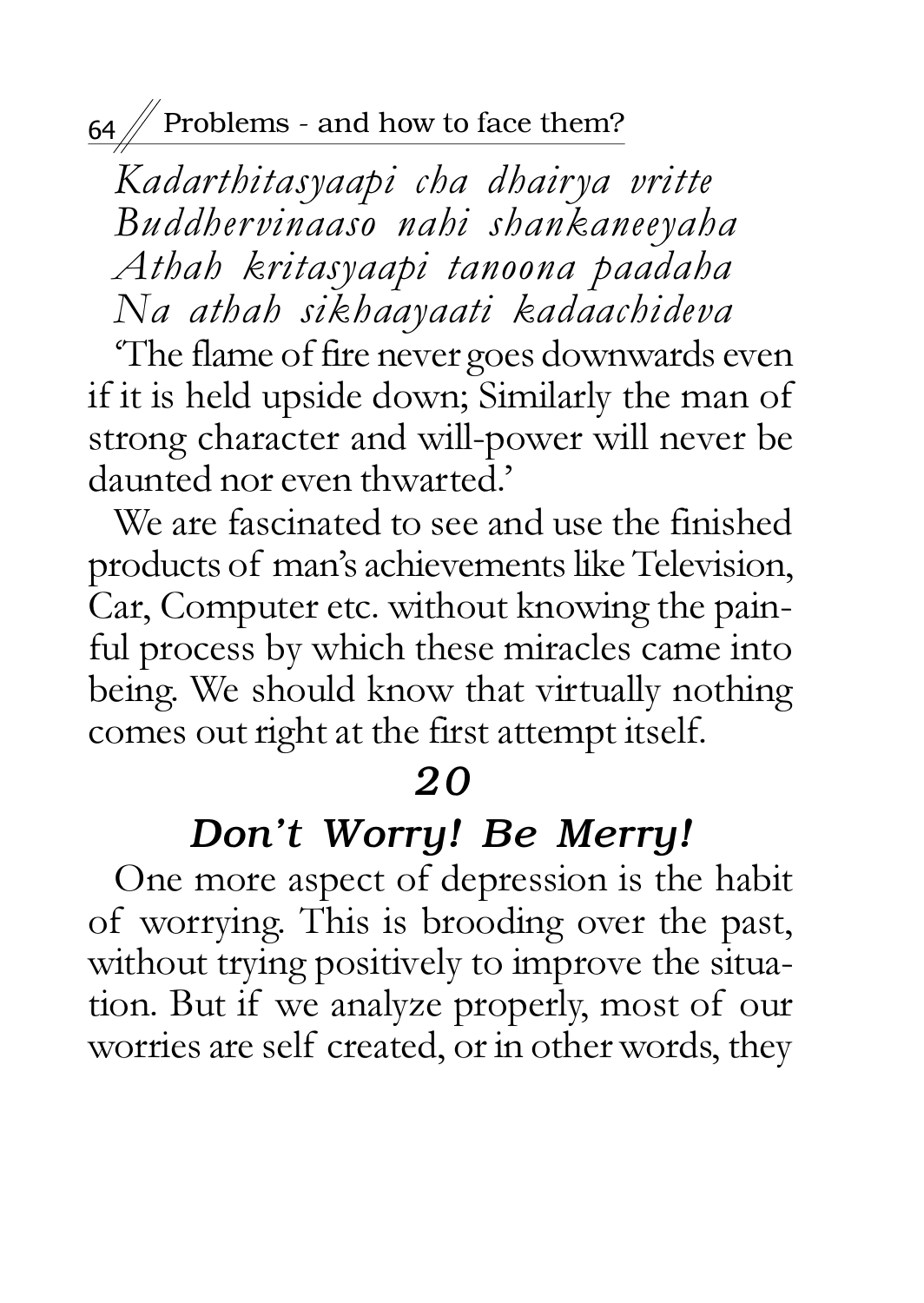*Kadarthitasyaapi cha dhairya vritte*
*Buddhervinaaso nahi shankaneeyaha*
*Athah kritasyaapi tanoona paadaha*
*Na athah sikhaayaati kadaachideva*

'The flame of fire never goes downwards even if it is held upside down; Similarly the man of strong character and will-power will never be daunted nor even thwarted.'

We are fascinated to see and use the finished products of man's achievements like Television, Car, Computer etc. without knowing the painful process by which these miracles came into being. We should know that virtually nothing comes out right at the first attempt itself.

## 20

## *Don't Worry! Be Merry!*

One more aspect of depression is the habit of worrying. This is brooding over the past, without trying positively to improve the situation. But if we analyze properly, most of our worries are self created, or in other words, they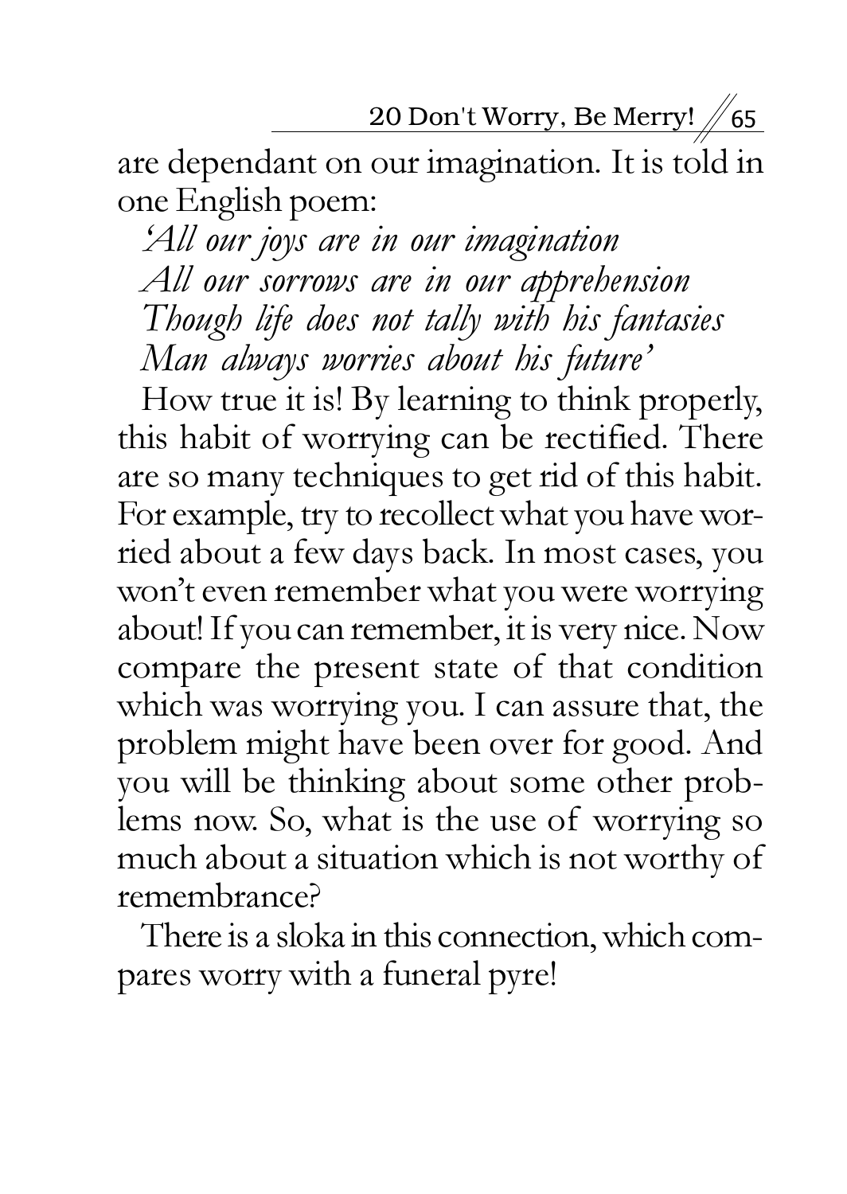are dependant on our imagination. It is told in one English poem:

*'All our joys are in our imagination*
*All our sorrows are in our apprehension*
*Though life does not tally with his fantasies*
*Man always worries about his future'*

How true it is! By learning to think properly, this habit of worrying can be rectified. There are so many techniques to get rid of this habit. For example, try to recollect what you have worried about a few days back. In most cases, you won't even remember what you were worrying about! If you can remember, it is very nice. Now compare the present state of that condition which was worrying you. I can assure that, the problem might have been over for good. And you will be thinking about some other problems now. So, what is the use of worrying so much about a situation which is not worthy of remembrance?

There is a sloka in this connection, which compares worry with a funeral pyre!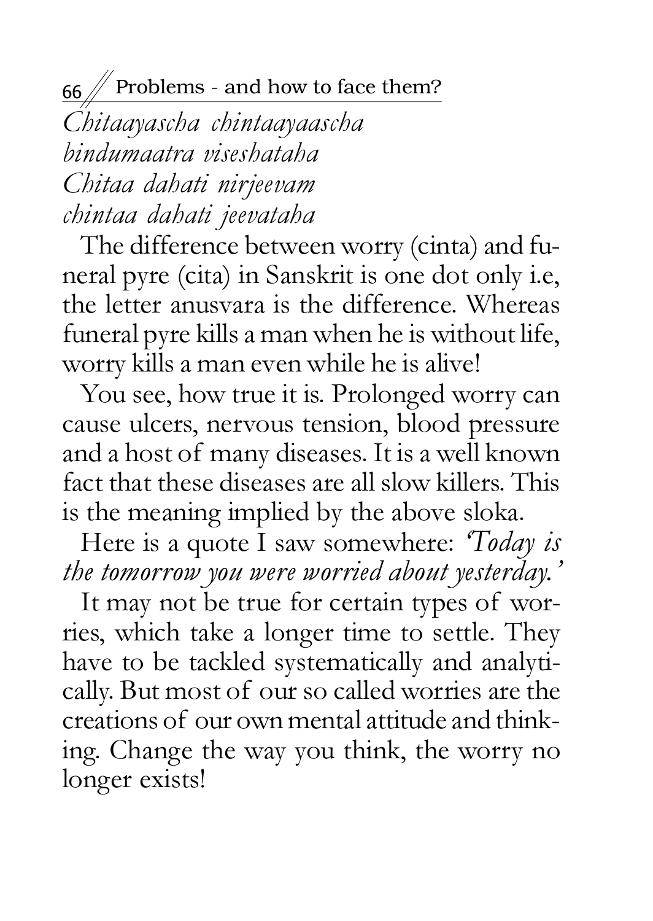*Chitaayascha chintaayaascha*
*bindumaatra viseshataha*
*Chitaa dahati nirjeevam*
*chintaa dahati jeevataha*

The difference between worry (cinta) and funeral pyre (cita) in Sanskrit is one dot only i.e, the letter anusvara is the difference. Whereas funeral pyre kills a man when he is without life, worry kills a man even while he is alive!

You see, how true it is. Prolonged worry can cause ulcers, nervous tension, blood pressure and a host of many diseases. It is a well known fact that these diseases are all slow killers. This is the meaning implied by the above sloka.

Here is a quote I saw somewhere: *'Today is the tomorrow you were worried about yesterday.'*

It may not be true for certain types of worries, which take a longer time to settle. They have to be tackled systematically and analytically. But most of our so called worries are the creations of our own mental attitude and thinking. Change the way you think, the worry no longer exists!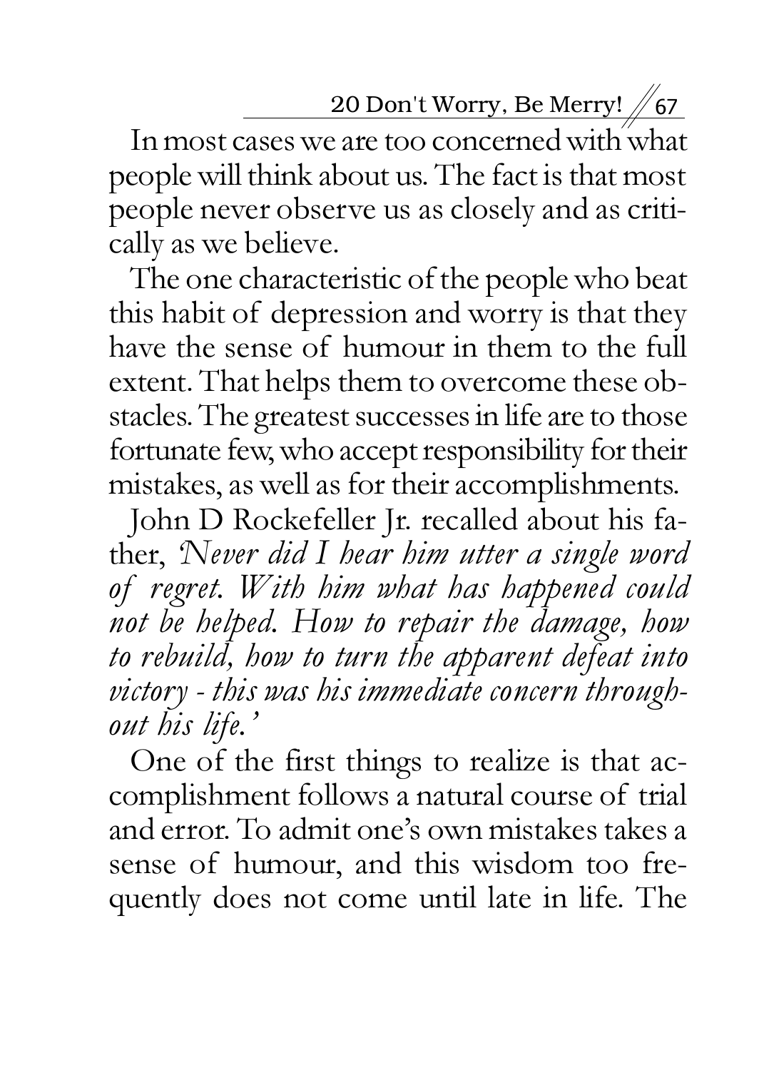In most cases we are too concerned with what people will think about us. The fact is that most people never observe us as closely and as critically as we believe.

The one characteristic of the people who beat this habit of depression and worry is that they have the sense of humour in them to the full extent. That helps them to overcome these obstacles. The greatest successes in life are to those fortunate few, who accept responsibility for their mistakes, as well as for their accomplishments.

John D Rockefeller Jr. recalled about his father, *'Never did I hear him utter a single word of regret. With him what has happened could not be helped. How to repair the damage, how to rebuild, how to turn the apparent defeat into victory - this was his immediate concern throughout his life.'*

One of the first things to realize is that accomplishment follows a natural course of trial and error. To admit one's own mistakes takes a sense of humour, and this wisdom too frequently does not come until late in life. The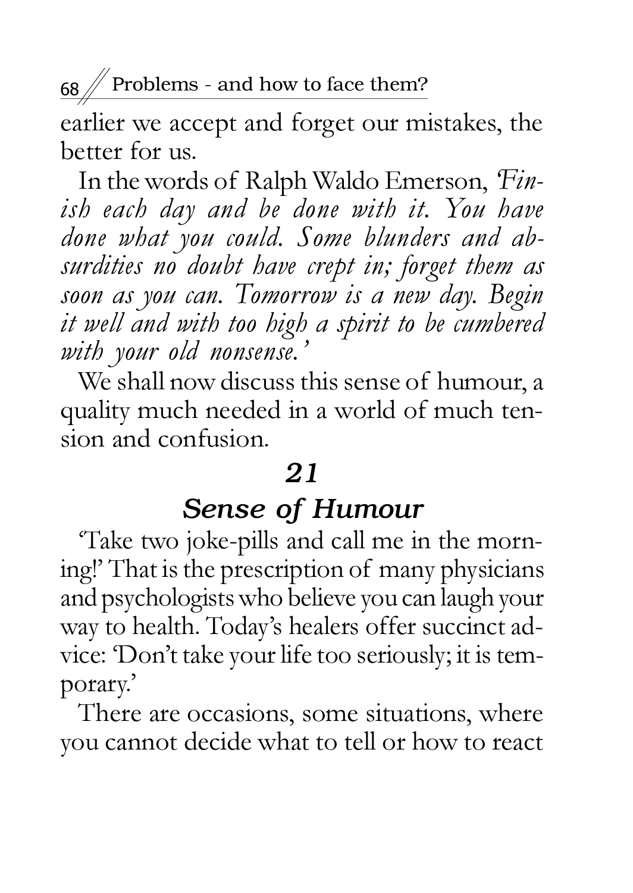earlier we accept and forget our mistakes, the better for us.

In the words of Ralph Waldo Emerson, '*Finish each day and be done with it. You have done what you could. Some blunders and absurdities no doubt have crept in; forget them as soon as you can. Tomorrow is a new day. Begin it well and with too high a spirit to be cumbered with your old nonsense.*'

We shall now discuss this sense of humour, a quality much needed in a world of much tension and confusion.

## 21

## Sense of Humour

'Take two joke-pills and call me in the morning!' That is the prescription of many physicians and psychologists who believe you can laugh your way to health. Today's healers offer succinct advice: 'Don't take your life too seriously; it is temporary.'

There are occasions, some situations, where you cannot decide what to tell or how to react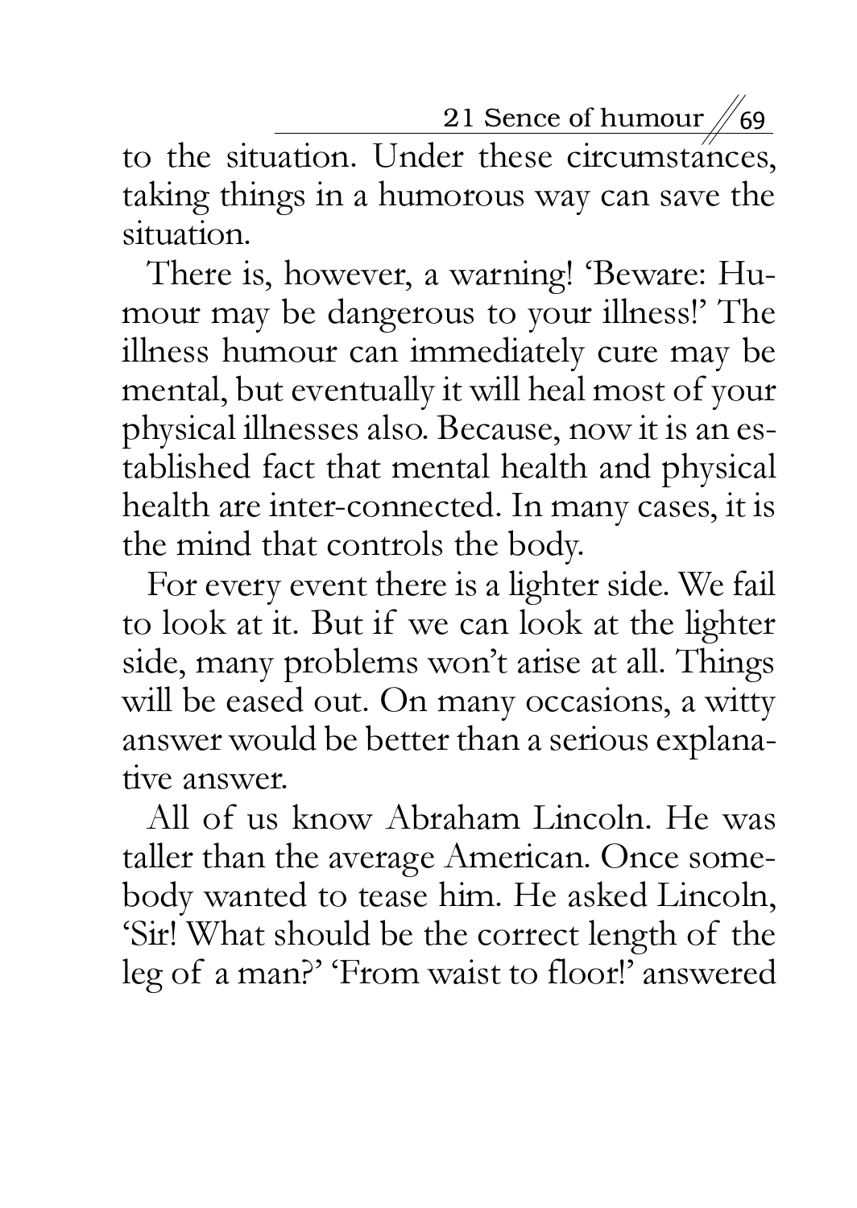to the situation. Under these circumstances, taking things in a humorous way can save the situation.

There is, however, a warning! 'Beware: Humour may be dangerous to your illness!' The illness humour can immediately cure may be mental, but eventually it will heal most of your physical illnesses also. Because, now it is an established fact that mental health and physical health are inter-connected. In many cases, it is the mind that controls the body.

For every event there is a lighter side. We fail to look at it. But if we can look at the lighter side, many problems won't arise at all. Things will be eased out. On many occasions, a witty answer would be better than a serious explanative answer.

All of us know Abraham Lincoln. He was taller than the average American. Once somebody wanted to tease him. He asked Lincoln, 'Sir! What should be the correct length of the leg of a man?' 'From waist to floor!' answered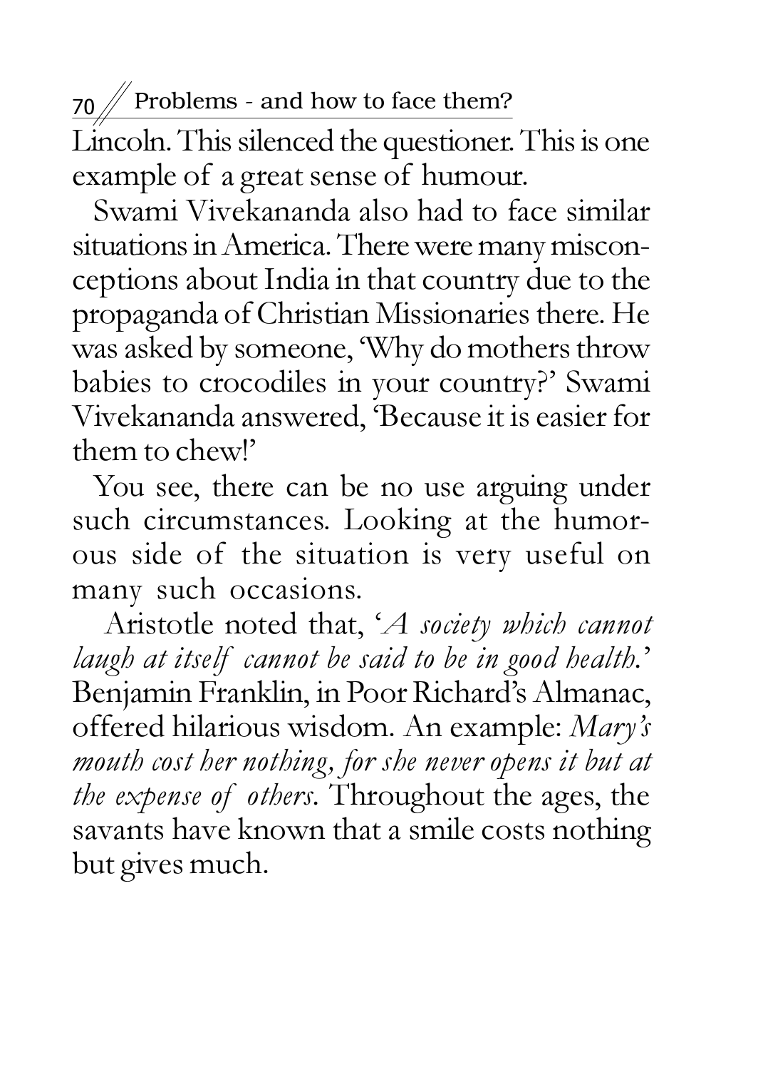Lincoln. This silenced the questioner. This is one example of a great sense of humour.

Swami Vivekananda also had to face similar situations in America. There were many misconceptions about India in that country due to the propaganda of Christian Missionaries there. He was asked by someone, 'Why do mothers throw babies to crocodiles in your country?' Swami Vivekananda answered, 'Because it is easier for them to chew!'

You see, there can be no use arguing under such circumstances. Looking at the humorous side of the situation is very useful on many such occasions.

Aristotle noted that, '*A society which cannot laugh at itself cannot be said to be in good health.*' Benjamin Franklin, in Poor Richard's Almanac, offered hilarious wisdom. An example: *Mary's mouth cost her nothing, for she never opens it but at the expense of others.* Throughout the ages, the savants have known that a smile costs nothing but gives much.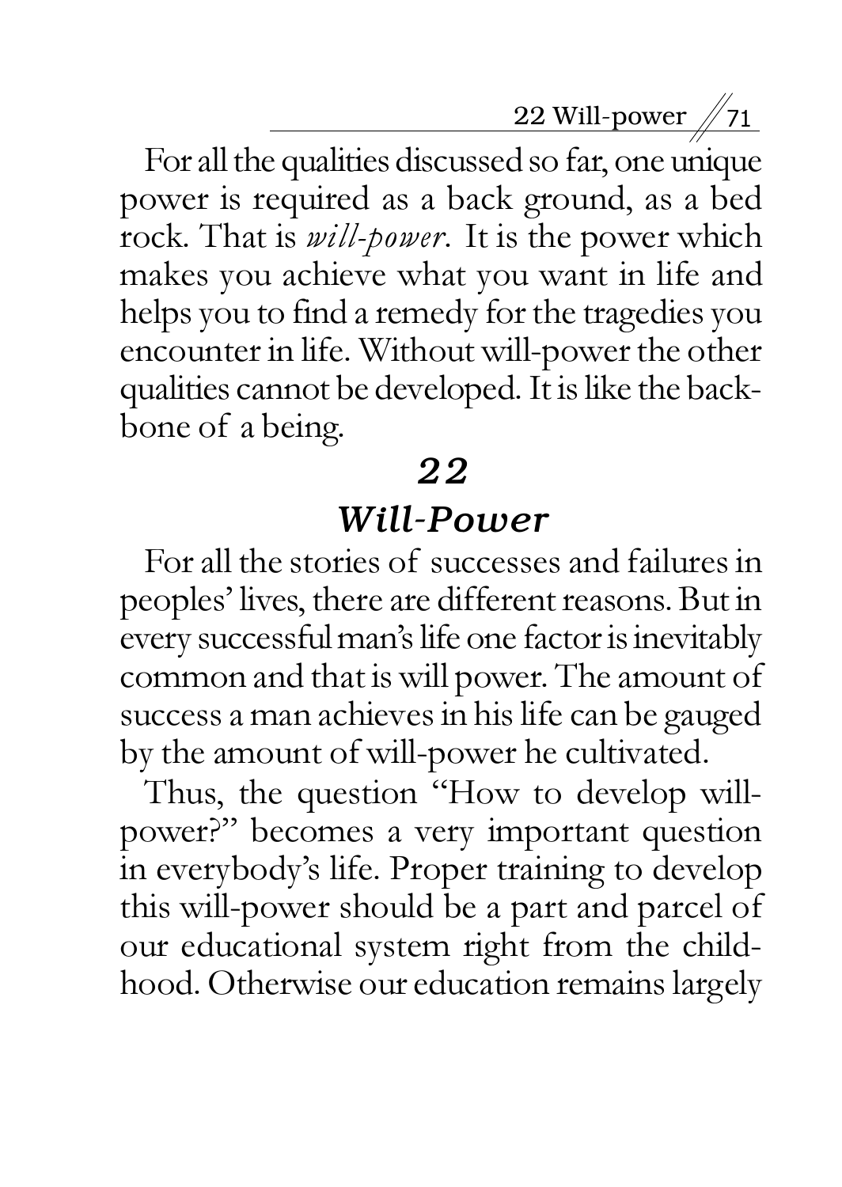For all the qualities discussed so far, one unique power is required as a back ground, as a bed rock. That is *will-power*. It is the power which makes you achieve what you want in life and helps you to find a remedy for the tragedies you encounter in life. Without will-power the other qualities cannot be developed. It is like the backbone of a being.

# 22

# Will-Power

For all the stories of successes and failures in peoples' lives, there are different reasons. But in every successful man's life one factor is inevitably common and that is will power. The amount of success a man achieves in his life can be gauged by the amount of will-power he cultivated.

Thus, the question "How to develop will-power?" becomes a very important question in everybody's life. Proper training to develop this will-power should be a part and parcel of our educational system right from the childhood. Otherwise our education remains largely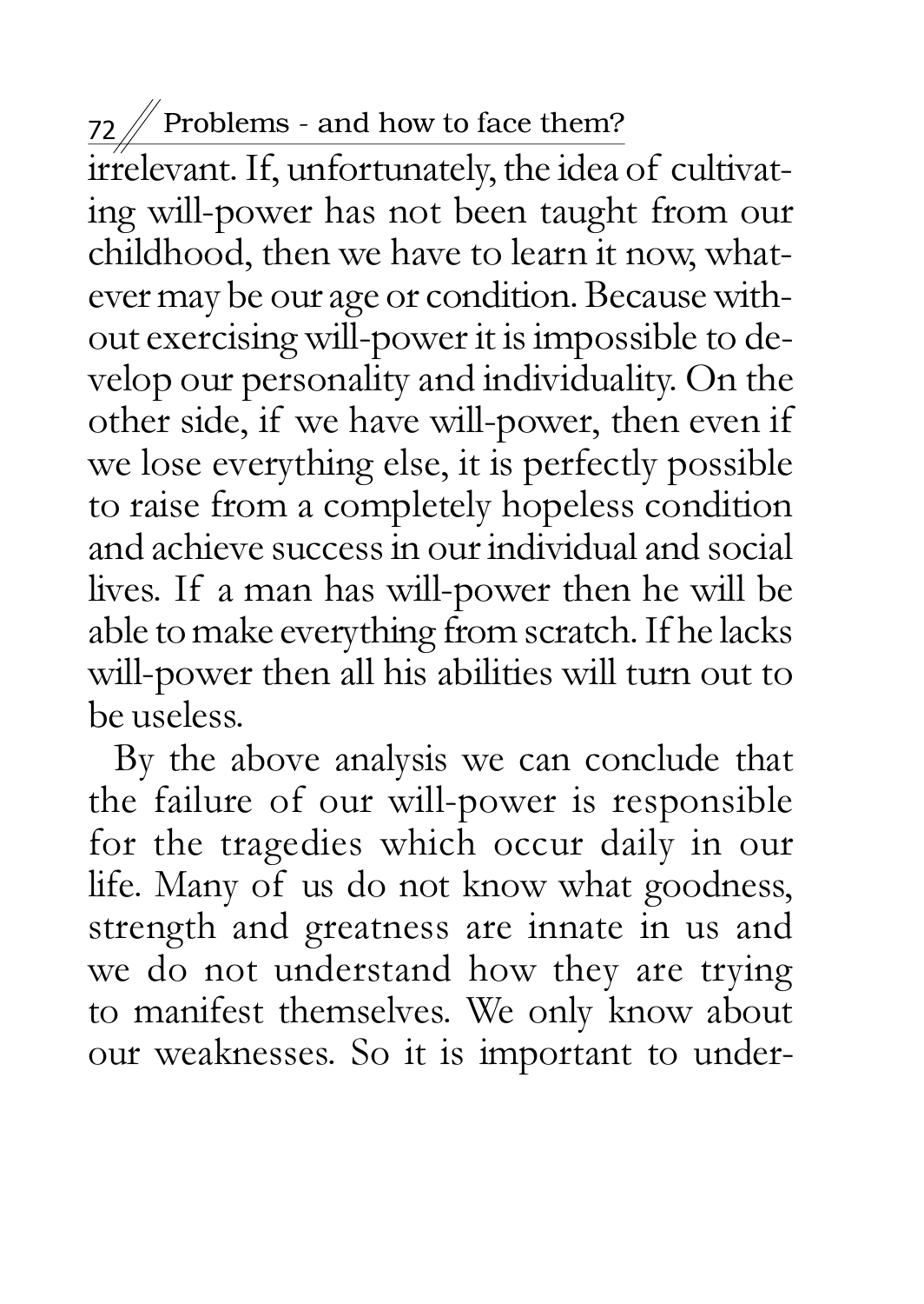irrelevant. If, unfortunately, the idea of cultivating will-power has not been taught from our childhood, then we have to learn it now, whatever may be our age or condition. Because without exercising will-power it is impossible to develop our personality and individuality. On the other side, if we have will-power, then even if we lose everything else, it is perfectly possible to raise from a completely hopeless condition and achieve success in our individual and social lives. If a man has will-power then he will be able to make everything from scratch. If he lacks will-power then all his abilities will turn out to be useless.

By the above analysis we can conclude that the failure of our will-power is responsible for the tragedies which occur daily in our life. Many of us do not know what goodness, strength and greatness are innate in us and we do not understand how they are trying to manifest themselves. We only know about our weaknesses. So it is important to under-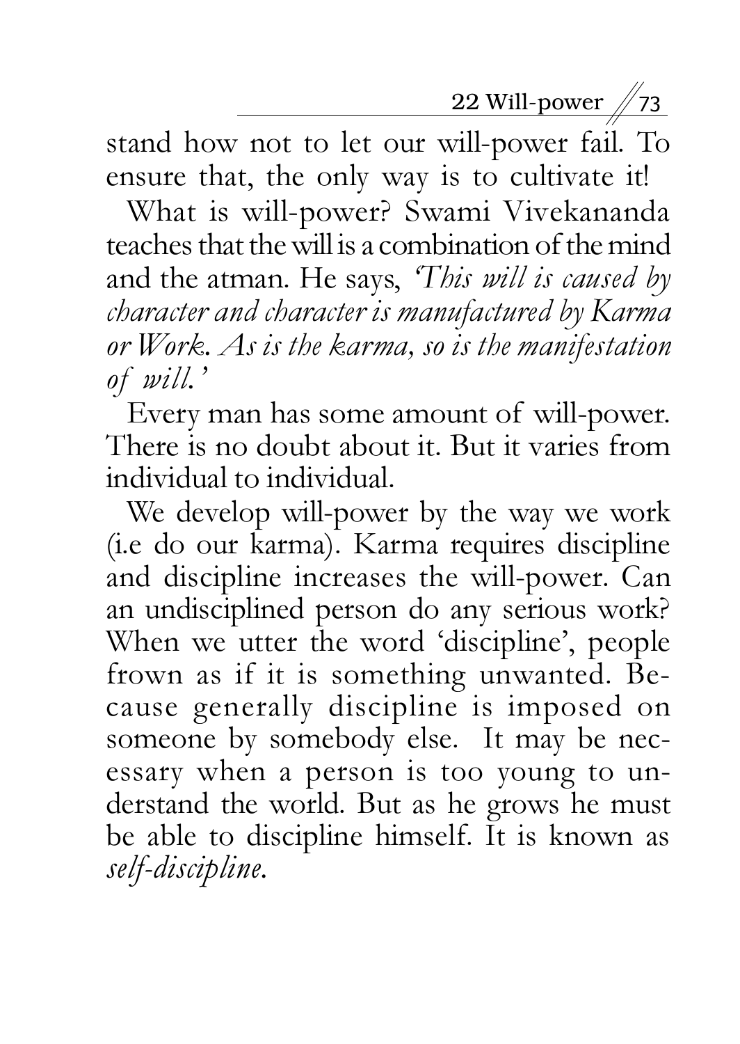stand how not to let our will-power fail. To ensure that, the only way is to cultivate it!

What is will-power? Swami Vivekananda teaches that the will is a combination of the mind and the atman. He says, *'This will is caused by character and character is manufactured by Karma or Work. As is the karma, so is the manifestation of will.'*

Every man has some amount of will-power. There is no doubt about it. But it varies from individual to individual.

We develop will-power by the way we work (i.e do our karma). Karma requires discipline and discipline increases the will-power. Can an undisciplined person do any serious work? When we utter the word 'discipline', people frown as if it is something unwanted. Because generally discipline is imposed on someone by somebody else. It may be necessary when a person is too young to understand the world. But as he grows he must be able to discipline himself. It is known as *self-discipline.*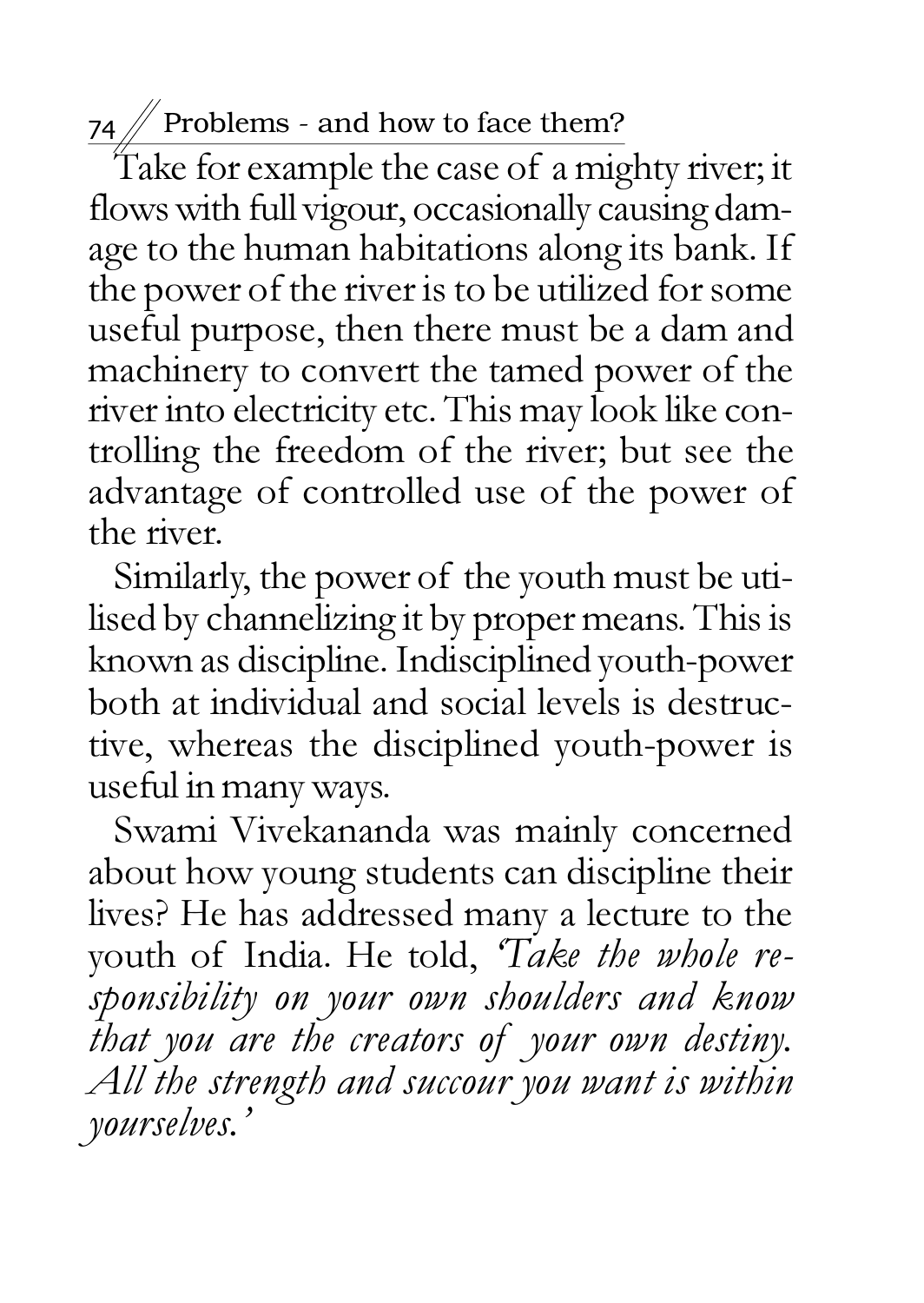Take for example the case of a mighty river; it flows with full vigour, occasionally causing damage to the human habitations along its bank. If the power of the river is to be utilized for some useful purpose, then there must be a dam and machinery to convert the tamed power of the river into electricity etc. This may look like controlling the freedom of the river; but see the advantage of controlled use of the power of the river.

Similarly, the power of the youth must be utilised by channelizing it by proper means. This is known as discipline. Indisciplined youth-power both at individual and social levels is destructive, whereas the disciplined youth-power is useful in many ways.

Swami Vivekananda was mainly concerned about how young students can discipline their lives? He has addressed many a lecture to the youth of India. He told, *'Take the whole responsibility on your own shoulders and know that you are the creators of your own destiny. All the strength and succour you want is within yourselves.'*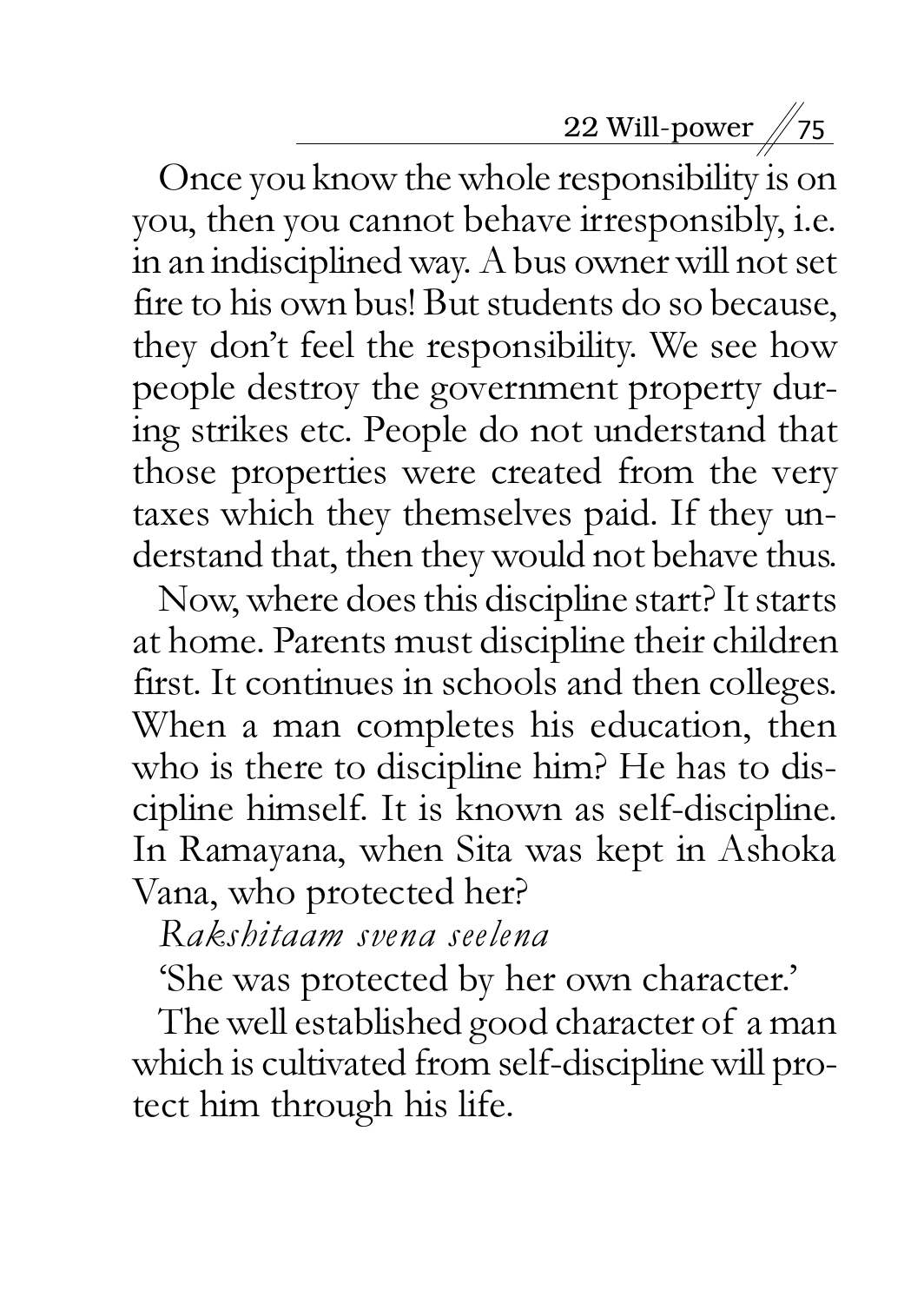Once you know the whole responsibility is on you, then you cannot behave irresponsibly, i.e. in an indisciplined way. A bus owner will not set fire to his own bus! But students do so because, they don't feel the responsibility. We see how people destroy the government property during strikes etc. People do not understand that those properties were created from the very taxes which they themselves paid. If they understand that, then they would not behave thus.

Now, where does this discipline start? It starts at home. Parents must discipline their children first. It continues in schools and then colleges. When a man completes his education, then who is there to discipline him? He has to discipline himself. It is known as self-discipline. In Ramayana, when Sita was kept in Ashoka Vana, who protected her?

*Rakshitaam svena seelena*

'She was protected by her own character.'

The well established good character of a man which is cultivated from self-discipline will protect him through his life.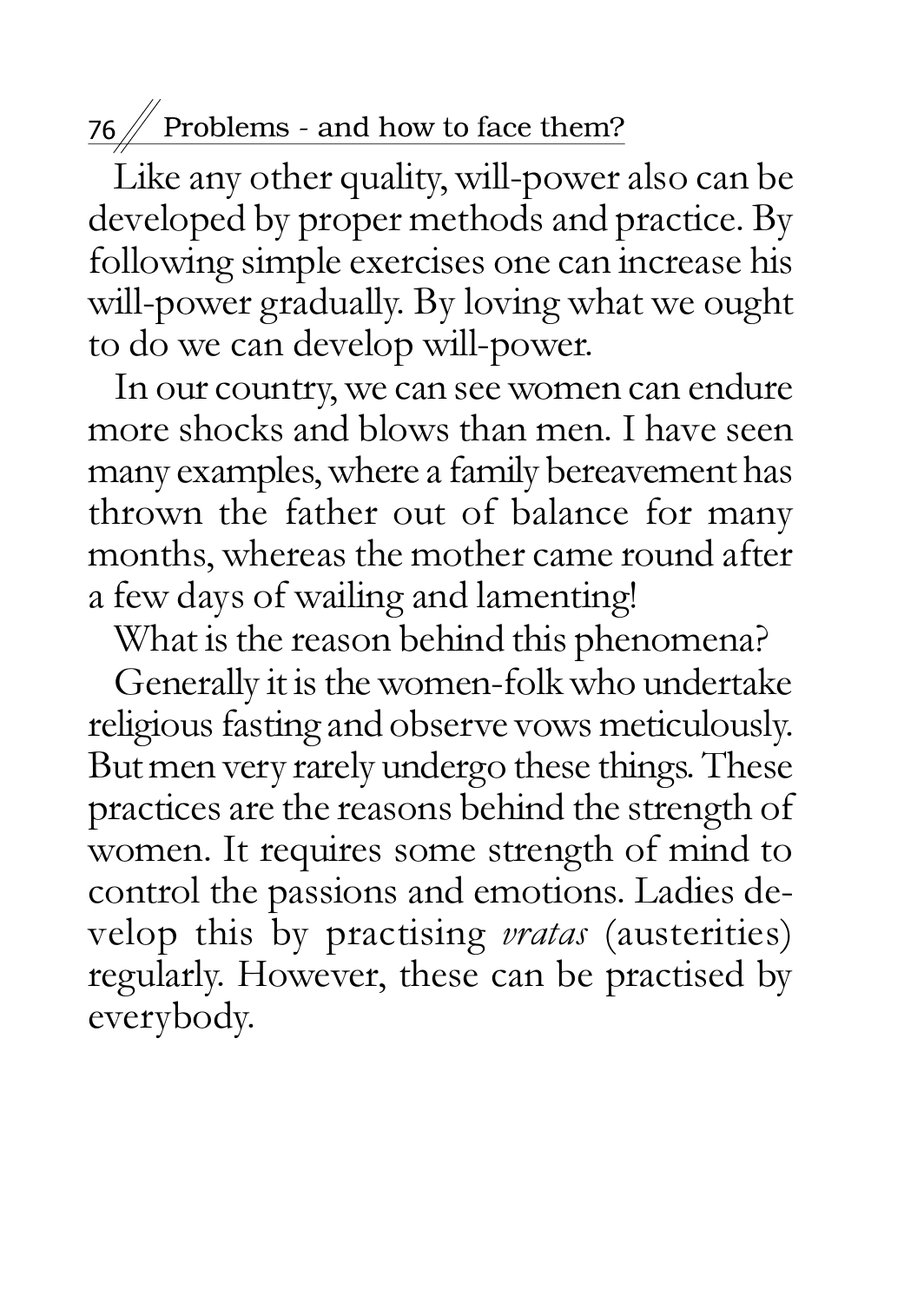Like any other quality, will-power also can be developed by proper methods and practice. By following simple exercises one can increase his will-power gradually. By loving what we ought to do we can develop will-power.

In our country, we can see women can endure more shocks and blows than men. I have seen many examples, where a family bereavement has thrown the father out of balance for many months, whereas the mother came round after a few days of wailing and lamenting!

What is the reason behind this phenomena?

Generally it is the women-folk who undertake religious fasting and observe vows meticulously. But men very rarely undergo these things. These practices are the reasons behind the strength of women. It requires some strength of mind to control the passions and emotions. Ladies develop this by practising *vratas* (austerities) regularly. However, these can be practised by everybody.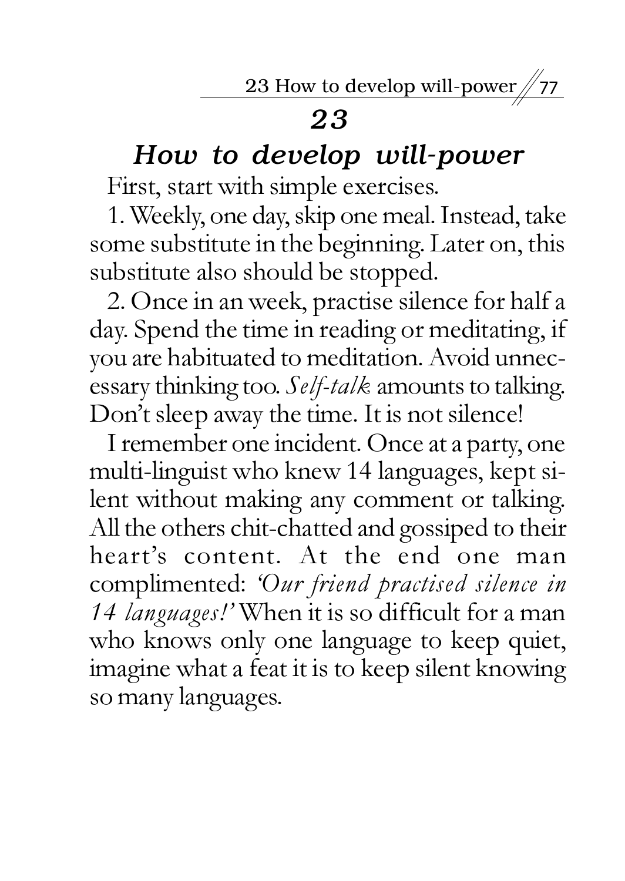## 23

## *How to develop will-power*

First, start with simple exercises.

1. Weekly, one day, skip one meal. Instead, take some substitute in the beginning. Later on, this substitute also should be stopped.

2. Once in an week, practise silence for half a day. Spend the time in reading or meditating, if you are habituated to meditation. Avoid unnecessary thinking too. *Self-talk* amounts to talking. Don't sleep away the time. It is not silence!

I remember one incident. Once at a party, one multi-linguist who knew 14 languages, kept silent without making any comment or talking. All the others chit-chatted and gossiped to their heart's content. At the end one man complimented: *'Our friend practised silence in 14 languages!'* When it is so difficult for a man who knows only one language to keep quiet, imagine what a feat it is to keep silent knowing so many languages.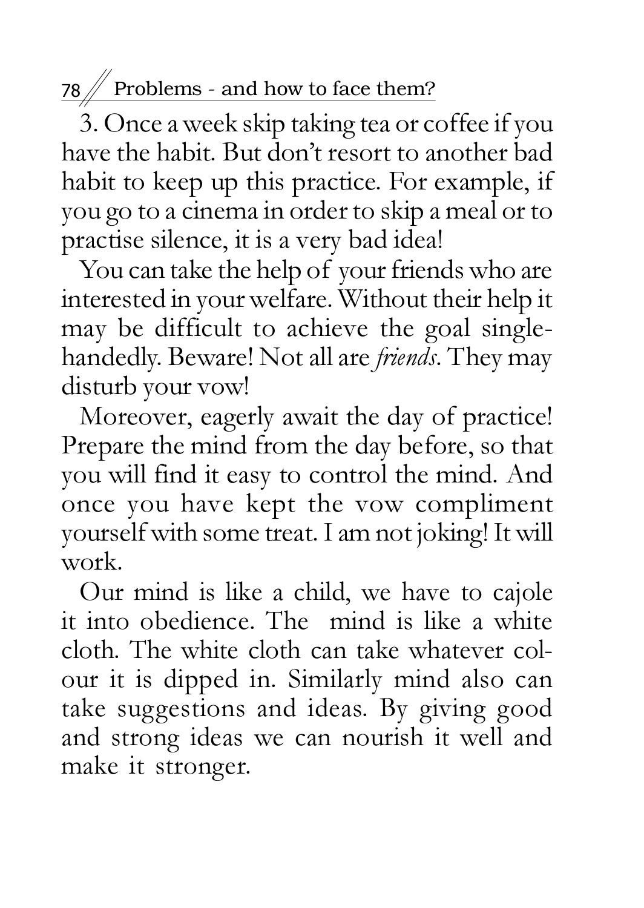3. Once a week skip taking tea or coffee if you have the habit. But don't resort to another bad habit to keep up this practice. For example, if you go to a cinema in order to skip a meal or to practise silence, it is a very bad idea!

You can take the help of your friends who are interested in your welfare. Without their help it may be difficult to achieve the goal single-handedly. Beware! Not all are *friends*. They may disturb your vow!

Moreover, eagerly await the day of practice! Prepare the mind from the day before, so that you will find it easy to control the mind. And once you have kept the vow compliment yourself with some treat. I am not joking! It will work.

Our mind is like a child, we have to cajole it into obedience. The mind is like a white cloth. The white cloth can take whatever colour it is dipped in. Similarly mind also can take suggestions and ideas. By giving good and strong ideas we can nourish it well and make it stronger.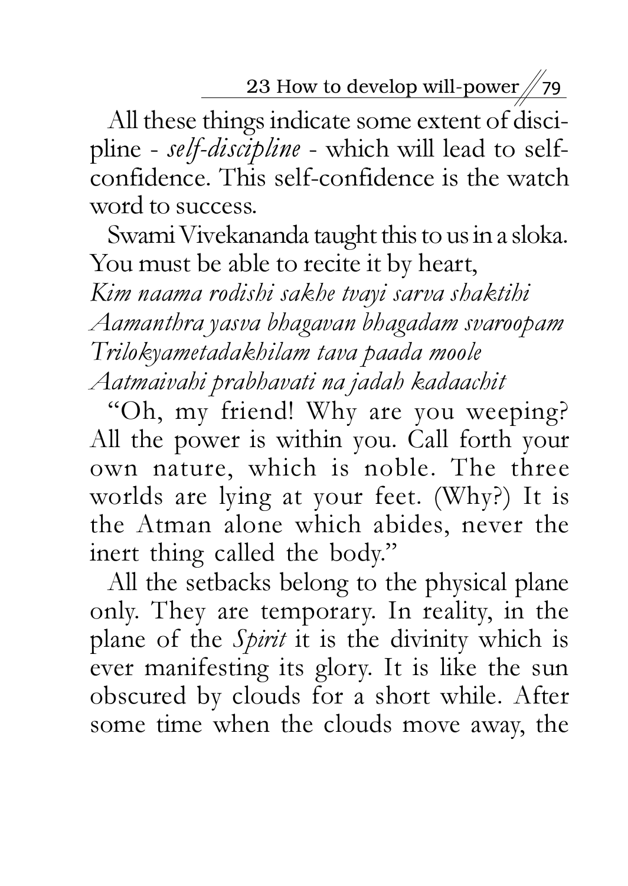All these things indicate some extent of discipline - *self-discipline* - which will lead to self-confidence. This self-confidence is the watch word to success.

Swami Vivekananda taught this to us in a sloka. You must be able to recite it by heart,

*Kim naama rodishi sakhe tvayi sarva shaktihi*
*Aamanthra yasva bhagavan bhagadam svaroopam*
*Trilokyametadakhilam tava paada moole*
*Aatmaivahi prabhavati na jadah kadaachit*

"Oh, my friend! Why are you weeping? All the power is within you. Call forth your own nature, which is noble. The three worlds are lying at your feet. (Why?) It is the Atman alone which abides, never the inert thing called the body."

All the setbacks belong to the physical plane only. They are temporary. In reality, in the plane of the *Spirit* it is the divinity which is ever manifesting its glory. It is like the sun obscured by clouds for a short while. After some time when the clouds move away, the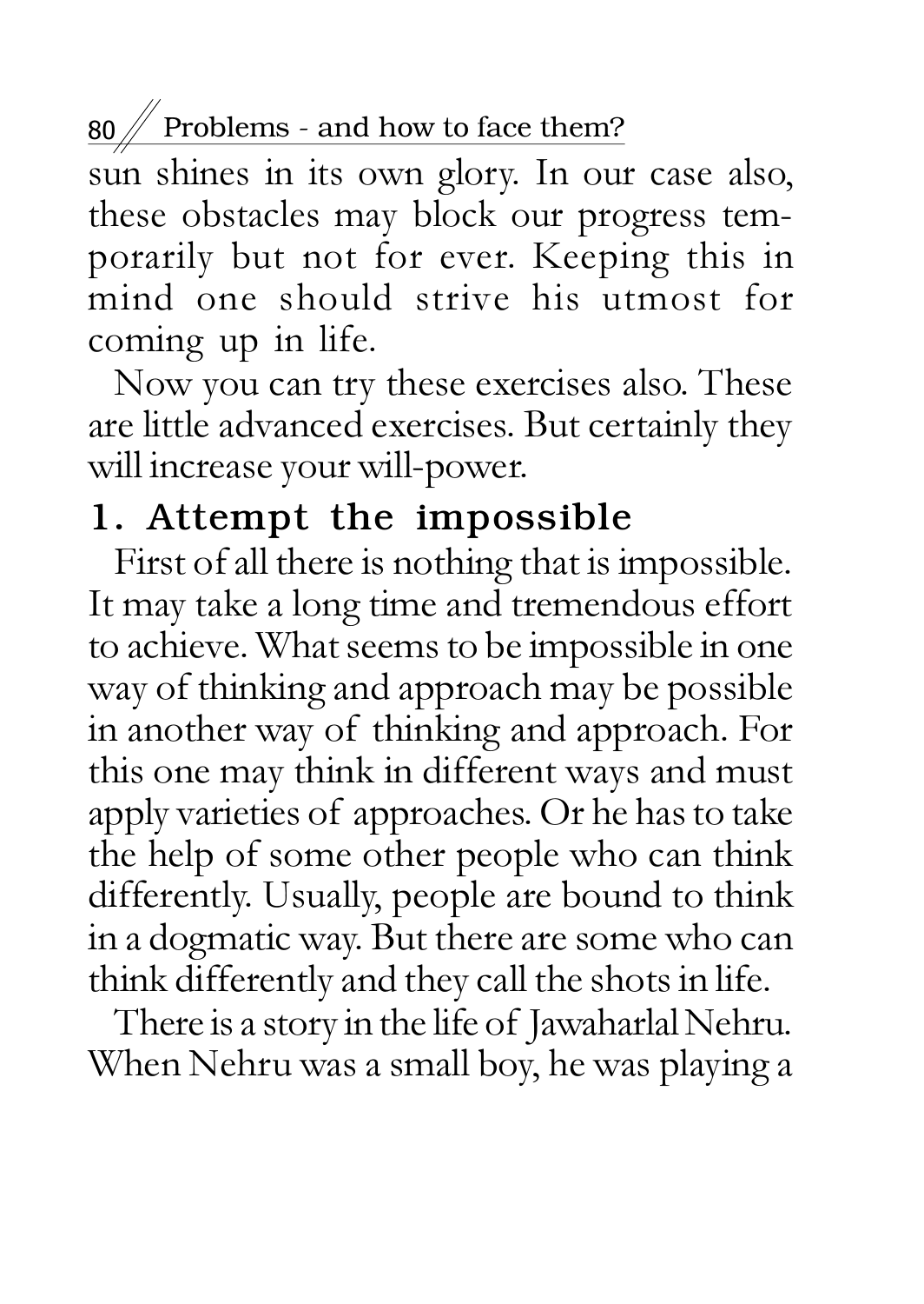sun shines in its own glory. In our case also, these obstacles may block our progress temporarily but not for ever. Keeping this in mind one should strive his utmost for coming up in life.

Now you can try these exercises also. These are little advanced exercises. But certainly they will increase your will-power.

## 1. Attempt the impossible

First of all there is nothing that is impossible. It may take a long time and tremendous effort to achieve. What seems to be impossible in one way of thinking and approach may be possible in another way of thinking and approach. For this one may think in different ways and must apply varieties of approaches. Or he has to take the help of some other people who can think differently. Usually, people are bound to think in a dogmatic way. But there are some who can think differently and they call the shots in life.

There is a story in the life of Jawaharlal Nehru. When Nehru was a small boy, he was playing a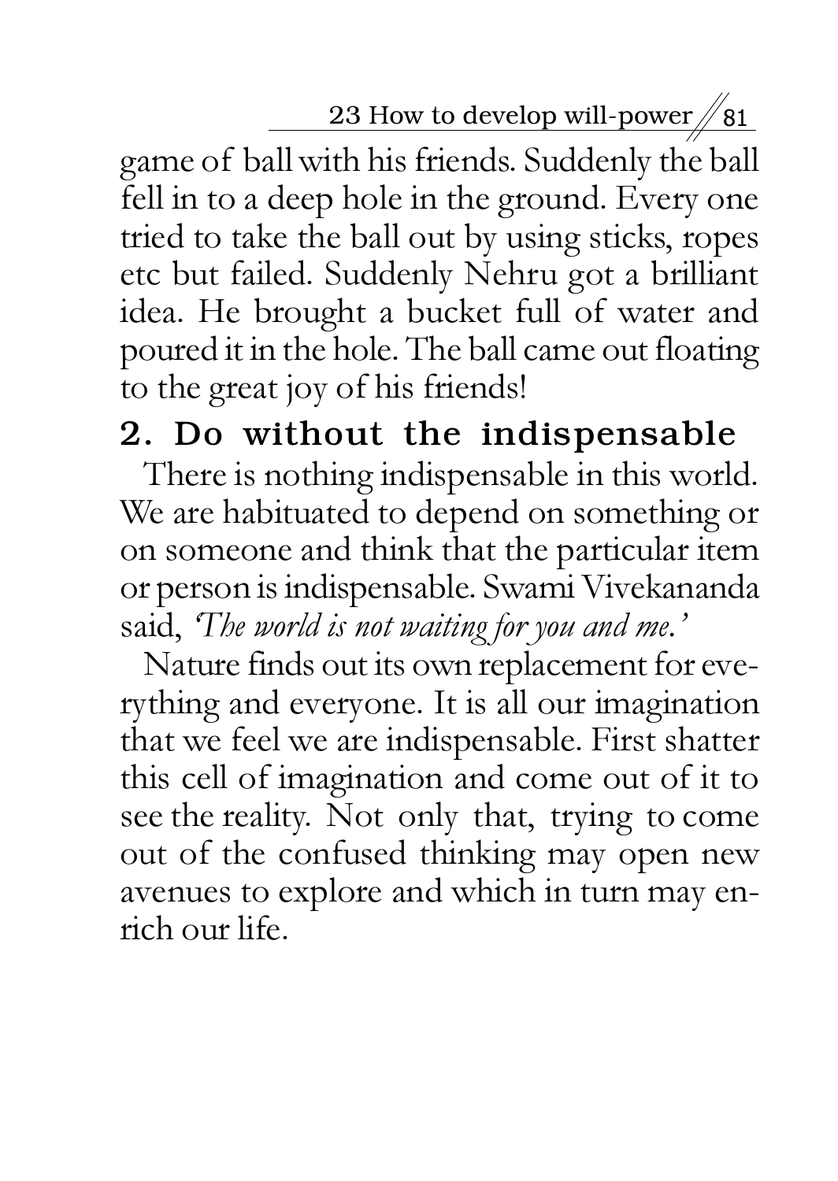game of ball with his friends. Suddenly the ball fell in to a deep hole in the ground. Every one tried to take the ball out by using sticks, ropes etc but failed. Suddenly Nehru got a brilliant idea. He brought a bucket full of water and poured it in the hole. The ball came out floating to the great joy of his friends!

## 2. Do without the indispensable

There is nothing indispensable in this world. We are habituated to depend on something or on someone and think that the particular item or person is indispensable. Swami Vivekananda said, *'The world is not waiting for you and me.'*

Nature finds out its own replacement for everything and everyone. It is all our imagination that we feel we are indispensable. First shatter this cell of imagination and come out of it to see the reality. Not only that, trying to come out of the confused thinking may open new avenues to explore and which in turn may enrich our life.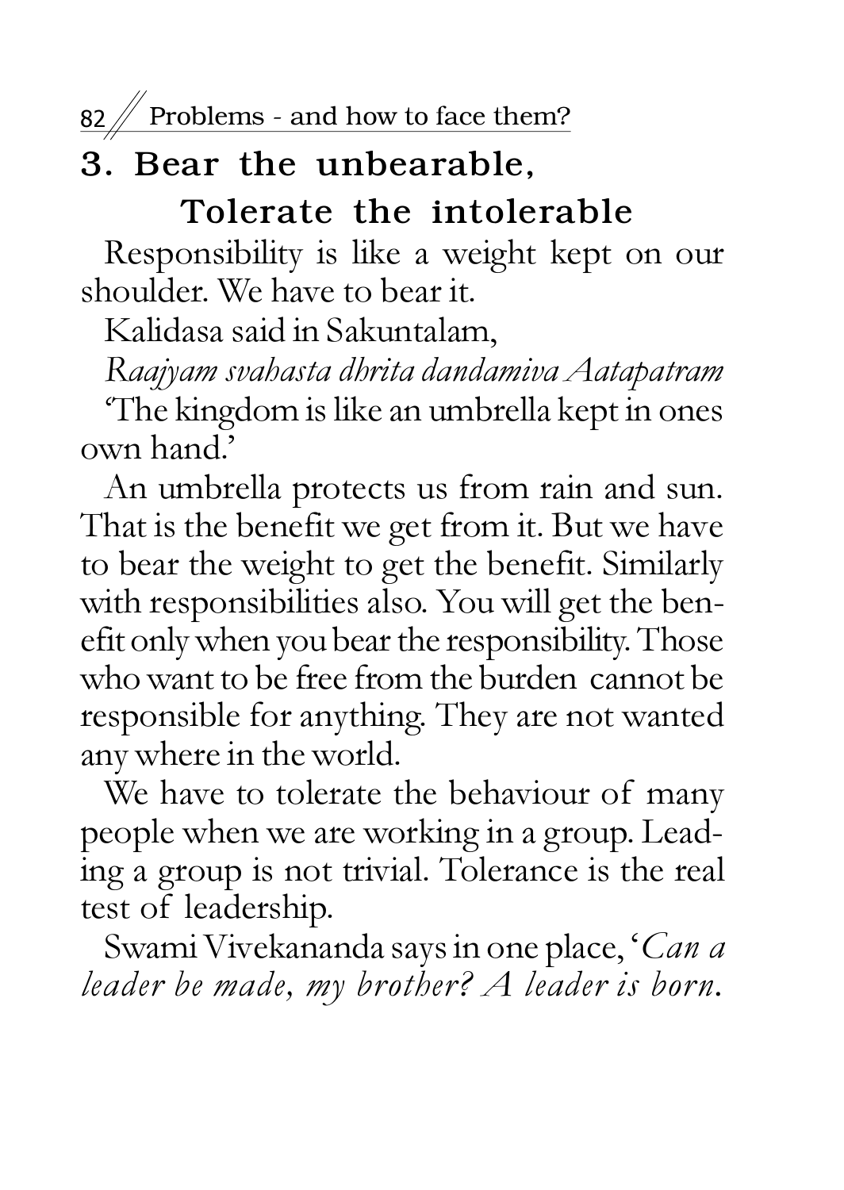## 3. Bear the unbearable, Tolerate the intolerable

Responsibility is like a weight kept on our shoulder. We have to bear it.

Kalidasa said in Sakuntalam,

*Raajyam svahasta dhrita dandamiva Aatapatram*

'The kingdom is like an umbrella kept in ones own hand.'

An umbrella protects us from rain and sun. That is the benefit we get from it. But we have to bear the weight to get the benefit. Similarly with responsibilities also. You will get the benefit only when you bear the responsibility. Those who want to be free from the burden cannot be responsible for anything. They are not wanted any where in the world.

We have to tolerate the behaviour of many people when we are working in a group. Leading a group is not trivial. Tolerance is the real test of leadership.

Swami Vivekananda says in one place, '*Can a leader be made, my brother? A leader is born.*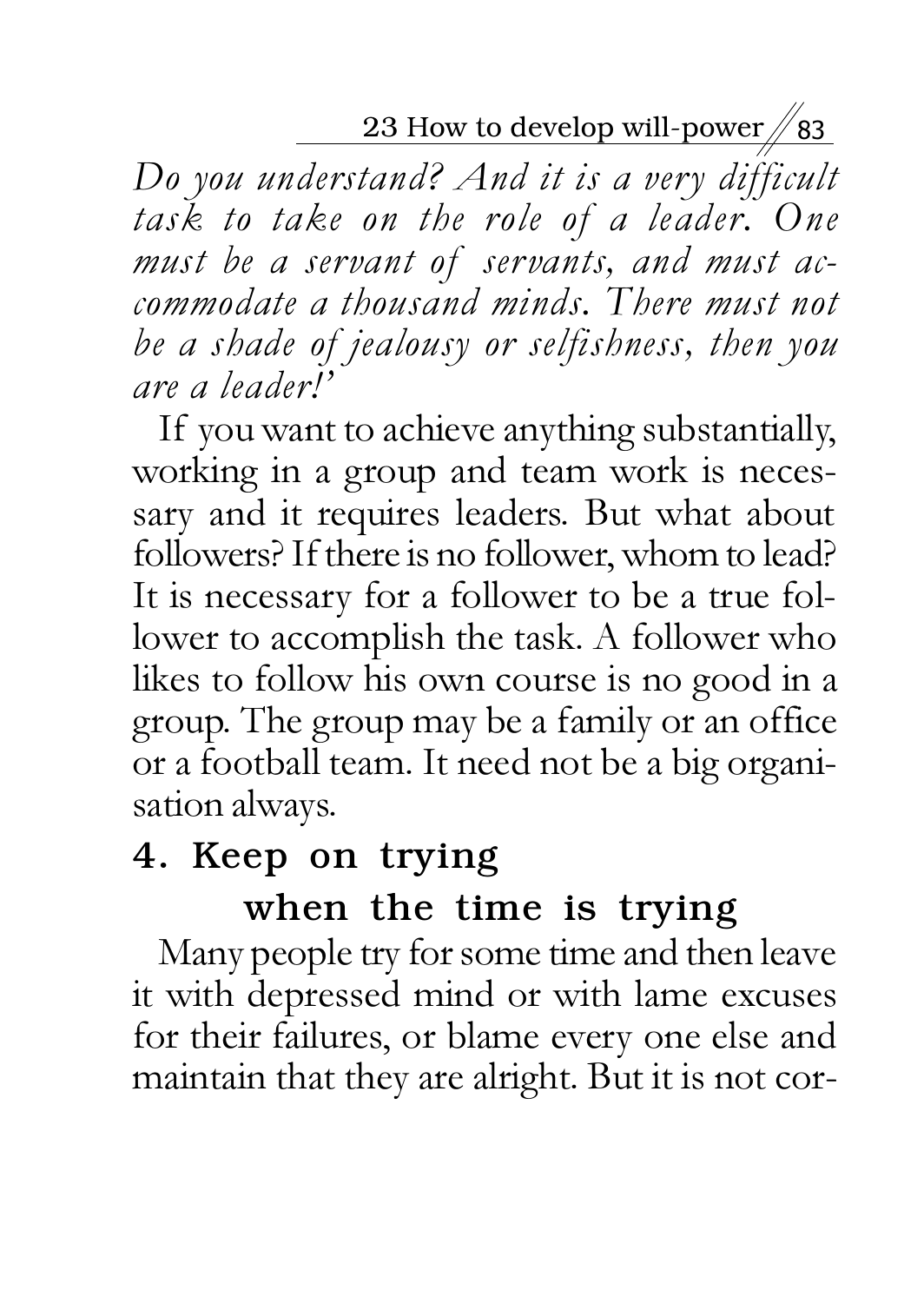*Do you understand? And it is a very difficult task to take on the role of a leader. One must be a servant of servants, and must accommodate a thousand minds. There must not be a shade of jealousy or selfishness, then you are a leader!'*

If you want to achieve anything substantially, working in a group and team work is necessary and it requires leaders. But what about followers? If there is no follower, whom to lead? It is necessary for a follower to be a true follower to accomplish the task. A follower who likes to follow his own course is no good in a group. The group may be a family or an office or a football team. It need not be a big organisation always.

### 4. Keep on trying when the time is trying

Many people try for some time and then leave it with depressed mind or with lame excuses for their failures, or blame every one else and maintain that they are alright. But it is not cor-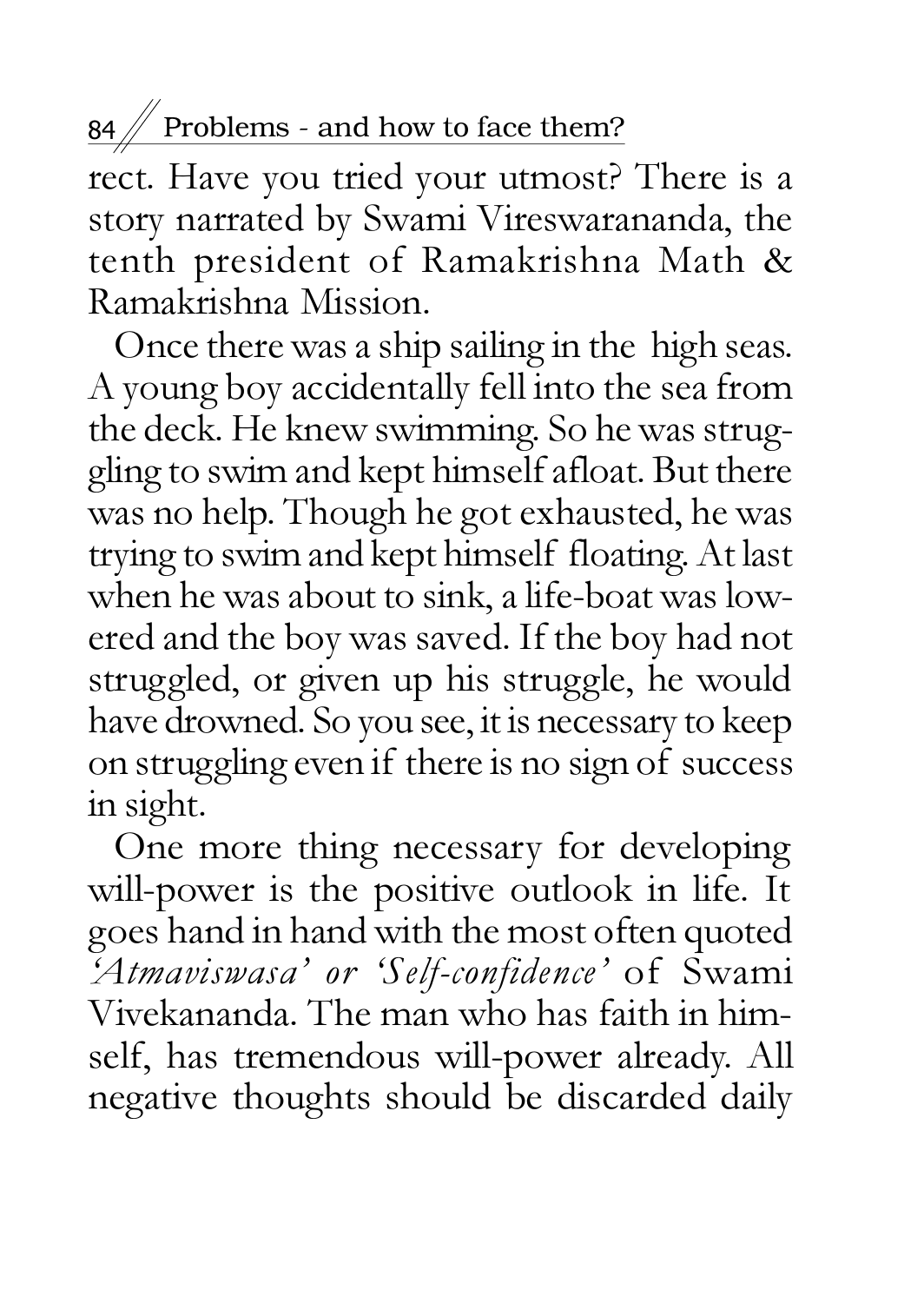rect. Have you tried your utmost? There is a story narrated by Swami Vireswarananda, the tenth president of Ramakrishna Math & Ramakrishna Mission.

Once there was a ship sailing in the high seas. A young boy accidentally fell into the sea from the deck. He knew swimming. So he was struggling to swim and kept himself afloat. But there was no help. Though he got exhausted, he was trying to swim and kept himself floating. At last when he was about to sink, a life-boat was lowered and the boy was saved. If the boy had not struggled, or given up his struggle, he would have drowned. So you see, it is necessary to keep on struggling even if there is no sign of success in sight.

One more thing necessary for developing will-power is the positive outlook in life. It goes hand in hand with the most often quoted *'Atmaviswasa' or 'Self-confidence'* of Swami Vivekananda. The man who has faith in himself, has tremendous will-power already. All negative thoughts should be discarded daily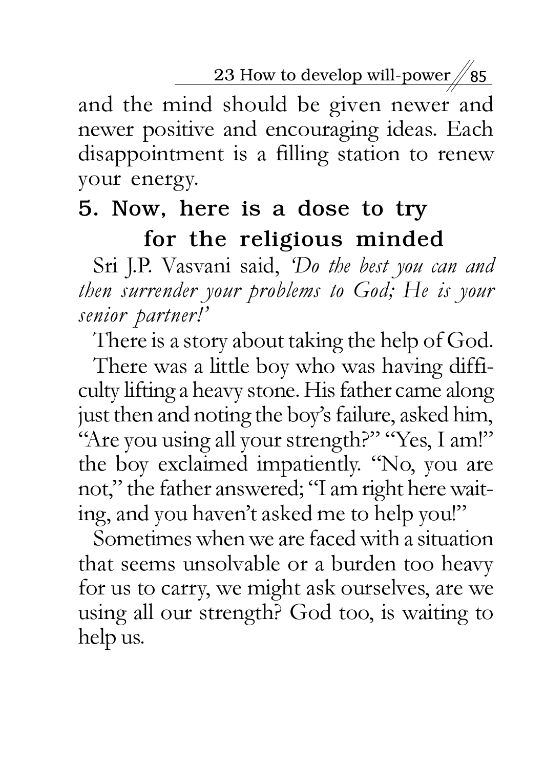and the mind should be given newer and newer positive and encouraging ideas. Each disappointment is a filling station to renew your energy.

## 5. Now, here is a dose to try for the religious minded

Sri J.P. Vasvani said, *'Do the best you can and then surrender your problems to God; He is your senior partner!'*

There is a story about taking the help of God.

There was a little boy who was having difficulty lifting a heavy stone. His father came along just then and noting the boy's failure, asked him, "Are you using all your strength?" "Yes, I am!" the boy exclaimed impatiently. "No, you are not," the father answered; "I am right here waiting, and you haven't asked me to help you!"

Sometimes when we are faced with a situation that seems unsolvable or a burden too heavy for us to carry, we might ask ourselves, are we using all our strength? God too, is waiting to help us.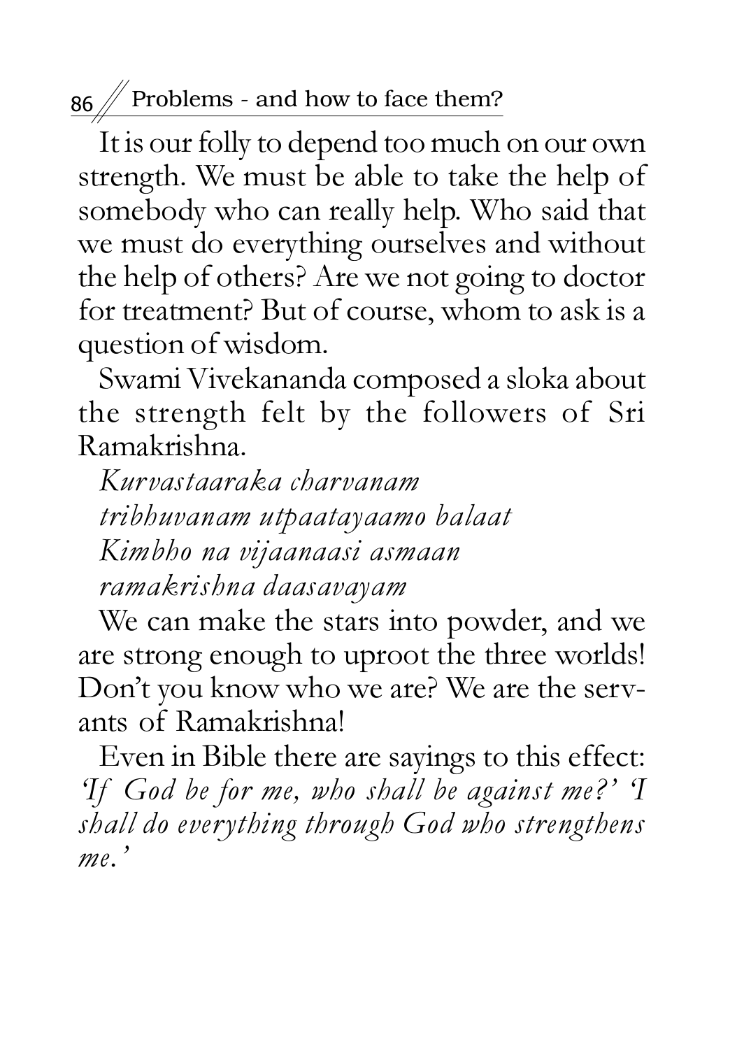It is our folly to depend too much on our own strength. We must be able to take the help of somebody who can really help. Who said that we must do everything ourselves and without the help of others? Are we not going to doctor for treatment? But of course, whom to ask is a question of wisdom.

Swami Vivekananda composed a sloka about the strength felt by the followers of Sri Ramakrishna.

*Kurvastaaraka charvanam*
*tribhuvanam utpaatayaamo balaat*
*Kimbho na vijaanaasi asmaan*
*ramakrishna daasavayam*

We can make the stars into powder, and we are strong enough to uproot the three worlds! Don't you know who we are? We are the servants of Ramakrishna!

Even in Bible there are sayings to this effect: *'If God be for me, who shall be against me?' 'I shall do everything through God who strengthens me.'*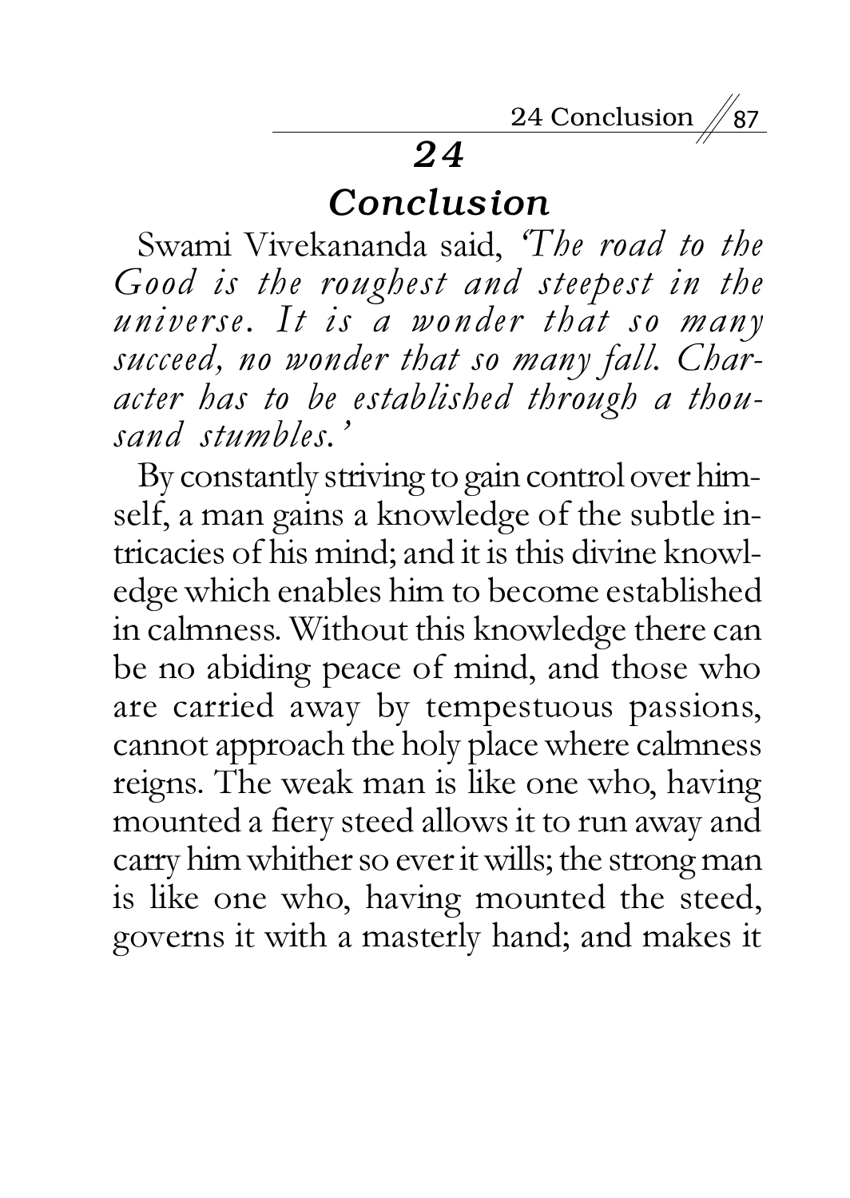# 24

## *Conclusion*

Swami Vivekananda said, *'The road to the Good is the roughest and steepest in the universe. It is a wonder that so many succeed, no wonder that so many fall. Character has to be established through a thousand stumbles.'*

By constantly striving to gain control over himself, a man gains a knowledge of the subtle intricacies of his mind; and it is this divine knowledge which enables him to become established in calmness. Without this knowledge there can be no abiding peace of mind, and those who are carried away by tempestuous passions, cannot approach the holy place where calmness reigns. The weak man is like one who, having mounted a fiery steed allows it to run away and carry him whither so ever it wills; the strong man is like one who, having mounted the steed, governs it with a masterly hand; and makes it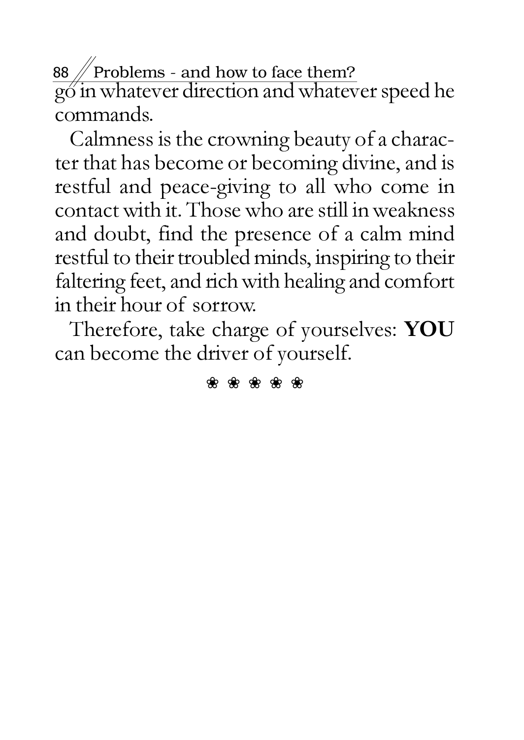go in whatever direction and whatever speed he commands.

Calmness is the crowning beauty of a character that has become or becoming divine, and is restful and peace-giving to all who come in contact with it. Those who are still in weakness and doubt, find the presence of a calm mind restful to their troubled minds, inspiring to their faltering feet, and rich with healing and comfort in their hour of sorrow.

Therefore, take charge of yourselves: **YOU** can become the driver of yourself.

❀ ❀ ❀ ❀ ❀